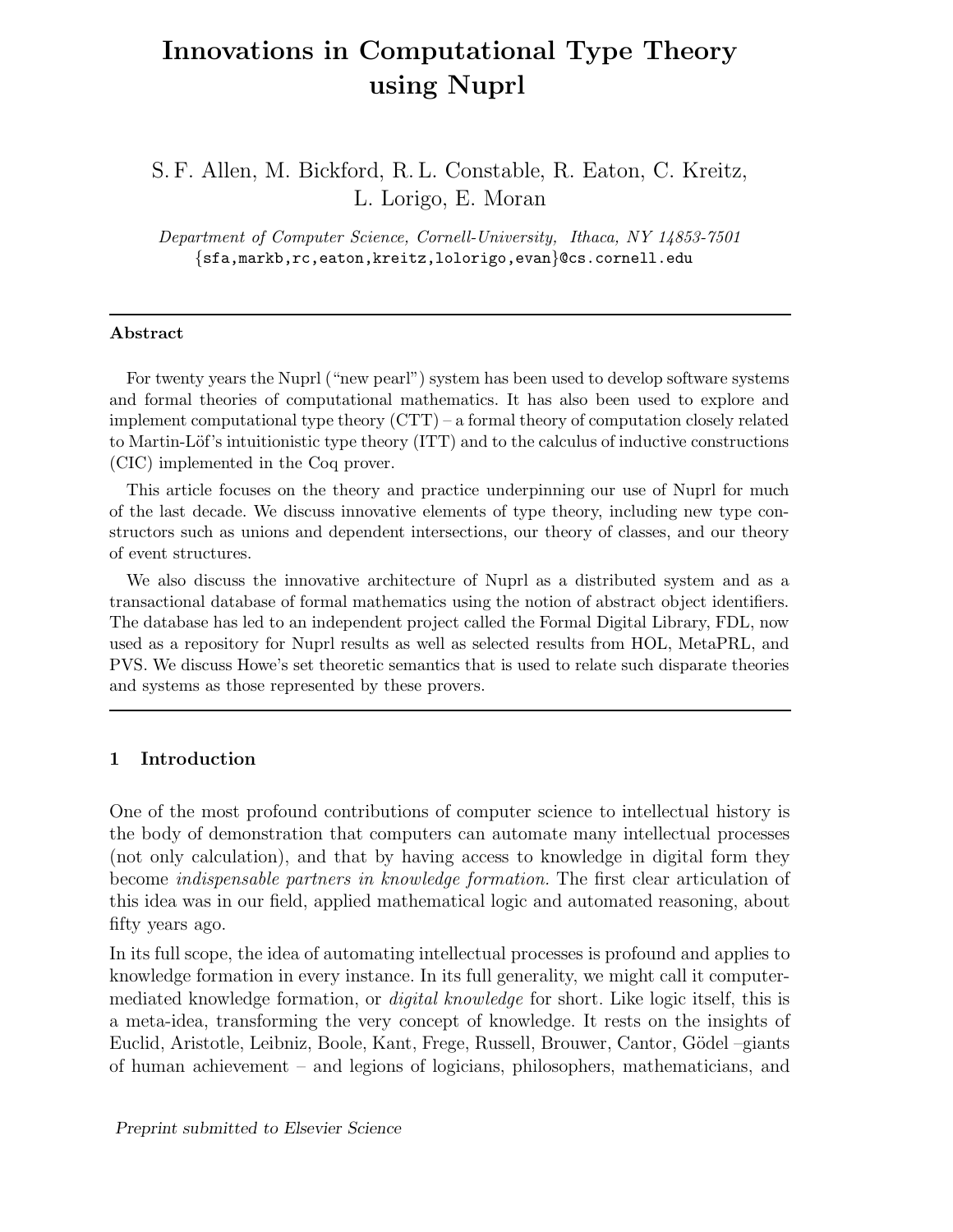# Innovations in Computational Type Theory using Nuprl

S. F. Allen, M. Bickford, R. L. Constable, R. Eaton, C. Kreitz, L. Lorigo, E. Moran

*Department of Computer Science, Cornell-University, Ithaca, NY 14853-7501*
{sfa,markb,rc,eaton,kreitz,lolorigo,evan}@cs.cornell.edu

---

**Abstract**

For twenty years the Nuprl ("new pearl") system has been used to develop software systems and formal theories of computational mathematics. It has also been used to explore and implement computational type theory (CTT) – a formal theory of computation closely related to Martin-Löf's intuitionistic type theory (ITT) and to the calculus of inductive constructions (CIC) implemented in the Coq prover.

This article focuses on the theory and practice underpinning our use of Nuprl for much of the last decade. We discuss innovative elements of type theory, including new type constructors such as unions and dependent intersections, our theory of classes, and our theory of event structures.

We also discuss the innovative architecture of Nuprl as a distributed system and as a transactional database of formal mathematics using the notion of abstract object identifiers. The database has led to an independent project called the Formal Digital Library, FDL, now used as a repository for Nuprl results as well as selected results from HOL, MetaPRL, and PVS. We discuss Howe's set theoretic semantics that is used to relate such disparate theories and systems as those represented by these provers.

---

## 1 Introduction

One of the most profound contributions of computer science to intellectual history is the body of demonstration that computers can automate many intellectual processes (not only calculation), and that by having access to knowledge in digital form they become *indispensable partners in knowledge formation.* The first clear articulation of this idea was in our field, applied mathematical logic and automated reasoning, about fifty years ago.

In its full scope, the idea of automating intellectual processes is profound and applies to knowledge formation in every instance. In its full generality, we might call it computer-mediated knowledge formation, or *digital knowledge* for short. Like logic itself, this is a meta-idea, transforming the very concept of knowledge. It rests on the insights of Euclid, Aristotle, Leibniz, Boole, Kant, Frege, Russell, Brouwer, Cantor, Gödel –giants of human achievement – and legions of logicians, philosophers, mathematicians, and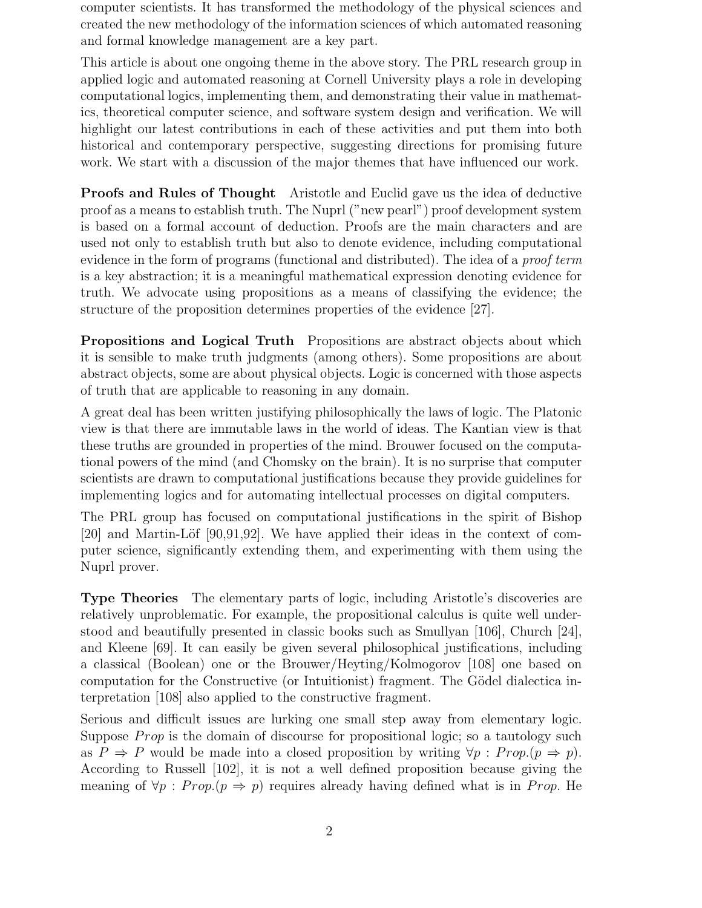computer scientists. It has transformed the methodology of the physical sciences and created the new methodology of the information sciences of which automated reasoning and formal knowledge management are a key part.

This article is about one ongoing theme in the above story. The PRL research group in applied logic and automated reasoning at Cornell University plays a role in developing computational logics, implementing them, and demonstrating their value in mathematics, theoretical computer science, and software system design and verification. We will highlight our latest contributions in each of these activities and put them into both historical and contemporary perspective, suggesting directions for promising future work. We start with a discussion of the major themes that have influenced our work.

**Proofs and Rules of Thought** Aristotle and Euclid gave us the idea of deductive proof as a means to establish truth. The Nuprl ("new pearl") proof development system is based on a formal account of deduction. Proofs are the main characters and are used not only to establish truth but also to denote evidence, including computational evidence in the form of programs (functional and distributed). The idea of a *proof term* is a key abstraction; it is a meaningful mathematical expression denoting evidence for truth. We advocate using propositions as a means of classifying the evidence; the structure of the proposition determines properties of the evidence [27].

**Propositions and Logical Truth** Propositions are abstract objects about which it is sensible to make truth judgments (among others). Some propositions are about abstract objects, some are about physical objects. Logic is concerned with those aspects of truth that are applicable to reasoning in any domain.

A great deal has been written justifying philosophically the laws of logic. The Platonic view is that there are immutable laws in the world of ideas. The Kantian view is that these truths are grounded in properties of the mind. Brouwer focused on the computational powers of the mind (and Chomsky on the brain). It is no surprise that computer scientists are drawn to computational justifications because they provide guidelines for implementing logics and for automating intellectual processes on digital computers.

The PRL group has focused on computational justifications in the spirit of Bishop [20] and Martin-Löf [90,91,92]. We have applied their ideas in the context of computer science, significantly extending them, and experimenting with them using the Nuprl prover.

**Type Theories** The elementary parts of logic, including Aristotle's discoveries are relatively unproblematic. For example, the propositional calculus is quite well understood and beautifully presented in classic books such as Smullyan [106], Church [24], and Kleene [69]. It can easily be given several philosophical justifications, including a classical (Boolean) one or the Brouwer/Heyting/Kolmogorov [108] one based on computation for the Constructive (or Intuitionist) fragment. The Gödel dialectica interpretation [108] also applied to the constructive fragment.

Serious and difficult issues are lurking one small step away from elementary logic. Suppose *Prop* is the domain of discourse for propositional logic; so a tautology such as $P \Rightarrow P$ would be made into a closed proposition by writing $\forall p : Prop.(p \Rightarrow p)$. According to Russell [102], it is not a well defined proposition because giving the meaning of $\forall p : Prop.(p \Rightarrow p)$ requires already having defined what is in *Prop*. He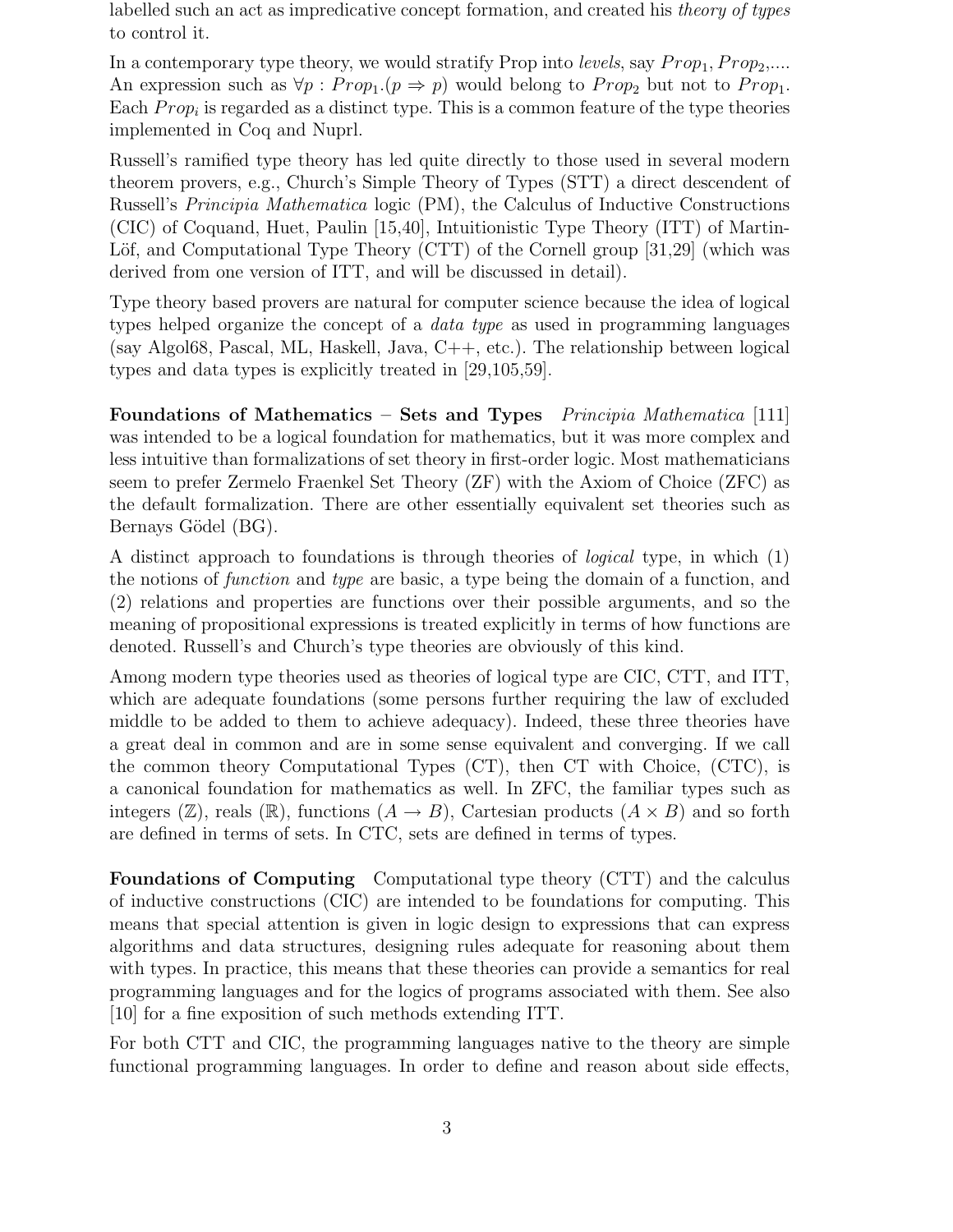labelled such an act as impredicative concept formation, and created his *theory of types* to control it.

In a contemporary type theory, we would stratify Prop into *levels*, say $Prop_1, Prop_2, \ldots$. An expression such as $\forall p : Prop_1.(p \Rightarrow p)$ would belong to $Prop_2$ but not to $Prop_1$. Each $Prop_i$ is regarded as a distinct type. This is a common feature of the type theories implemented in Coq and Nuprl.

Russell's ramified type theory has led quite directly to those used in several modern theorem provers, e.g., Church's Simple Theory of Types (STT) a direct descendent of Russell's *Principia Mathematica* logic (PM), the Calculus of Inductive Constructions (CIC) of Coquand, Huet, Paulin [15,40], Intuitionistic Type Theory (ITT) of Martin-Löf, and Computational Type Theory (CTT) of the Cornell group [31,29] (which was derived from one version of ITT, and will be discussed in detail).

Type theory based provers are natural for computer science because the idea of logical types helped organize the concept of a *data type* as used in programming languages (say Algol68, Pascal, ML, Haskell, Java, C++, etc.). The relationship between logical types and data types is explicitly treated in [29,105,59].

**Foundations of Mathematics – Sets and Types** *Principia Mathematica* [111] was intended to be a logical foundation for mathematics, but it was more complex and less intuitive than formalizations of set theory in first-order logic. Most mathematicians seem to prefer Zermelo Fraenkel Set Theory (ZF) with the Axiom of Choice (ZFC) as the default formalization. There are other essentially equivalent set theories such as Bernays Gödel (BG).

A distinct approach to foundations is through theories of *logical* type, in which (1) the notions of *function* and *type* are basic, a type being the domain of a function, and (2) relations and properties are functions over their possible arguments, and so the meaning of propositional expressions is treated explicitly in terms of how functions are denoted. Russell's and Church's type theories are obviously of this kind.

Among modern type theories used as theories of logical type are CIC, CTT, and ITT, which are adequate foundations (some persons further requiring the law of excluded middle to be added to them to achieve adequacy). Indeed, these three theories have a great deal in common and are in some sense equivalent and converging. If we call the common theory Computational Types (CT), then CT with Choice, (CTC), is a canonical foundation for mathematics as well. In ZFC, the familiar types such as integers ($\mathbb{Z}$), reals ($\mathbb{R}$), functions ($A \rightarrow B$), Cartesian products ($A \times B$) and so forth are defined in terms of sets. In CTC, sets are defined in terms of types.

**Foundations of Computing** Computational type theory (CTT) and the calculus of inductive constructions (CIC) are intended to be foundations for computing. This means that special attention is given in logic design to expressions that can express algorithms and data structures, designing rules adequate for reasoning about them with types. In practice, this means that these theories can provide a semantics for real programming languages and for the logics of programs associated with them. See also [10] for a fine exposition of such methods extending ITT.

For both CTT and CIC, the programming languages native to the theory are simple functional programming languages. In order to define and reason about side effects,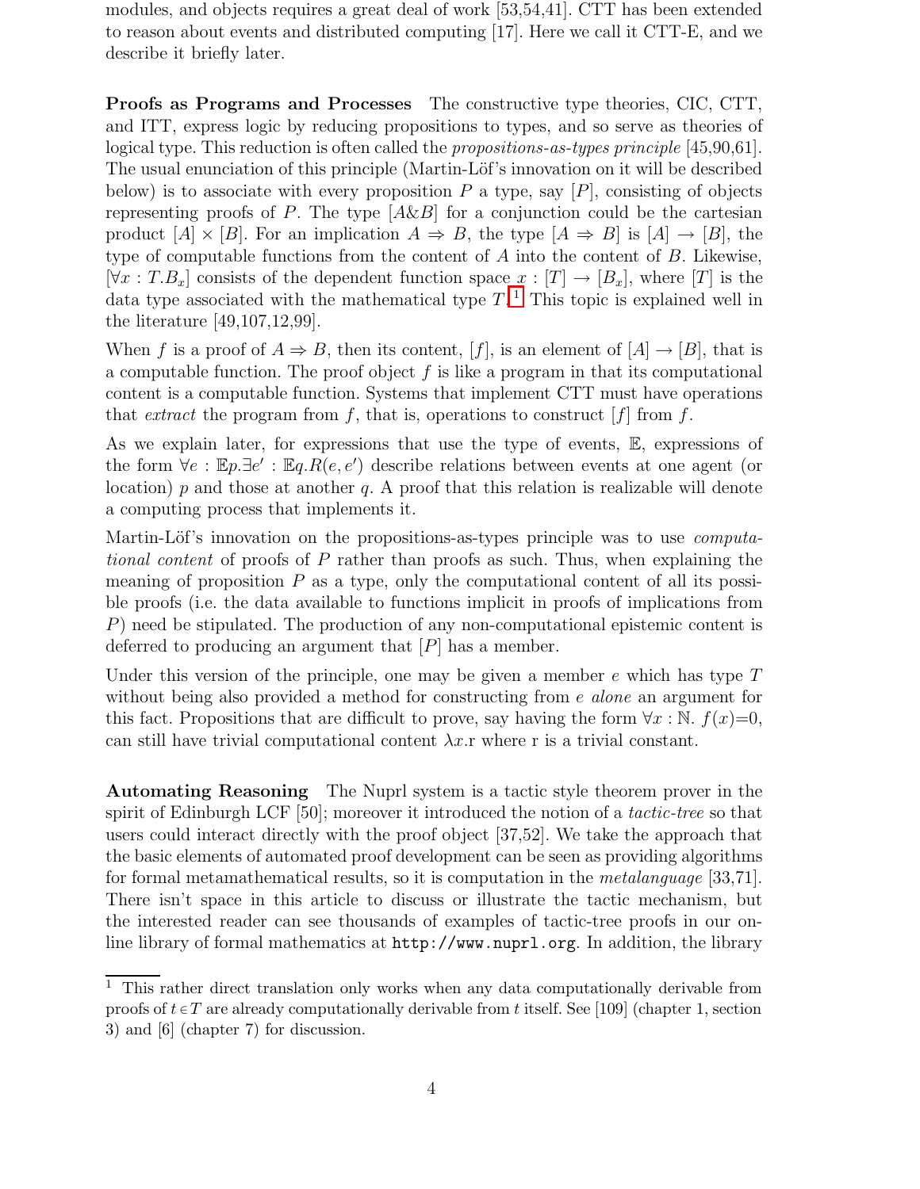modules, and objects requires a great deal of work [53,54,41]. CTT has been extended to reason about events and distributed computing [17]. Here we call it CTT-E, and we describe it briefly later.

**Proofs as Programs and Processes** The constructive type theories, CIC, CTT, and ITT, express logic by reducing propositions to types, and so serve as theories of logical type. This reduction is often called the *propositions-as-types principle* [45,90,61]. The usual enunciation of this principle (Martin-Löf's innovation on it will be described below) is to associate with every proposition $P$ a type, say $[P]$, consisting of objects representing proofs of $P$. The type $[A\&B]$ for a conjunction could be the cartesian product $[A] \times [B]$. For an implication $A \Rightarrow B$, the type $[A \Rightarrow B]$ is $[A] \rightarrow [B]$, the type of computable functions from the content of $A$ into the content of $B$. Likewise, $[\forall x : T.B_x]$ consists of the dependent function space $x : [T] \rightarrow [B_x]$, where $[T]$ is the data type associated with the mathematical type $T$.[1] This topic is explained well in the literature [49,107,12,99].

When $f$ is a proof of $A \Rightarrow B$, then its content, $[f]$, is an element of $[A] \rightarrow [B]$, that is a computable function. The proof object $f$ is like a program in that its computational content is a computable function. Systems that implement CTT must have operations that *extract* the program from $f$, that is, operations to construct $[f]$ from $f$.

As we explain later, for expressions that use the type of events, $\mathbb{E}$, expressions of the form $\forall e : \mathbb{E}p.\exists e' : \mathbb{E}q.R(e, e')$ describe relations between events at one agent (or location) $p$ and those at another $q$. A proof that this relation is realizable will denote a computing process that implements it.

Martin-Löf's innovation on the propositions-as-types principle was to use *computational content* of proofs of $P$ rather than proofs as such. Thus, when explaining the meaning of proposition $P$ as a type, only the computational content of all its possible proofs (i.e. the data available to functions implicit in proofs of implications from $P$) need be stipulated. The production of any non-computational epistemic content is deferred to producing an argument that $[P]$ has a member.

Under this version of the principle, one may be given a member $e$ which has type $T$ without being also provided a method for constructing from $e$ *alone* an argument for this fact. Propositions that are difficult to prove, say having the form $\forall x : \mathbb{N}.\ f(x){=}0$, can still have trivial computational content $\lambda x.\mathrm{r}$ where r is a trivial constant.

**Automating Reasoning** The Nuprl system is a tactic style theorem prover in the spirit of Edinburgh LCF [50]; moreover it introduced the notion of a *tactic-tree* so that users could interact directly with the proof object [37,52]. We take the approach that the basic elements of automated proof development can be seen as providing algorithms for formal metamathematical results, so it is computation in the *metalanguage* [33,71]. There isn't space in this article to discuss or illustrate the tactic mechanism, but the interested reader can see thousands of examples of tactic-tree proofs in our online library of formal mathematics at `http://www.nuprl.org`. In addition, the library

[1] This rather direct translation only works when any data computationally derivable from proofs of $t \in T$ are already computationally derivable from $t$ itself. See [109] (chapter 1, section 3) and [6] (chapter 7) for discussion.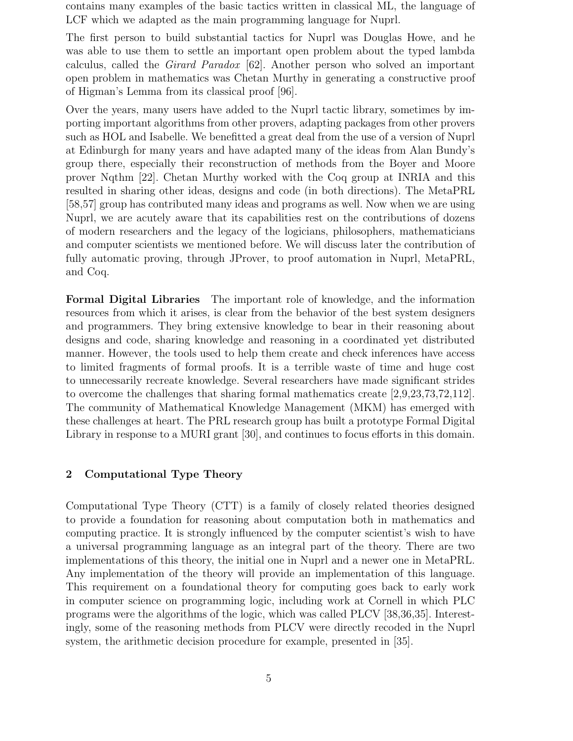contains many examples of the basic tactics written in classical ML, the language of LCF which we adapted as the main programming language for Nuprl.

The first person to build substantial tactics for Nuprl was Douglas Howe, and he was able to use them to settle an important open problem about the typed lambda calculus, called the *Girard Paradox* [62]. Another person who solved an important open problem in mathematics was Chetan Murthy in generating a constructive proof of Higman's Lemma from its classical proof [96].

Over the years, many users have added to the Nuprl tactic library, sometimes by importing important algorithms from other provers, adapting packages from other provers such as HOL and Isabelle. We benefitted a great deal from the use of a version of Nuprl at Edinburgh for many years and have adapted many of the ideas from Alan Bundy's group there, especially their reconstruction of methods from the Boyer and Moore prover Nqthm [22]. Chetan Murthy worked with the Coq group at INRIA and this resulted in sharing other ideas, designs and code (in both directions). The MetaPRL [58,57] group has contributed many ideas and programs as well. Now when we are using Nuprl, we are acutely aware that its capabilities rest on the contributions of dozens of modern researchers and the legacy of the logicians, philosophers, mathematicians and computer scientists we mentioned before. We will discuss later the contribution of fully automatic proving, through JProver, to proof automation in Nuprl, MetaPRL, and Coq.

**Formal Digital Libraries** The important role of knowledge, and the information resources from which it arises, is clear from the behavior of the best system designers and programmers. They bring extensive knowledge to bear in their reasoning about designs and code, sharing knowledge and reasoning in a coordinated yet distributed manner. However, the tools used to help them create and check inferences have access to limited fragments of formal proofs. It is a terrible waste of time and huge cost to unnecessarily recreate knowledge. Several researchers have made significant strides to overcome the challenges that sharing formal mathematics create [2,9,23,73,72,112]. The community of Mathematical Knowledge Management (MKM) has emerged with these challenges at heart. The PRL research group has built a prototype Formal Digital Library in response to a MURI grant [30], and continues to focus efforts in this domain.

## 2 Computational Type Theory

Computational Type Theory (CTT) is a family of closely related theories designed to provide a foundation for reasoning about computation both in mathematics and computing practice. It is strongly influenced by the computer scientist's wish to have a universal programming language as an integral part of the theory. There are two implementations of this theory, the initial one in Nuprl and a newer one in MetaPRL. Any implementation of the theory will provide an implementation of this language. This requirement on a foundational theory for computing goes back to early work in computer science on programming logic, including work at Cornell in which PLC programs were the algorithms of the logic, which was called PLCV [38,36,35]. Interestingly, some of the reasoning methods from PLCV were directly recoded in the Nuprl system, the arithmetic decision procedure for example, presented in [35].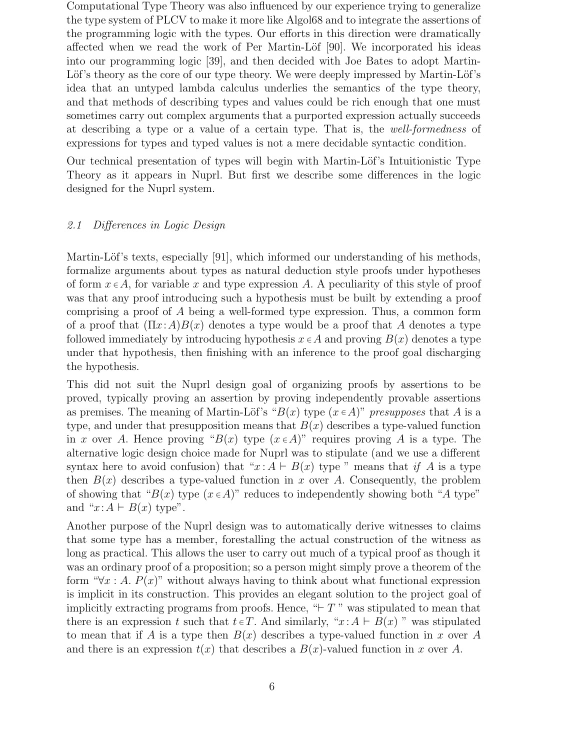Computational Type Theory was also influenced by our experience trying to generalize the type system of PLCV to make it more like Algol68 and to integrate the assertions of the programming logic with the types. Our efforts in this direction were dramatically affected when we read the work of Per Martin-Löf [90]. We incorporated his ideas into our programming logic [39], and then decided with Joe Bates to adopt Martin-Löf's theory as the core of our type theory. We were deeply impressed by Martin-Löf's idea that an untyped lambda calculus underlies the semantics of the type theory, and that methods of describing types and values could be rich enough that one must sometimes carry out complex arguments that a purported expression actually succeeds at describing a type or a value of a certain type. That is, the *well-formedness* of expressions for types and typed values is not a mere decidable syntactic condition.

Our technical presentation of types will begin with Martin-Löf's Intuitionistic Type Theory as it appears in Nuprl. But first we describe some differences in the logic designed for the Nuprl system.

## 2.1 Differences in Logic Design

Martin-Löf's texts, especially [91], which informed our understanding of his methods, formalize arguments about types as natural deduction style proofs under hypotheses of form $x \in A$, for variable $x$ and type expression $A$. A peculiarity of this style of proof was that any proof introducing such a hypothesis must be built by extending a proof comprising a proof of $A$ being a well-formed type expression. Thus, a common form of a proof that $(\Pi x : A)B(x)$ denotes a type would be a proof that $A$ denotes a type followed immediately by introducing hypothesis $x \in A$ and proving $B(x)$ denotes a type under that hypothesis, then finishing with an inference to the proof goal discharging the hypothesis.

This did not suit the Nuprl design goal of organizing proofs by assertions to be proved, typically proving an assertion by proving independently provable assertions as premises. The meaning of Martin-Löf's "$B(x)$ type $(x \in A)$" *presupposes* that $A$ is a type, and under that presupposition means that $B(x)$ describes a type-valued function in $x$ over $A$. Hence proving "$B(x)$ type $(x \in A)$" requires proving $A$ is a type. The alternative logic design choice made for Nuprl was to stipulate (and we use a different syntax here to avoid confusion) that "$x : A \vdash B(x)$ type " means that *if* $A$ is a type then $B(x)$ describes a type-valued function in $x$ over $A$. Consequently, the problem of showing that "$B(x)$ type $(x \in A)$" reduces to independently showing both "$A$ type" and "$x : A \vdash B(x)$ type".

Another purpose of the Nuprl design was to automatically derive witnesses to claims that some type has a member, forestalling the actual construction of the witness as long as practical. This allows the user to carry out much of a typical proof as though it was an ordinary proof of a proposition; so a person might simply prove a theorem of the form "$\forall x : A.\ P(x)$" without always having to think about what functional expression is implicit in its construction. This provides an elegant solution to the project goal of implicitly extracting programs from proofs. Hence, "$\vdash T$ " was stipulated to mean that there is an expression $t$ such that $t \in T$. And similarly, "$x : A \vdash B(x)$ " was stipulated to mean that if $A$ is a type then $B(x)$ describes a type-valued function in $x$ over $A$ and there is an expression $t(x)$ that describes a $B(x)$-valued function in $x$ over $A$.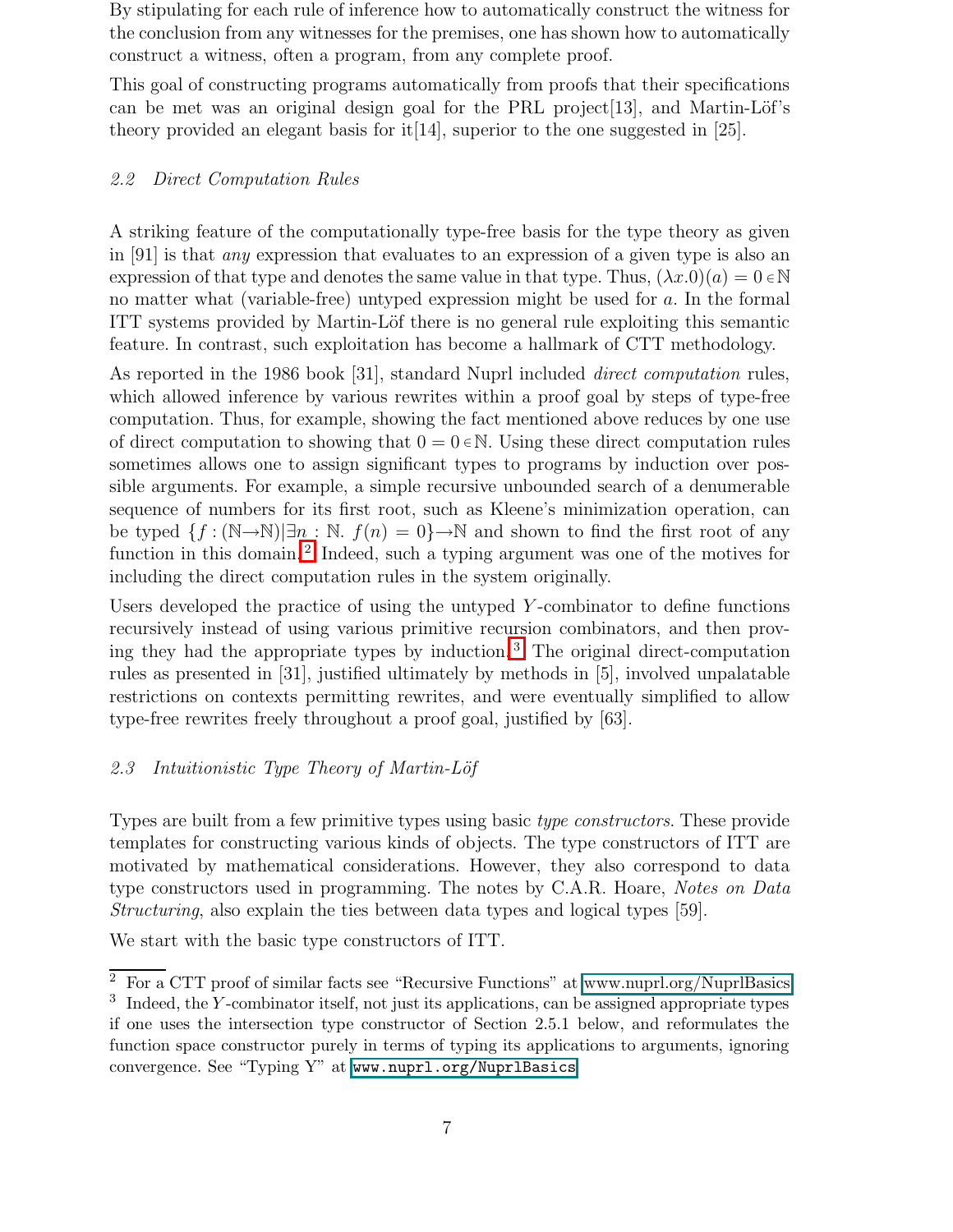By stipulating for each rule of inference how to automatically construct the witness for the conclusion from any witnesses for the premises, one has shown how to automatically construct a witness, often a program, from any complete proof.

This goal of constructing programs automatically from proofs that their specifications can be met was an original design goal for the PRL project[13], and Martin-Löf's theory provided an elegant basis for it[14], superior to the one suggested in [25].

### *2.2 Direct Computation Rules*

A striking feature of the computationally type-free basis for the type theory as given in [91] is that *any* expression that evaluates to an expression of a given type is also an expression of that type and denotes the same value in that type. Thus, $(\lambda x.0)(a) = 0 \in \mathbb{N}$ no matter what (variable-free) untyped expression might be used for $a$. In the formal ITT systems provided by Martin-Löf there is no general rule exploiting this semantic feature. In contrast, such exploitation has become a hallmark of CTT methodology.

As reported in the 1986 book [31], standard Nuprl included *direct computation* rules, which allowed inference by various rewrites within a proof goal by steps of type-free computation. Thus, for example, showing the fact mentioned above reduces by one use of direct computation to showing that $0 = 0 \in \mathbb{N}$. Using these direct computation rules sometimes allows one to assign significant types to programs by induction over possible arguments. For example, a simple recursive unbounded search of a denumerable sequence of numbers for its first root, such as Kleene's minimization operation, can be typed $\{f : (\mathbb{N} \to \mathbb{N}) | \exists n : \mathbb{N}.\ f(n) = 0\} \to \mathbb{N}$ and shown to find the first root of any function in this domain.[2] Indeed, such a typing argument was one of the motives for including the direct computation rules in the system originally.

Users developed the practice of using the untyped $Y$-combinator to define functions recursively instead of using various primitive recursion combinators, and then proving they had the appropriate types by induction.[3] The original direct-computation rules as presented in [31], justified ultimately by methods in [5], involved unpalatable restrictions on contexts permitting rewrites, and were eventually simplified to allow type-free rewrites freely throughout a proof goal, justified by [63].

### *2.3 Intuitionistic Type Theory of Martin-Löf*

Types are built from a few primitive types using basic *type constructors*. These provide templates for constructing various kinds of objects. The type constructors of ITT are motivated by mathematical considerations. However, they also correspond to data type constructors used in programming. The notes by C.A.R. Hoare, *Notes on Data Structuring*, also explain the ties between data types and logical types [59].

We start with the basic type constructors of ITT.

---

[2] For a CTT proof of similar facts see "Recursive Functions" at www.nuprl.org/NuprlBasics

[3] Indeed, the $Y$-combinator itself, not just its applications, can be assigned appropriate types if one uses the intersection type constructor of Section 2.5.1 below, and reformulates the function space constructor purely in terms of typing its applications to arguments, ignoring convergence. See "Typing Y" at www.nuprl.org/NuprlBasics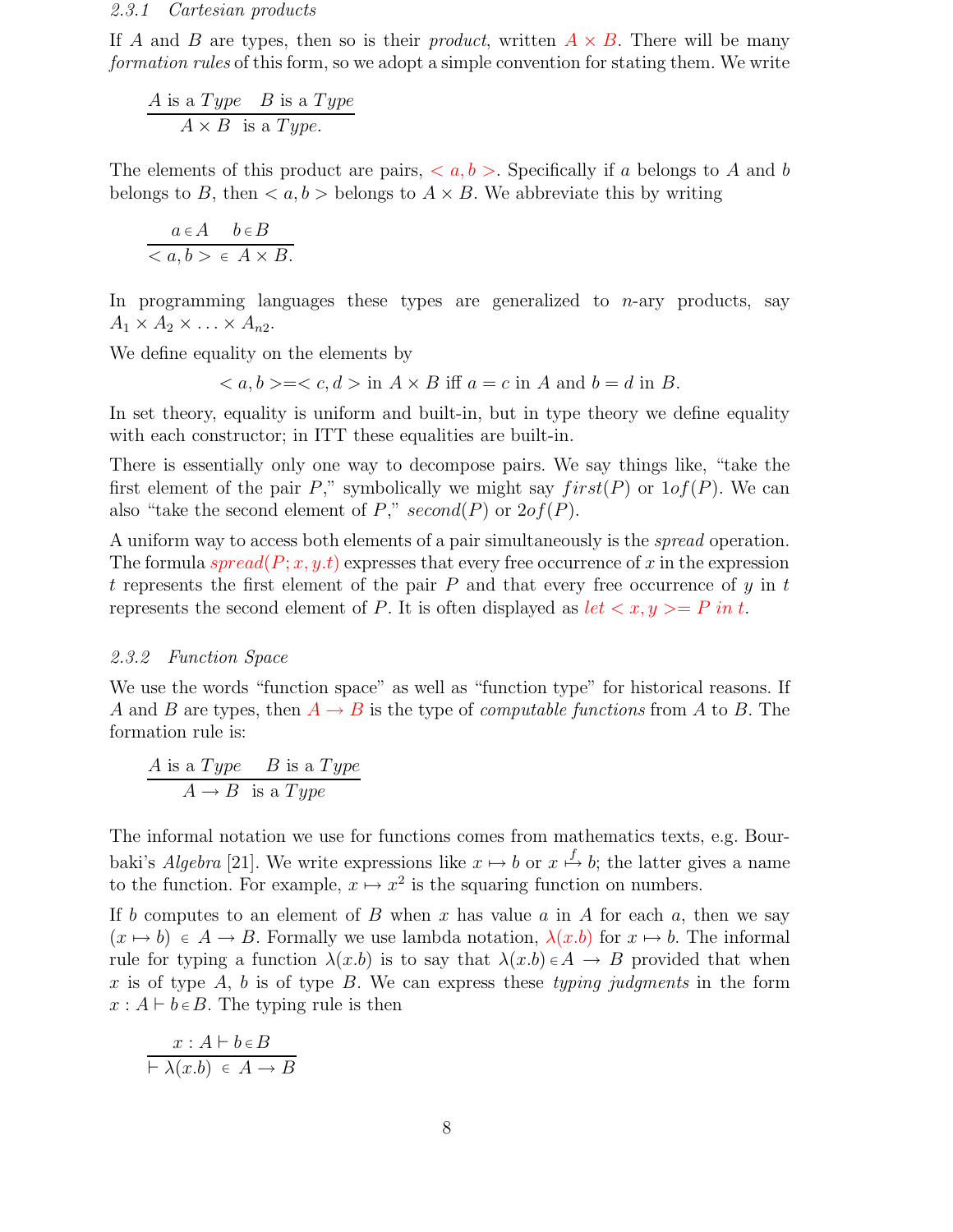### 2.3.1 *Cartesian products*

If $A$ and $B$ are types, then so is their *product*, written $A \times B$. There will be many *formation rules* of this form, so we adopt a simple convention for stating them. We write

$$\frac{A \text{ is a } Type \quad B \text{ is a } Type}{A \times B \text{ is a } Type.}$$

The elements of this product are pairs, $< a, b >$. Specifically if $a$ belongs to $A$ and $b$ belongs to $B$, then $< a, b >$ belongs to $A \times B$. We abbreviate this by writing

$$\frac{a \in A \quad b \in B}{< a, b > \in A \times B.}$$

In programming languages these types are generalized to $n$-ary products, say $A_1 \times A_2 \times \ldots \times A_{n2}$.

We define equality on the elements by

$$< a, b > = < c, d > \text{ in } A \times B \text{ iff } a = c \text{ in } A \text{ and } b = d \text{ in } B.$$

In set theory, equality is uniform and built-in, but in type theory we define equality with each constructor; in ITT these equalities are built-in.

There is essentially only one way to decompose pairs. We say things like, "take the first element of the pair $P$," symbolically we might say $first(P)$ or $1of(P)$. We can also "take the second element of $P$," $second(P)$ or $2of(P)$.

A uniform way to access both elements of a pair simultaneously is the *spread* operation. The formula $spread(P; x, y.t)$ expresses that every free occurrence of $x$ in the expression $t$ represents the first element of the pair $P$ and that every free occurrence of $y$ in $t$ represents the second element of $P$. It is often displayed as $let < x, y >= P \ in \ t$.

### 2.3.2 *Function Space*

We use the words "function space" as well as "function type" for historical reasons. If $A$ and $B$ are types, then $A \to B$ is the type of *computable functions* from $A$ to $B$. The formation rule is:

$$\frac{A \text{ is a } Type \quad B \text{ is a } Type}{A \to B \text{ is a } Type}$$

The informal notation we use for functions comes from mathematics texts, e.g. Bourbaki's *Algebra* [21]. We write expressions like $x \mapsto b$ or $x \overset{f}{\mapsto} b$; the latter gives a name to the function. For example, $x \mapsto x^2$ is the squaring function on numbers.

If $b$ computes to an element of $B$ when $x$ has value $a$ in $A$ for each $a$, then we say $(x \mapsto b) \in A \to B$. Formally we use lambda notation, $\lambda(x.b)$ for $x \mapsto b$. The informal rule for typing a function $\lambda(x.b)$ is to say that $\lambda(x.b) \in A \to B$ provided that when $x$ is of type $A$, $b$ is of type $B$. We can express these *typing judgments* in the form $x : A \vdash b \in B$. The typing rule is then

$$\frac{x : A \vdash b \in B}{\vdash \lambda(x.b) \in A \to B}$$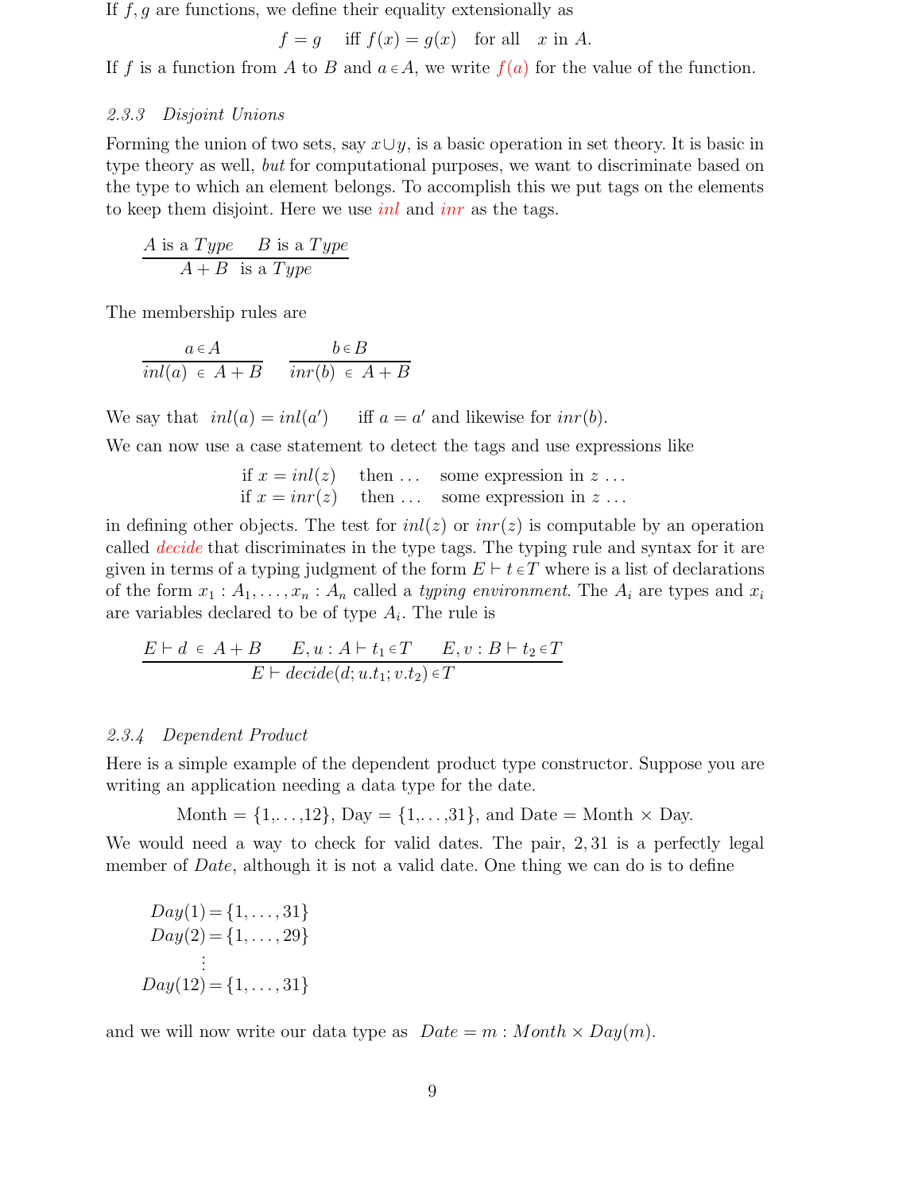If $f, g$ are functions, we define their equality extensionally as

$$f = g \quad \text{iff } f(x) = g(x) \quad \text{for all} \quad x \text{ in } A.$$

If $f$ is a function from $A$ to $B$ and $a \in A$, we write $f(a)$ for the value of the function.

### 2.3.3 Disjoint Unions

Forming the union of two sets, say $x \cup y$, is a basic operation in set theory. It is basic in type theory as well, *but* for computational purposes, we want to discriminate based on the type to which an element belongs. To accomplish this we put tags on the elements to keep them disjoint. Here we use *inl* and *inr* as the tags.

$$\frac{A \text{ is a } Type \quad B \text{ is a } Type}{A + B \text{ is a } Type}$$

The membership rules are

$$\frac{a \in A}{inl(a) \in A + B} \qquad \frac{b \in B}{inr(b) \in A + B}$$

We say that $inl(a) = inl(a')$ iff $a = a'$ and likewise for $inr(b)$.

We can now use a case statement to detect the tags and use expressions like

$$\begin{array}{lll} \text{if } x = inl(z) & \text{then} \ldots & \text{some expression in } z \ldots \\ \text{if } x = inr(z) & \text{then} \ldots & \text{some expression in } z \ldots \end{array}$$

in defining other objects. The test for $inl(z)$ or $inr(z)$ is computable by an operation called *decide* that discriminates in the type tags. The typing rule and syntax for it are given in terms of a typing judgment of the form $E \vdash t \in T$ where is a list of declarations of the form $x_1 : A_1, \ldots, x_n : A_n$ called a *typing environment*. The $A_i$ are types and $x_i$ are variables declared to be of type $A_i$. The rule is

$$\frac{E \vdash d \in A + B \qquad E, u : A \vdash t_1 \in T \qquad E, v : B \vdash t_2 \in T}{E \vdash decide(d; u.t_1; v.t_2) \in T}$$

### 2.3.4 Dependent Product

Here is a simple example of the dependent product type constructor. Suppose you are writing an application needing a data type for the date.

$$\text{Month} = \{1, \ldots, 12\}, \text{ Day} = \{1, \ldots, 31\}, \text{ and Date} = \text{Month} \times \text{Day}.$$

We would need a way to check for valid dates. The pair, $2, 31$ is a perfectly legal member of *Date*, although it is not a valid date. One thing we can do is to define

$$\begin{aligned} Day(1) &= \{1, \ldots, 31\} \\ Day(2) &= \{1, \ldots, 29\} \\ &\vdots \\ Day(12) &= \{1, \ldots, 31\} \end{aligned}$$

and we will now write our data type as $Date = m : Month \times Day(m)$.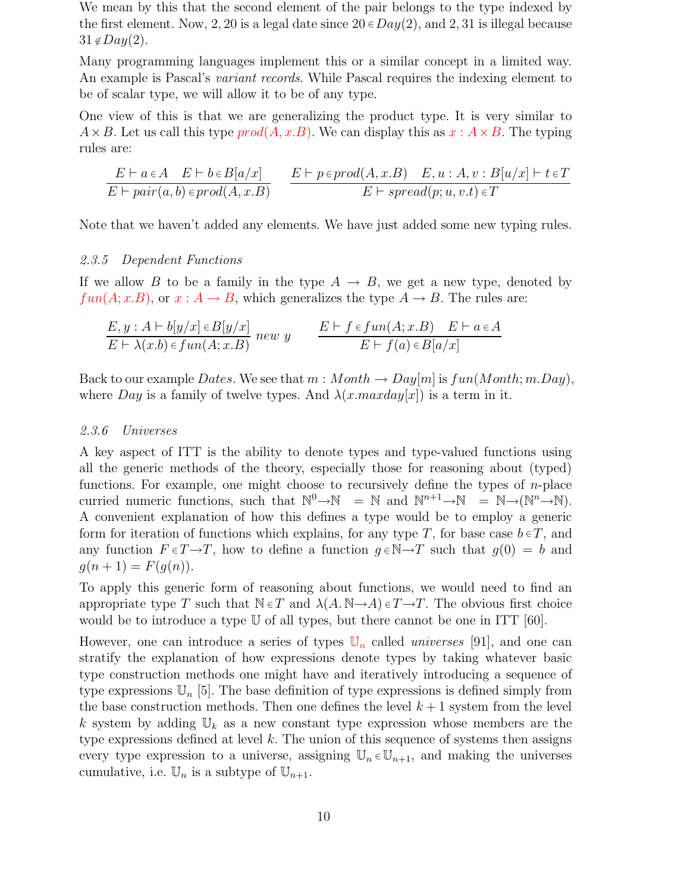We mean by this that the second element of the pair belongs to the type indexed by the first element. Now, 2, 20 is a legal date since $20 \in Day(2)$, and 2, 31 is illegal because $31 \notin Day(2)$.

Many programming languages implement this or a similar concept in a limited way. An example is Pascal's *variant records*. While Pascal requires the indexing element to be of scalar type, we will allow it to be of any type.

One view of this is that we are generalizing the product type. It is very similar to $A \times B$. Let us call this type $prod(A, x.B)$. We can display this as $x : A \times B$. The typing rules are:

$$\frac{E \vdash a \in A \quad E \vdash b \in B[a/x]}{E \vdash pair(a, b) \in prod(A, x.B)} \qquad \frac{E \vdash p \in prod(A, x.B) \quad E, u : A, v : B[u/x] \vdash t \in T}{E \vdash spread(p; u, v.t) \in T}$$

Note that we haven't added any elements. We have just added some new typing rules.

### 2.3.5 Dependent Functions

If we allow $B$ to be a family in the type $A \to B$, we get a new type, denoted by $fun(A; x.B)$, or $x : A \to B$, which generalizes the type $A \to B$. The rules are:

$$\frac{E, y : A \vdash b[y/x] \in B[y/x]}{E \vdash \lambda(x.b) \in fun(A; x.B)} \; new\ y \qquad \frac{E \vdash f \in fun(A; x.B) \quad E \vdash a \in A}{E \vdash f(a) \in B[a/x]}$$

Back to our example *Dates*. We see that $m : Month \to Day[m]$ is $fun(Month; m.Day)$, where $Day$ is a family of twelve types. And $\lambda(x.maxday[x])$ is a term in it.

### 2.3.6 Universes

A key aspect of ITT is the ability to denote types and type-valued functions using all the generic methods of the theory, especially those for reasoning about (typed) functions. For example, one might choose to recursively define the types of $n$-place curried numeric functions, such that $\mathbb{N}^0 {\to} \mathbb{N} \;\; = \mathbb{N}$ and $\mathbb{N}^{n+1} {\to} \mathbb{N} \;\; = \mathbb{N} {\to} (\mathbb{N}^n {\to} \mathbb{N})$. A convenient explanation of how this defines a type would be to employ a generic form for iteration of functions which explains, for any type $T$, for base case $b \in T$, and any function $F \in T {\to} T$, how to define a function $g \in \mathbb{N} {\to} T$ such that $g(0) = b$ and $g(n + 1) = F(g(n))$.

To apply this generic form of reasoning about functions, we would need to find an appropriate type $T$ such that $\mathbb{N} \in T$ and $\lambda(A.\, \mathbb{N} {\to} A) \in T {\to} T$. The obvious first choice would be to introduce a type $\mathbb{U}$ of all types, but there cannot be one in ITT [60].

However, one can introduce a series of types $\mathbb{U}_n$ called *universes* [91], and one can stratify the explanation of how expressions denote types by taking whatever basic type construction methods one might have and iteratively introducing a sequence of type expressions $\mathbb{U}_n$ [5]. The base definition of type expressions is defined simply from the base construction methods. Then one defines the level $k + 1$ system from the level $k$ system by adding $\mathbb{U}_k$ as a new constant type expression whose members are the type expressions defined at level $k$. The union of this sequence of systems then assigns every type expression to a universe, assigning $\mathbb{U}_n \in \mathbb{U}_{n+1}$, and making the universes cumulative, i.e. $\mathbb{U}_n$ is a subtype of $\mathbb{U}_{n+1}$.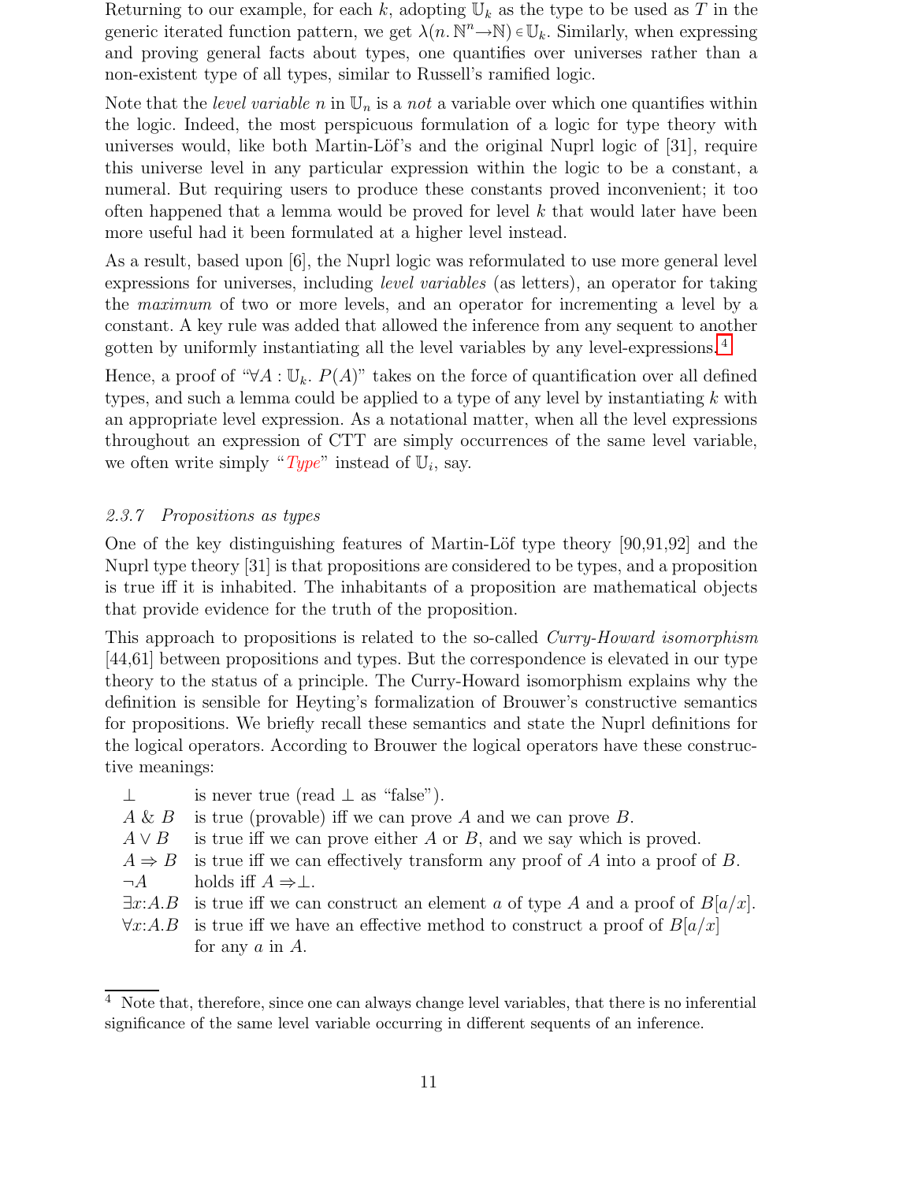Returning to our example, for each $k$, adopting $\mathbb{U}_k$ as the type to be used as $T$ in the generic iterated function pattern, we get $\lambda(n. \mathbb{N}^n \to \mathbb{N}) \in \mathbb{U}_k$. Similarly, when expressing and proving general facts about types, one quantifies over universes rather than a non-existent type of all types, similar to Russell's ramified logic.

Note that the *level variable* $n$ in $\mathbb{U}_n$ is a *not* a variable over which one quantifies within the logic. Indeed, the most perspicuous formulation of a logic for type theory with universes would, like both Martin-Löf's and the original Nuprl logic of [31], require this universe level in any particular expression within the logic to be a constant, a numeral. But requiring users to produce these constants proved inconvenient; it too often happened that a lemma would be proved for level $k$ that would later have been more useful had it been formulated at a higher level instead.

As a result, based upon [6], the Nuprl logic was reformulated to use more general level expressions for universes, including *level variables* (as letters), an operator for taking the *maximum* of two or more levels, and an operator for incrementing a level by a constant. A key rule was added that allowed the inference from any sequent to another gotten by uniformly instantiating all the level variables by any level-expressions.[4]

Hence, a proof of "$\forall A : \mathbb{U}_k.\ P(A)$" takes on the force of quantification over all defined types, and such a lemma could be applied to a type of any level by instantiating $k$ with an appropriate level expression. As a notational matter, when all the level expressions throughout an expression of CTT are simply occurrences of the same level variable, we often write simply "*Type*" instead of $\mathbb{U}_i$, say.

### 2.3.7 Propositions as types

One of the key distinguishing features of Martin-Löf type theory [90,91,92] and the Nuprl type theory [31] is that propositions are considered to be types, and a proposition is true iff it is inhabited. The inhabitants of a proposition are mathematical objects that provide evidence for the truth of the proposition.

This approach to propositions is related to the so-called *Curry-Howard isomorphism* [44,61] between propositions and types. But the correspondence is elevated in our type theory to the status of a principle. The Curry-Howard isomorphism explains why the definition is sensible for Heyting's formalization of Brouwer's constructive semantics for propositions. We briefly recall these semantics and state the Nuprl definitions for the logical operators. According to Brouwer the logical operators have these constructive meanings:

| | |
|---|---|
| $\bot$ | is never true (read $\bot$ as "false"). |
| $A \;\&\; B$ | is true (provable) iff we can prove $A$ and we can prove $B$. |
| $A \vee B$ | is true iff we can prove either $A$ or $B$, and we say which is proved. |
| $A \Rightarrow B$ | is true iff we can effectively transform any proof of $A$ into a proof of $B$. |
| $\neg A$ | holds iff $A \Rightarrow \bot$. |
| $\exists x{:}A.B$ | is true iff we can construct an element $a$ of type $A$ and a proof of $B[a/x]$. |
| $\forall x{:}A.B$ | is true iff we have an effective method to construct a proof of $B[a/x]$ for any $a$ in $A$. |

[4] Note that, therefore, since one can always change level variables, that there is no inferential significance of the same level variable occurring in different sequents of an inference.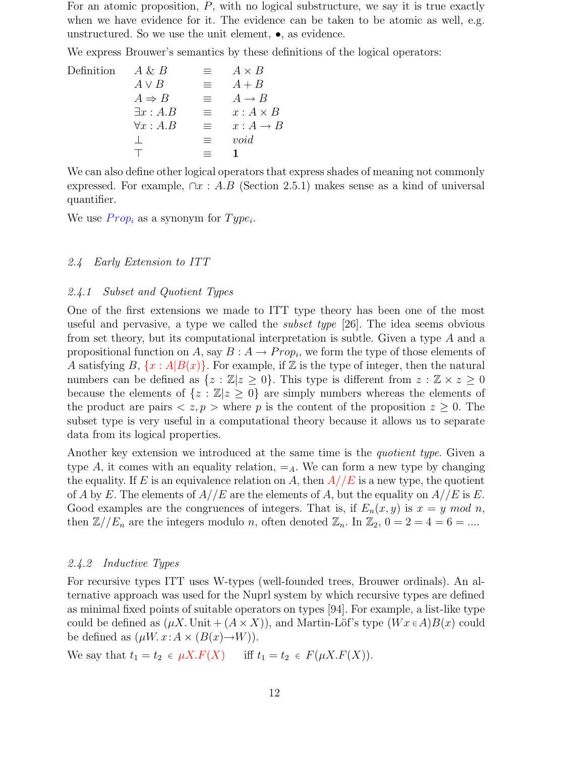For an atomic proposition, $P$, with no logical substructure, we say it is true exactly when we have evidence for it. The evidence can be taken to be atomic as well, e.g. unstructured. So we use the unit element, $\bullet$, as evidence.

We express Brouwer's semantics by these definitions of the logical operators:

$$
\begin{array}{llll}
\text{Definition} & A \ \& \ B & \equiv & A \times B \\
 & A \vee B & \equiv & A + B \\
 & A \Rightarrow B & \equiv & A \rightarrow B \\
 & \exists x : A.B & \equiv & x : A \times B \\
 & \forall x : A.B & \equiv & x : A \rightarrow B \\
 & \bot & \equiv & \mathit{void} \\
 & \top & \equiv & \mathbf{1}
\end{array}
$$

We can also define other logical operators that express shades of meaning not commonly expressed. For example, $\cap x : A.B$ (Section 2.5.1) makes sense as a kind of universal quantifier.

We use $Prop_i$ as a synonym for $Type_i$.

## 2.4 Early Extension to ITT

### 2.4.1 Subset and Quotient Types

One of the first extensions we made to ITT type theory has been one of the most useful and pervasive, a type we called the *subset type* [26]. The idea seems obvious from set theory, but its computational interpretation is subtle. Given a type $A$ and a propositional function on $A$, say $B : A \rightarrow Prop_i$, we form the type of those elements of $A$ satisfying $B$, $\{x : A | B(x)\}$. For example, if $\mathbb{Z}$ is the type of integer, then the natural numbers can be defined as $\{z : \mathbb{Z} | z \geq 0\}$. This type is different from $z : \mathbb{Z} \times z \geq 0$ because the elements of $\{z : \mathbb{Z} | z \geq 0\}$ are simply numbers whereas the elements of the product are pairs $< z, p >$ where $p$ is the content of the proposition $z \geq 0$. The subset type is very useful in a computational theory because it allows us to separate data from its logical properties.

Another key extension we introduced at the same time is the *quotient type*. Given a type $A$, it comes with an equality relation, $=_A$. We can form a new type by changing the equality. If $E$ is an equivalence relation on $A$, then $A//E$ is a new type, the quotient of $A$ by $E$. The elements of $A//E$ are the elements of $A$, but the equality on $A//E$ is $E$. Good examples are the congruences of integers. That is, if $E_n(x, y)$ is $x = y \ mod \ n$, then $\mathbb{Z}//E_n$ are the integers modulo $n$, often denoted $\mathbb{Z}_n$. In $\mathbb{Z}_2$, $0 = 2 = 4 = 6 = ....$

### 2.4.2 Inductive Types

For recursive types ITT uses W-types (well-founded trees, Brouwer ordinals). An alternative approach was used for the Nuprl system by which recursive types are defined as minimal fixed points of suitable operators on types [94]. For example, a list-like type could be defined as $(\mu X. \text{Unit} + (A \times X))$, and Martin-Löf's type $(W x \in A) B(x)$ could be defined as $(\mu W. x : A \times (B(x) \rightarrow W))$.

We say that $t_1 = t_2 \in \mu X.F(X)$ iff $t_1 = t_2 \in F(\mu X.F(X))$.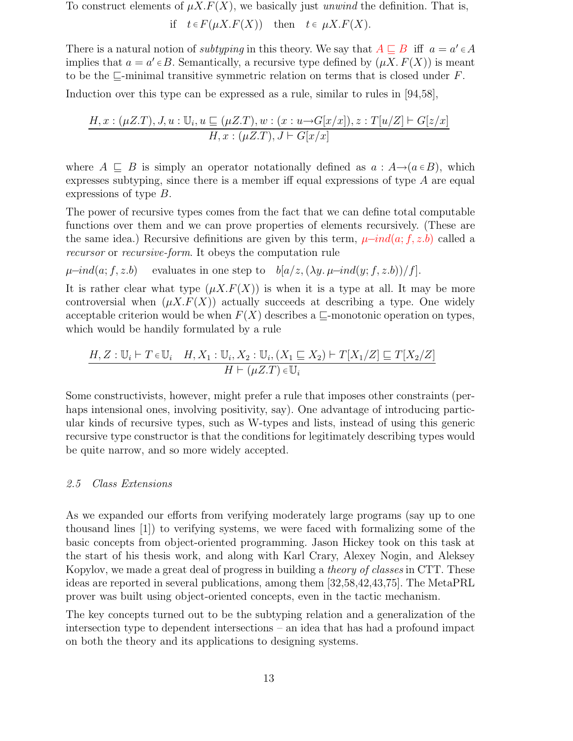To construct elements of $\mu X.F(X)$, we basically just *unwind* the definition. That is,

$$\text{if} \quad t \in F(\mu X.F(X)) \quad \text{then} \quad t \in \mu X.F(X).$$

There is a natural notion of *subtyping* in this theory. We say that $A \sqsubseteq B$ iff $a = a' \in A$ implies that $a = a' \in B$. Semantically, a recursive type defined by $(\mu X.\, F(X))$ is meant to be the $\sqsubseteq$-minimal transitive symmetric relation on terms that is closed under $F$.

Induction over this type can be expressed as a rule, similar to rules in [94,58],

$$\frac{H, x : (\mu Z.T), J, u : \mathbb{U}_i, u \sqsubseteq (\mu Z.T), w : (x : u \rightarrow G[x/x]), z : T[u/Z] \vdash G[z/x]}{H, x : (\mu Z.T), J \vdash G[x/x]}$$

where $A \sqsubseteq B$ is simply an operator notationally defined as $a : A \rightarrow (a \in B)$, which expresses subtyping, since there is a member iff equal expressions of type $A$ are equal expressions of type $B$.

The power of recursive types comes from the fact that we can define total computable functions over them and we can prove properties of elements recursively. (These are the same idea.) Recursive definitions are given by this term, $\mu\text{–}ind(a; f, z.b)$ called a *recursor* or *recursive-form*. It obeys the computation rule

$\mu\text{–}ind(a; f, z.b)$ evaluates in one step to $b[a/z, (\lambda y.\, \mu\text{–}ind(y; f, z.b))/f]$.

It is rather clear what type $(\mu X.F(X))$ is when it is a type at all. It may be more controversial when $(\mu X.F(X))$ actually succeeds at describing a type. One widely acceptable criterion would be when $F(X)$ describes a $\sqsubseteq$-monotonic operation on types, which would be handily formulated by a rule

$$\frac{H, Z : \mathbb{U}_i \vdash T \in \mathbb{U}_i \quad H, X_1 : \mathbb{U}_i, X_2 : \mathbb{U}_i, (X_1 \sqsubseteq X_2) \vdash T[X_1/Z] \sqsubseteq T[X_2/Z]}{H \vdash (\mu Z.T) \in \mathbb{U}_i}$$

Some constructivists, however, might prefer a rule that imposes other constraints (perhaps intensional ones, involving positivity, say). One advantage of introducing particular kinds of recursive types, such as W-types and lists, instead of using this generic recursive type constructor is that the conditions for legitimately describing types would be quite narrow, and so more widely accepted.

### *2.5 Class Extensions*

As we expanded our efforts from verifying moderately large programs (say up to one thousand lines [1]) to verifying systems, we were faced with formalizing some of the basic concepts from object-oriented programming. Jason Hickey took on this task at the start of his thesis work, and along with Karl Crary, Alexey Nogin, and Aleksey Kopylov, we made a great deal of progress in building a *theory of classes* in CTT. These ideas are reported in several publications, among them [32,58,42,43,75]. The MetaPRL prover was built using object-oriented concepts, even in the tactic mechanism.

The key concepts turned out to be the subtyping relation and a generalization of the intersection type to dependent intersections – an idea that has had a profound impact on both the theory and its applications to designing systems.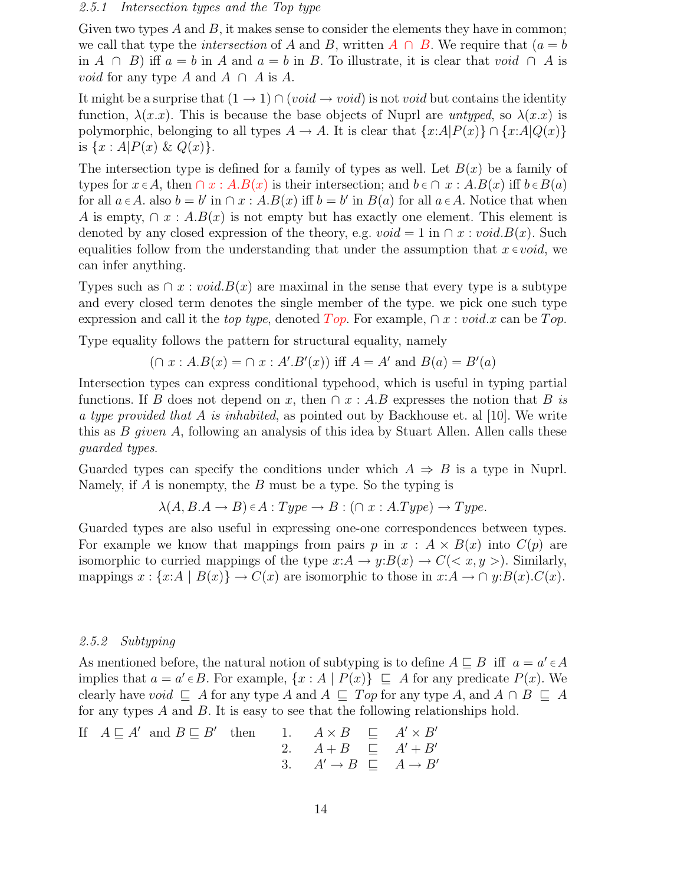### 2.5.1 *Intersection types and the Top type*

Given two types $A$ and $B$, it makes sense to consider the elements they have in common; we call that type the *intersection* of $A$ and $B$, written $A \cap B$. We require that ($a = b$ in $A \cap B$) iff $a = b$ in $A$ and $a = b$ in $B$. To illustrate, it is clear that $void \cap A$ is $void$ for any type $A$ and $A \cap A$ is $A$.

It might be a surprise that $(1 \to 1) \cap (void \to void)$ is not $void$ but contains the identity function, $\lambda(x.x)$. This is because the base objects of Nuprl are *untyped*, so $\lambda(x.x)$ is polymorphic, belonging to all types $A \to A$. It is clear that $\{x{:}A|P(x)\} \cap \{x{:}A|Q(x)\}$ is $\{x : A|P(x)\ \&\ Q(x)\}$.

The intersection type is defined for a family of types as well. Let $B(x)$ be a family of types for $x \in A$, then $\cap\ x : A.B(x)$ is their intersection; and $b \in \cap\ x : A.B(x)$ iff $b \in B(a)$ for all $a \in A$. also $b = b'$ in $\cap\ x : A.B(x)$ iff $b = b'$ in $B(a)$ for all $a \in A$. Notice that when $A$ is empty, $\cap\ x : A.B(x)$ is not empty but has exactly one element. This element is denoted by any closed expression of the theory, e.g. $void = 1$ in $\cap\ x : void.B(x)$. Such equalities follow from the understanding that under the assumption that $x \in void$, we can infer anything.

Types such as $\cap\ x : void.B(x)$ are maximal in the sense that every type is a subtype and every closed term denotes the single member of the type. we pick one such type expression and call it the *top type*, denoted *Top*. For example, $\cap\ x : void.x$ can be *Top*.

Type equality follows the pattern for structural equality, namely

$$(\cap\ x : A.B(x) = \cap\ x : A'.B'(x)) \text{ iff } A = A' \text{ and } B(a) = B'(a)$$

Intersection types can express conditional typehood, which is useful in typing partial functions. If $B$ does not depend on $x$, then $\cap\ x : A.B$ expresses the notion that *$B$ is a type provided that $A$ is inhabited*, as pointed out by Backhouse et. al [10]. We write this as *$B$ given $A$*, following an analysis of this idea by Stuart Allen. Allen calls these *guarded types*.

Guarded types can specify the conditions under which $A \Rightarrow B$ is a type in Nuprl. Namely, if $A$ is nonempty, the $B$ must be a type. So the typing is

$$\lambda(A, B.A \to B) \in A : Type \to B : (\cap\ x : A.Type) \to Type.$$

Guarded types are also useful in expressing one-one correspondences between types. For example we know that mappings from pairs $p$ in $x : A \times B(x)$ into $C(p)$ are isomorphic to curried mappings of the type $x{:}A \to y{:}B(x) \to C(<x, y>)$. Similarly, mappings $x : \{x{:}A \mid B(x)\} \to C(x)$ are isomorphic to those in $x{:}A \to \cap\ y{:}B(x).C(x)$.

### 2.5.2 *Subtyping*

As mentioned before, the natural notion of subtyping is to define $A \sqsubseteq B$ iff $a = a' \in A$ implies that $a = a' \in B$. For example, $\{x : A \mid P(x)\} \sqsubseteq A$ for any predicate $P(x)$. We clearly have $void \sqsubseteq A$ for any type $A$ and $A \sqsubseteq Top$ for any type $A$, and $A \cap B \sqsubseteq A$ for any types $A$ and $B$. It is easy to see that the following relationships hold.

If $A \sqsubseteq A'$ and $B \sqsubseteq B'$ then

1. $A \times B \sqsubseteq A' \times B'$
2. $A + B \sqsubseteq A' + B'$
3. $A' \to B \sqsubseteq A \to B'$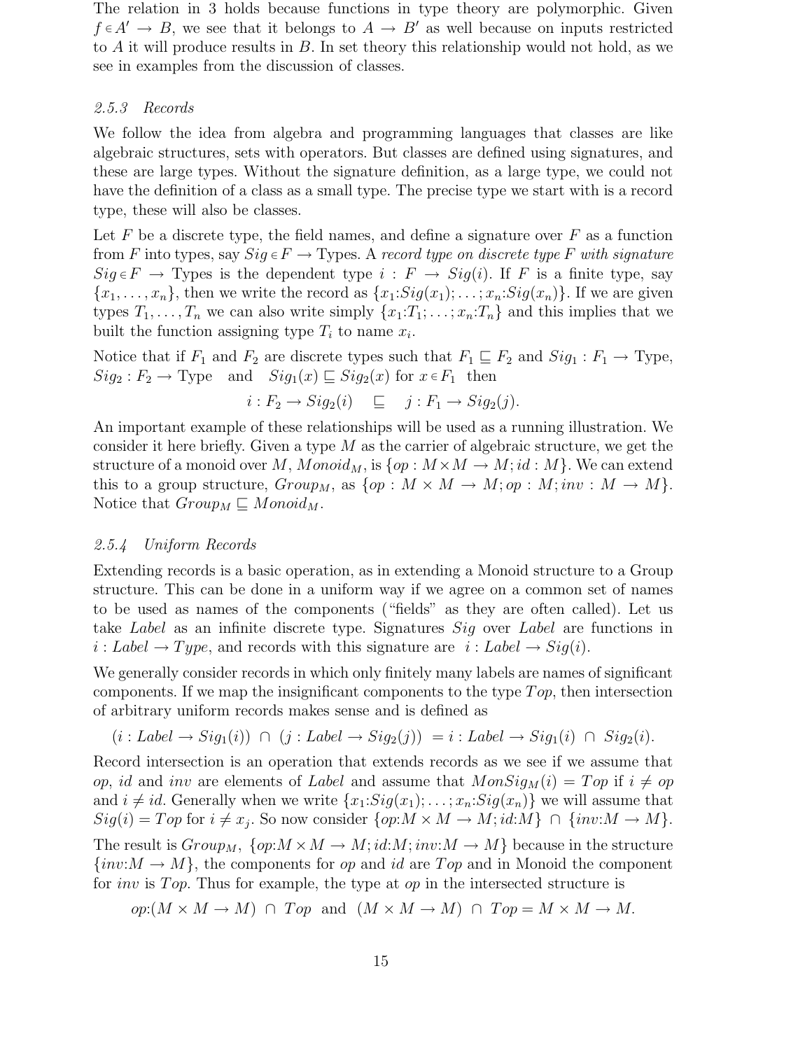The relation in 3 holds because functions in type theory are polymorphic. Given $f \in A' \to B$, we see that it belongs to $A \to B'$ as well because on inputs restricted to $A$ it will produce results in $B$. In set theory this relationship would not hold, as we see in examples from the discussion of classes.

### 2.5.3 Records

We follow the idea from algebra and programming languages that classes are like algebraic structures, sets with operators. But classes are defined using signatures, and these are large types. Without the signature definition, as a large type, we could not have the definition of a class as a small type. The precise type we start with is a record type, these will also be classes.

Let $F$ be a discrete type, the field names, and define a signature over $F$ as a function from $F$ into types, say $Sig \in F \to$ Types. A *record type on discrete type $F$ with signature $Sig \in F \to$ Types* is the dependent type $i : F \to Sig(i)$. If $F$ is a finite type, say $\{x_1, \ldots, x_n\}$, then we write the record as $\{x_1{:}Sig(x_1); \ldots ; x_n{:}Sig(x_n)\}$. If we are given types $T_1, \ldots, T_n$ we can also write simply $\{x_1{:}T_1; \ldots ; x_n{:}T_n\}$ and this implies that we built the function assigning type $T_i$ to name $x_i$.

Notice that if $F_1$ and $F_2$ are discrete types such that $F_1 \sqsubseteq F_2$ and $Sig_1 : F_1 \to$ Type, $Sig_2 : F_2 \to$ Type and $Sig_1(x) \sqsubseteq Sig_2(x)$ for $x \in F_1$ then

$$i : F_2 \to Sig_2(i) \quad \sqsubseteq \quad j : F_1 \to Sig_2(j).$$

An important example of these relationships will be used as a running illustration. We consider it here briefly. Given a type $M$ as the carrier of algebraic structure, we get the structure of a monoid over $M$, $Monoid_M$, is $\{op : M \times M \to M; id : M\}$. We can extend this to a group structure, $Group_M$, as $\{op : M \times M \to M; op : M; inv : M \to M\}$. Notice that $Group_M \sqsubseteq Monoid_M$.

### 2.5.4 Uniform Records

Extending records is a basic operation, as in extending a Monoid structure to a Group structure. This can be done in a uniform way if we agree on a common set of names to be used as names of the components ("fields" as they are often called). Let us take *Label* as an infinite discrete type. Signatures *Sig* over *Label* are functions in $i : Label \to Type$, and records with this signature are $i : Label \to Sig(i)$.

We generally consider records in which only finitely many labels are names of significant components. If we map the insignificant components to the type $Top$, then intersection of arbitrary uniform records makes sense and is defined as

$$(i : Label \to Sig_1(i)) \ \cap \ (j : Label \to Sig_2(j)) \ = i : Label \to Sig_1(i) \ \cap \ Sig_2(i).$$

Record intersection is an operation that extends records as we see if we assume that $op$, $id$ and $inv$ are elements of *Label* and assume that $MonSig_M(i) = Top$ if $i \neq op$ and $i \neq id$. Generally when we write $\{x_1{:}Sig(x_1); \ldots ; x_n{:}Sig(x_n)\}$ we will assume that $Sig(i) = Top$ for $i \neq x_j$. So now consider $\{op{:}M \times M \to M; id{:}M\} \ \cap \ \{inv{:}M \to M\}$. The result is $Group_M$, $\{op{:}M \times M \to M; id{:}M; inv{:}M \to M\}$ because in the structure $\{inv{:}M \to M\}$, the components for $op$ and $id$ are $Top$ and in Monoid the component for $inv$ is $Top$. Thus for example, the type at $op$ in the intersected structure is

$$op{:}(M \times M \to M) \ \cap \ Top \ \text{ and } \ (M \times M \to M) \ \cap \ Top = M \times M \to M.$$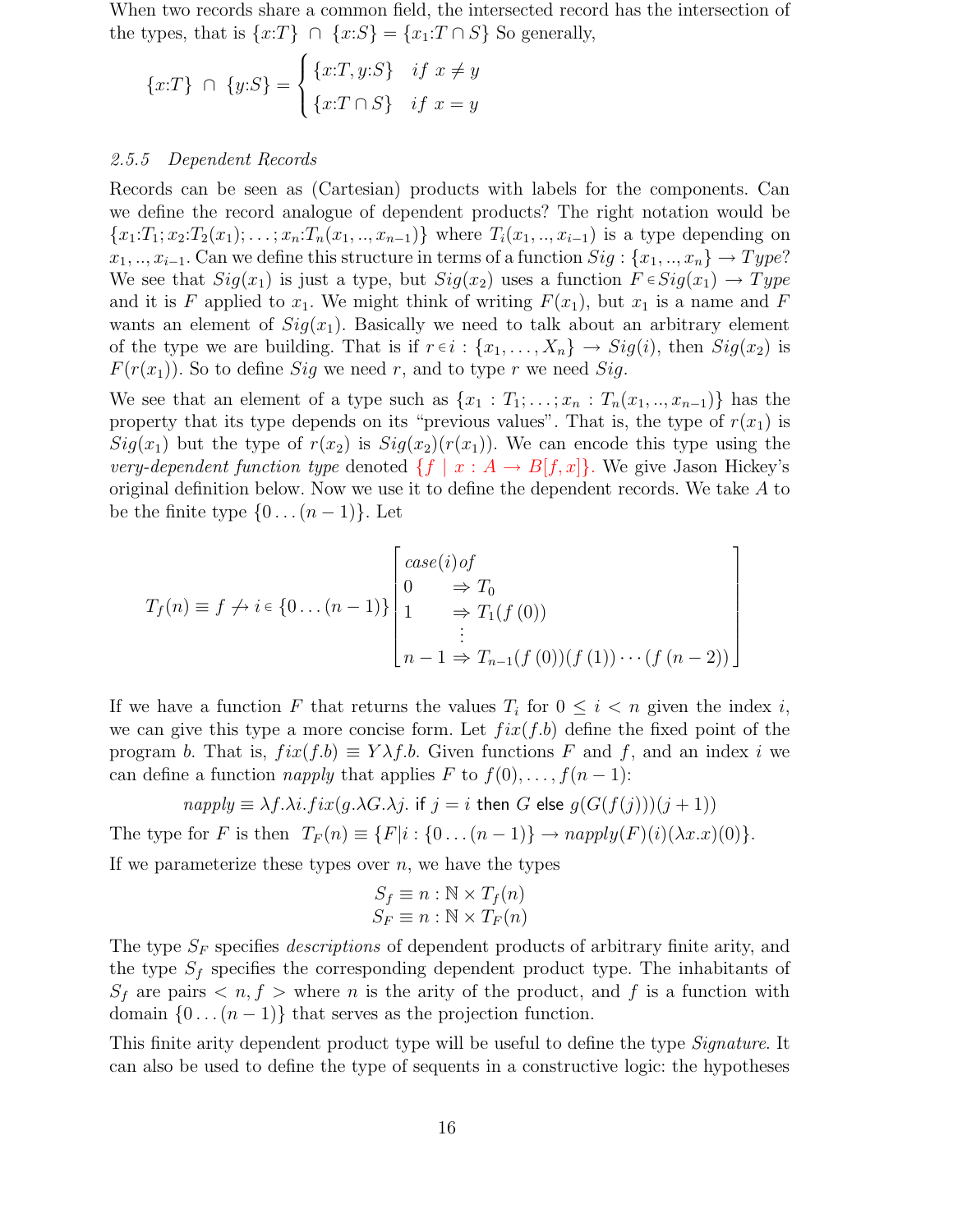When two records share a common field, the intersected record has the intersection of the types, that is $\{x{:}T\} \ \cap\ \{x{:}S\} = \{x_1{:}T \cap S\}$ So generally,

$$\{x{:}T\} \ \cap\ \{y{:}S\} = \begin{cases} \{x{:}T, y{:}S\} & if\ x \neq y \\ \{x{:}T \cap S\} & if\ x = y \end{cases}$$

### 2.5.5 Dependent Records

Records can be seen as (Cartesian) products with labels for the components. Can we define the record analogue of dependent products? The right notation would be $\{x_1{:}T_1; x_2{:}T_2(x_1); \ldots; x_n{:}T_n(x_1, .., x_{n-1})\}$ where $T_i(x_1, .., x_{i-1})$ is a type depending on $x_1, .., x_{i-1}$. Can we define this structure in terms of a function $Sig : \{x_1, .., x_n\} \to Type$? We see that $Sig(x_1)$ is just a type, but $Sig(x_2)$ uses a function $F \in Sig(x_1) \to Type$ and it is $F$ applied to $x_1$. We might think of writing $F(x_1)$, but $x_1$ is a name and $F$ wants an element of $Sig(x_1)$. Basically we need to talk about an arbitrary element of the type we are building. That is if $r \in i : \{x_1, \ldots, X_n\} \to Sig(i)$, then $Sig(x_2)$ is $F(r(x_1))$. So to define $Sig$ we need $r$, and to type $r$ we need $Sig$.

We see that an element of a type such as $\{x_1 : T_1; \ldots; x_n : T_n(x_1, .., x_{n-1})\}$ has the property that its type depends on its "previous values". That is, the type of $r(x_1)$ is $Sig(x_1)$ but the type of $r(x_2)$ is $Sig(x_2)(r(x_1))$. We can encode this type using the *very-dependent function type* denoted $\{f \mid x : A \to B[f, x]\}$. We give Jason Hickey's original definition below. Now we use it to define the dependent records. We take $A$ to be the finite type $\{0 \ldots (n-1)\}$. Let

$$T_f(n) \equiv f \not\to i \in \{0 \ldots (n-1)\} \begin{bmatrix} case(i)\, of & \\ 0 & \Rightarrow T_0 \\ 1 & \Rightarrow T_1(f\,(0)) \\ & \vdots \\ n-1 & \Rightarrow T_{n-1}(f\,(0))(f\,(1)) \cdots (f\,(n-2)) \end{bmatrix}$$

If we have a function $F$ that returns the values $T_i$ for $0 \leq i < n$ given the index $i$, we can give this type a more concise form. Let $fix(f.b)$ define the fixed point of the program $b$. That is, $fix(f.b) \equiv Y\lambda f.b$. Given functions $F$ and $f$, and an index $i$ we can define a function *napply* that applies $F$ to $f(0), \ldots, f(n-1)$:

$$napply \equiv \lambda f.\lambda i.fix(g.\lambda G.\lambda j.\ \mathsf{if}\ j = i\ \mathsf{then}\ G\ \mathsf{else}\ g(G(f(j)))(j+1))$$

The type for $F$ is then $T_F(n) \equiv \{F|i : \{0 \ldots (n-1)\} \to napply(F)(i)(\lambda x.x)(0)\}$.

If we parameterize these types over $n$, we have the types

$$S_f \equiv n : \mathbb{N} \times T_f(n)$$
$$S_F \equiv n : \mathbb{N} \times T_F(n)$$

The type $S_F$ specifies *descriptions* of dependent products of arbitrary finite arity, and the type $S_f$ specifies the corresponding dependent product type. The inhabitants of $S_f$ are pairs $< n, f >$ where $n$ is the arity of the product, and $f$ is a function with domain $\{0 \ldots (n-1)\}$ that serves as the projection function.

This finite arity dependent product type will be useful to define the type *Signature*. It can also be used to define the type of sequents in a constructive logic: the hypotheses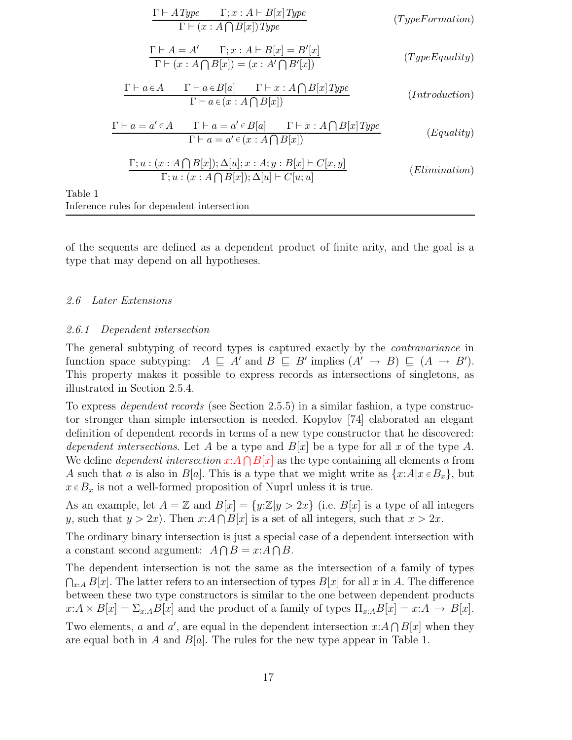$$\frac{\Gamma \vdash A\,Type \qquad \Gamma; x:A \vdash B[x]\,Type}{\Gamma \vdash (x:A \bigcap B[x])\,Type} \qquad (TypeFormation)$$

$$\frac{\Gamma \vdash A = A' \qquad \Gamma; x:A \vdash B[x] = B'[x]}{\Gamma \vdash (x:A \bigcap B[x]) = (x:A' \bigcap B'[x])} \qquad (TypeEquality)$$

$$\frac{\Gamma \vdash a \in A \qquad \Gamma \vdash a \in B[a] \qquad \Gamma \vdash x:A \bigcap B[x]\,Type}{\Gamma \vdash a \in (x:A \bigcap B[x])} \qquad (Introduction)$$

$$\frac{\Gamma \vdash a = a' \in A \qquad \Gamma \vdash a = a' \in B[a] \qquad \Gamma \vdash x:A \bigcap B[x]\,Type}{\Gamma \vdash a = a' \in (x:A \bigcap B[x])} \qquad (Equality)$$

$$\frac{\Gamma; u:(x:A \bigcap B[x]); \Delta[u]; x:A; y:B[x] \vdash C[x,y]}{\Gamma; u:(x:A \bigcap B[x]); \Delta[u] \vdash C[u;u]} \qquad (Elimination)$$

Table 1
Inference rules for dependent intersection

of the sequents are defined as a dependent product of finite arity, and the goal is a type that may depend on all hypotheses.

### *2.6 Later Extensions*

#### *2.6.1 Dependent intersection*

The general subtyping of record types is captured exactly by the *contravariance* in function space subtyping: $A \sqsubseteq A'$ and $B \sqsubseteq B'$ implies $(A' \to B) \sqsubseteq (A \to B')$. This property makes it possible to express records as intersections of singletons, as illustrated in Section 2.5.4.

To express *dependent records* (see Section 2.5.5) in a similar fashion, a type constructor stronger than simple intersection is needed. Kopylov [74] elaborated an elegant definition of dependent records in terms of a new type constructor that he discovered: *dependent intersections*. Let $A$ be a type and $B[x]$ be a type for all $x$ of the type $A$. We define *dependent intersection* $x{:}A \bigcap B[x]$ as the type containing all elements $a$ from $A$ such that $a$ is also in $B[a]$. This is a type that we might write as $\{x{:}A|x \in B_x\}$, but $x \in B_x$ is not a well-formed proposition of Nuprl unless it is true.

As an example, let $A = \mathbb{Z}$ and $B[x] = \{y{:}\mathbb{Z}|y > 2x\}$ (i.e. $B[x]$ is a type of all integers $y$, such that $y > 2x$). Then $x{:}A \bigcap B[x]$ is a set of all integers, such that $x > 2x$.

The ordinary binary intersection is just a special case of a dependent intersection with a constant second argument: $A \bigcap B = x{:}A \bigcap B$.

The dependent intersection is not the same as the intersection of a family of types $\bigcap_{x:A} B[x]$. The latter refers to an intersection of types $B[x]$ for all $x$ in $A$. The difference between these two type constructors is similar to the one between dependent products $x{:}A \times B[x] = \Sigma_{x:A} B[x]$ and the product of a family of types $\Pi_{x:A} B[x] = x{:}A \to B[x]$.

Two elements, $a$ and $a'$, are equal in the dependent intersection $x{:}A \bigcap B[x]$ when they are equal both in $A$ and $B[a]$. The rules for the new type appear in Table 1.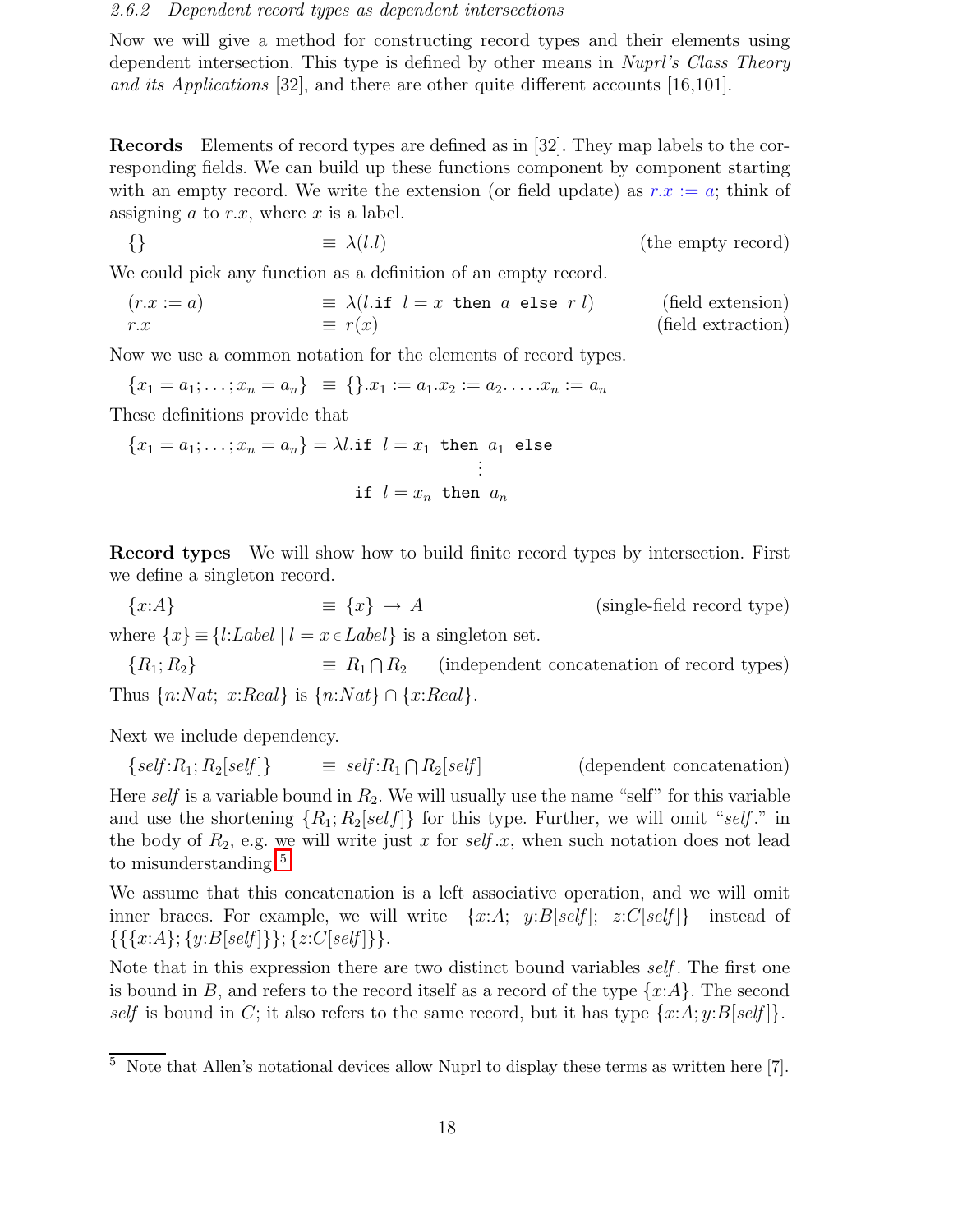### 2.6.2 Dependent record types as dependent intersections

Now we will give a method for constructing record types and their elements using dependent intersection. This type is defined by other means in *Nuprl's Class Theory and its Applications* [32], and there are other quite different accounts [16,101].

**Records** Elements of record types are defined as in [32]. They map labels to the corresponding fields. We can build up these functions component by component starting with an empty record. We write the extension (or field update) as $r.x := a$; think of assigning $a$ to $r.x$, where $x$ is a label.

$$\{\} \qquad \equiv \lambda(l.l) \qquad \text{(the empty record)}$$

We could pick any function as a definition of an empty record.

$$(r.x := a) \qquad \equiv \lambda(l.\texttt{if}\ l = x\ \texttt{then}\ a\ \texttt{else}\ r\ l) \qquad \text{(field extension)}$$

$$r.x \qquad \equiv r(x) \qquad \text{(field extraction)}$$

Now we use a common notation for the elements of record types.

$$\{x_1 = a_1; \ldots; x_n = a_n\} \ \equiv \{\}.x_1 := a_1.x_2 := a_2.\ldots.x_n := a_n$$

These definitions provide that

$$\{x_1 = a_1; \ldots; x_n = a_n\} = \lambda l.\texttt{if}\ l = x_1\ \texttt{then}\ a_1\ \texttt{else}\ \vdots\ \texttt{if}\ l = x_n\ \texttt{then}\ a_n$$

**Record types** We will show how to build finite record types by intersection. First we define a singleton record.

$$\{x{:}A\} \qquad \equiv \{x\} \rightarrow A \qquad \text{(single-field record type)}$$

where $\{x\} \equiv \{l{:}Label \mid l = x \in Label\}$ is a singleton set.

$$\{R_1; R_2\} \qquad \equiv R_1 \bigcap R_2 \qquad \text{(independent concatenation of record types)}$$

Thus $\{n{:}Nat;\ x{:}Real\}$ is $\{n{:}Nat\} \cap \{x{:}Real\}$.

Next we include dependency.

$$\{self{:}R_1; R_2[self]\} \qquad \equiv self{:}R_1 \bigcap R_2[self] \qquad \text{(dependent concatenation)}$$

Here *self* is a variable bound in $R_2$. We will usually use the name "self" for this variable and use the shortening $\{R_1; R_2[self]\}$ for this type. Further, we will omit "*self*." in the body of $R_2$, e.g. we will write just $x$ for $self.x$, when such notation does not lead to misunderstanding.[5]

We assume that this concatenation is a left associative operation, and we will omit inner braces. For example, we will write $\{x{:}A;\ \ y{:}B[self];\ \ z{:}C[self]\}$ instead of $\{\{\{x{:}A\}; \{y{:}B[self]\}\}; \{z{:}C[self]\}\}$.

Note that in this expression there are two distinct bound variables *self*. The first one is bound in $B$, and refers to the record itself as a record of the type $\{x{:}A\}$. The second *self* is bound in $C$; it also refers to the same record, but it has type $\{x{:}A; y{:}B[self]\}$.

[5] Note that Allen's notational devices allow Nuprl to display these terms as written here [7].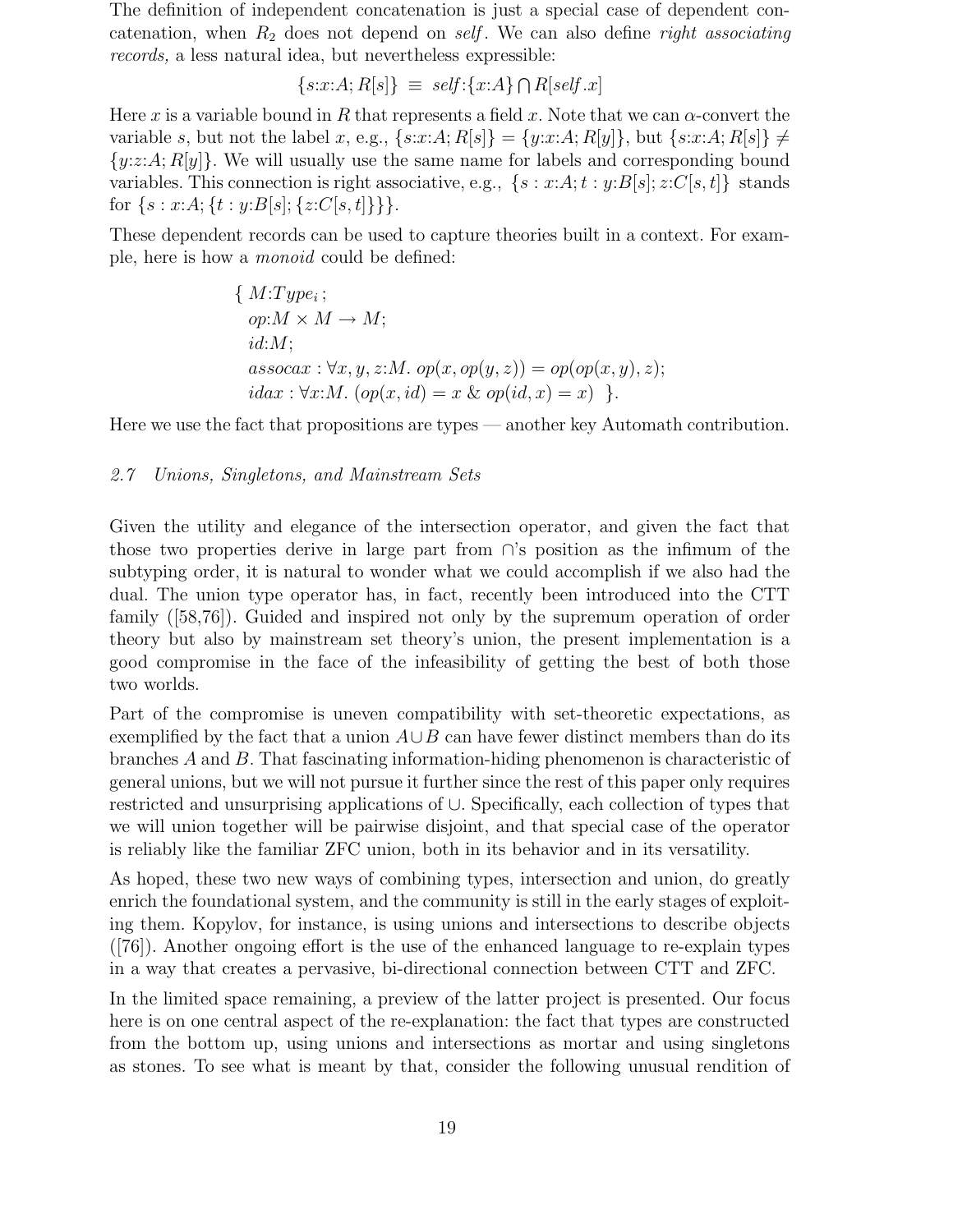The definition of independent concatenation is just a special case of dependent concatenation, when $R_2$ does not depend on *self*. We can also define *right associating records,* a less natural idea, but nevertheless expressible:

$$\{s{:}x{:}A; R[s]\} \;\equiv\; \mathit{self}{:}\{x{:}A\} \bigcap R[\mathit{self}.x]$$

Here $x$ is a variable bound in $R$ that represents a field $x$. Note that we can $\alpha$-convert the variable $s$, but not the label $x$, e.g., $\{s{:}x{:}A; R[s]\} = \{y{:}x{:}A; R[y]\}$, but $\{s{:}x{:}A; R[s]\} \neq \{y{:}z{:}A; R[y]\}$. We will usually use the same name for labels and corresponding bound variables. This connection is right associative, e.g., $\{s : x{:}A; t : y{:}B[s]; z{:}C[s,t]\}$ stands for $\{s : x{:}A; \{t : y{:}B[s]; \{z{:}C[s,t]\}\}\}$.

These dependent records can be used to capture theories built in a context. For example, here is how a *monoid* could be defined:

$$
\begin{array}{l}
\{\ M{:}Type_i\,;\\
\quad op{:}M \times M \to M;\\
\quad id{:}M;\\
\quad assocax : \forall x,y,z{:}M.\ op(x, op(y,z)) = op(op(x,y),z);\\
\quad idax : \forall x{:}M.\ (op(x,id) = x\ \&\ op(id,x) = x)\ \ \}.
\end{array}
$$

Here we use the fact that propositions are types — another key Automath contribution.

### 2.7 Unions, Singletons, and Mainstream Sets

Given the utility and elegance of the intersection operator, and given the fact that those two properties derive in large part from $\cap$'s position as the infimum of the subtyping order, it is natural to wonder what we could accomplish if we also had the dual. The union type operator has, in fact, recently been introduced into the CTT family ([58,76]). Guided and inspired not only by the supremum operation of order theory but also by mainstream set theory's union, the present implementation is a good compromise in the face of the infeasibility of getting the best of both those two worlds.

Part of the compromise is uneven compatibility with set-theoretic expectations, as exemplified by the fact that a union $A \cup B$ can have fewer distinct members than do its branches $A$ and $B$. That fascinating information-hiding phenomenon is characteristic of general unions, but we will not pursue it further since the rest of this paper only requires restricted and unsurprising applications of $\cup$. Specifically, each collection of types that we will union together will be pairwise disjoint, and that special case of the operator is reliably like the familiar ZFC union, both in its behavior and in its versatility.

As hoped, these two new ways of combining types, intersection and union, do greatly enrich the foundational system, and the community is still in the early stages of exploiting them. Kopylov, for instance, is using unions and intersections to describe objects ([76]). Another ongoing effort is the use of the enhanced language to re-explain types in a way that creates a pervasive, bi-directional connection between CTT and ZFC.

In the limited space remaining, a preview of the latter project is presented. Our focus here is on one central aspect of the re-explanation: the fact that types are constructed from the bottom up, using unions and intersections as mortar and using singletons as stones. To see what is meant by that, consider the following unusual rendition of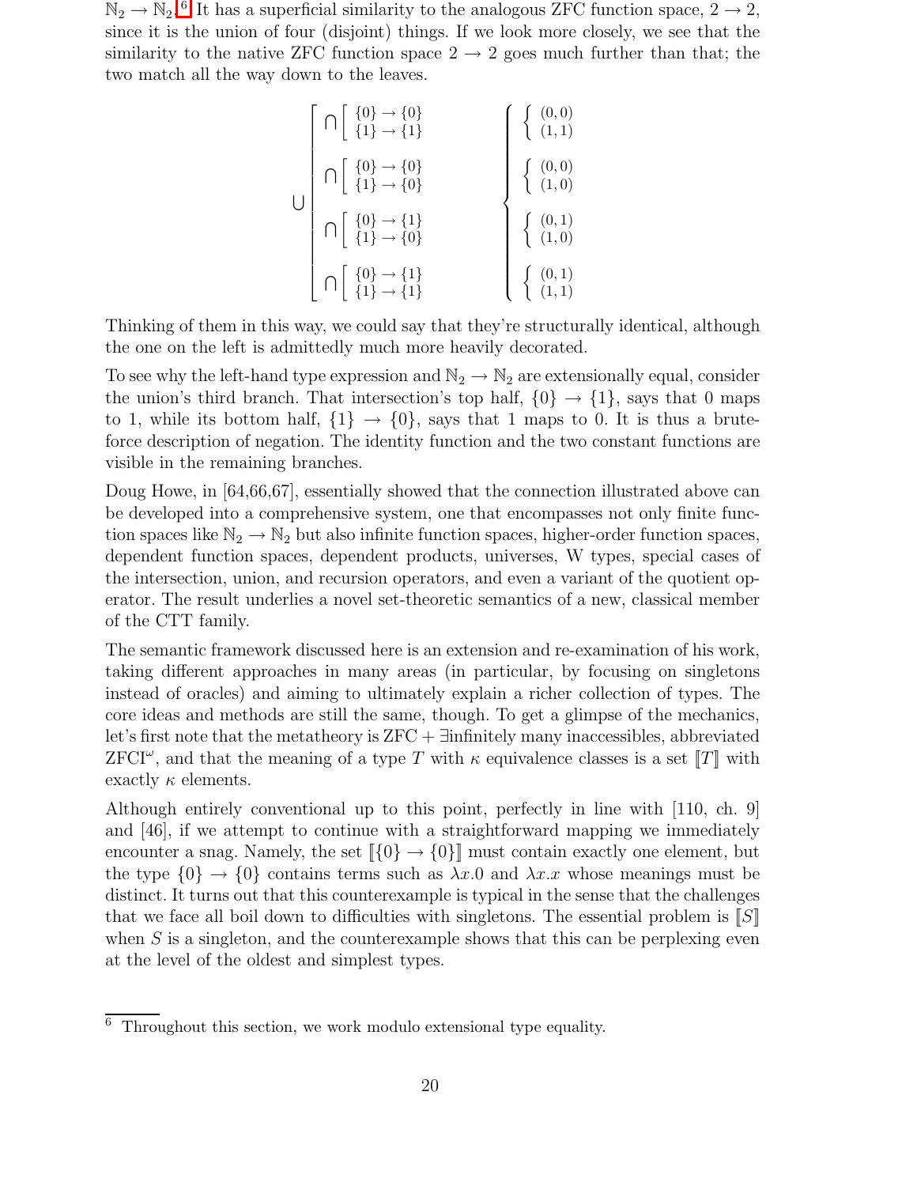$\mathbb{N}_2 \to \mathbb{N}_2$.[6] It has a superficial similarity to the analogous ZFC function space, $2 \to 2$, since it is the union of four (disjoint) things. If we look more closely, we see that the similarity to the native ZFC function space $2 \to 2$ goes much further than that; the two match all the way down to the leaves.

$$
\bigcup \left[\begin{array}{l}
\bigcap \left[\begin{array}{l} \{0\} \to \{0\} \\ \{1\} \to \{1\} \end{array}\right. \\[1em]
\bigcap \left[\begin{array}{l} \{0\} \to \{0\} \\ \{1\} \to \{0\} \end{array}\right. \\[1em]
\bigcap \left[\begin{array}{l} \{0\} \to \{1\} \\ \{1\} \to \{0\} \end{array}\right. \\[1em]
\bigcap \left[\begin{array}{l} \{0\} \to \{1\} \\ \{1\} \to \{1\} \end{array}\right.
\end{array}\right.
\qquad\qquad
\left\{\begin{array}{l}
\left\{\begin{array}{l} (0,0) \\ (1,1) \end{array}\right. \\[1em]
\left\{\begin{array}{l} (0,0) \\ (1,0) \end{array}\right. \\[1em]
\left\{\begin{array}{l} (0,1) \\ (1,0) \end{array}\right. \\[1em]
\left\{\begin{array}{l} (0,1) \\ (1,1) \end{array}\right.
\end{array}\right.
$$

Thinking of them in this way, we could say that they're structurally identical, although the one on the left is admittedly much more heavily decorated.

To see why the left-hand type expression and $\mathbb{N}_2 \to \mathbb{N}_2$ are extensionally equal, consider the union's third branch. That intersection's top half, $\{0\} \to \{1\}$, says that 0 maps to 1, while its bottom half, $\{1\} \to \{0\}$, says that 1 maps to 0. It is thus a brute-force description of negation. The identity function and the two constant functions are visible in the remaining branches.

Doug Howe, in [64,66,67], essentially showed that the connection illustrated above can be developed into a comprehensive system, one that encompasses not only finite function spaces like $\mathbb{N}_2 \to \mathbb{N}_2$ but also infinite function spaces, higher-order function spaces, dependent function spaces, dependent products, universes, W types, special cases of the intersection, union, and recursion operators, and even a variant of the quotient operator. The result underlies a novel set-theoretic semantics of a new, classical member of the CTT family.

The semantic framework discussed here is an extension and re-examination of his work, taking different approaches in many areas (in particular, by focusing on singletons instead of oracles) and aiming to ultimately explain a richer collection of types. The core ideas and methods are still the same, though. To get a glimpse of the mechanics, let's first note that the metatheory is ZFC + $\exists$infinitely many inaccessibles, abbreviated ZFCI$^{\omega}$, and that the meaning of a type $T$ with $\kappa$ equivalence classes is a set $[\![T]\!]$ with exactly $\kappa$ elements.

Although entirely conventional up to this point, perfectly in line with [110, ch. 9] and [46], if we attempt to continue with a straightforward mapping we immediately encounter a snag. Namely, the set $[\![\{0\} \to \{0\}]\!]$ must contain exactly one element, but the type $\{0\} \to \{0\}$ contains terms such as $\lambda x.0$ and $\lambda x.x$ whose meanings must be distinct. It turns out that this counterexample is typical in the sense that the challenges that we face all boil down to difficulties with singletons. The essential problem is $[\![S]\!]$ when $S$ is a singleton, and the counterexample shows that this can be perplexing even at the level of the oldest and simplest types.

[6] Throughout this section, we work modulo extensional type equality.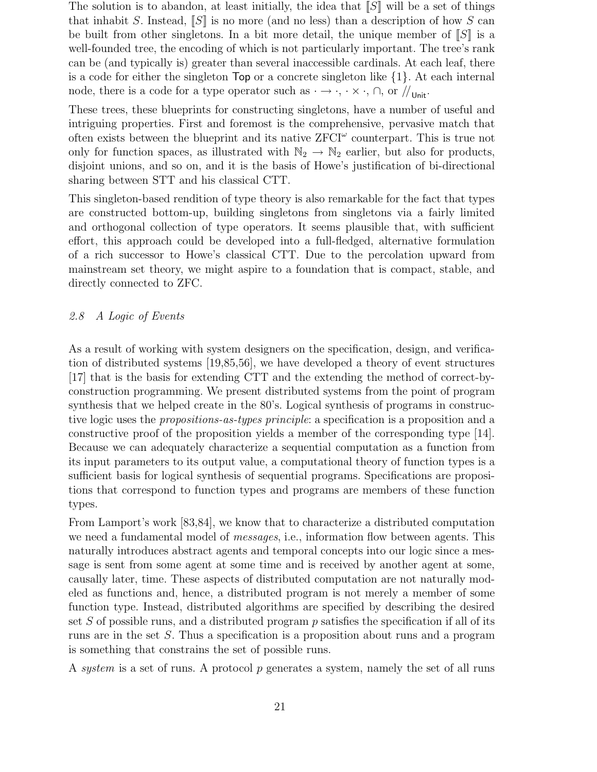The solution is to abandon, at least initially, the idea that $[\![S]\!]$ will be a set of things that inhabit $S$. Instead, $[\![S]\!]$ is no more (and no less) than a description of how $S$ can be built from other singletons. In a bit more detail, the unique member of $[\![S]\!]$ is a well-founded tree, the encoding of which is not particularly important. The tree's rank can be (and typically is) greater than several inaccessible cardinals. At each leaf, there is a code for either the singleton $\mathsf{Top}$ or a concrete singleton like $\{1\}$. At each internal node, there is a code for a type operator such as $\cdot \to \cdot$, $\cdot \times \cdot$, $\cap$, or $/\!/_{\mathsf{Unit}}$.

These trees, these blueprints for constructing singletons, have a number of useful and intriguing properties. First and foremost is the comprehensive, pervasive match that often exists between the blueprint and its native ZFCI$^\omega$ counterpart. This is true not only for function spaces, as illustrated with $\mathbb{N}_2 \to \mathbb{N}_2$ earlier, but also for products, disjoint unions, and so on, and it is the basis of Howe's justification of bi-directional sharing between STT and his classical CTT.

This singleton-based rendition of type theory is also remarkable for the fact that types are constructed bottom-up, building singletons from singletons via a fairly limited and orthogonal collection of type operators. It seems plausible that, with sufficient effort, this approach could be developed into a full-fledged, alternative formulation of a rich successor to Howe's classical CTT. Due to the percolation upward from mainstream set theory, we might aspire to a foundation that is compact, stable, and directly connected to ZFC.

### *2.8 A Logic of Events*

As a result of working with system designers on the specification, design, and verification of distributed systems [19,85,56], we have developed a theory of event structures [17] that is the basis for extending CTT and the extending the method of correct-by-construction programming. We present distributed systems from the point of program synthesis that we helped create in the 80's. Logical synthesis of programs in constructive logic uses the *propositions-as-types principle*: a specification is a proposition and a constructive proof of the proposition yields a member of the corresponding type [14]. Because we can adequately characterize a sequential computation as a function from its input parameters to its output value, a computational theory of function types is a sufficient basis for logical synthesis of sequential programs. Specifications are propositions that correspond to function types and programs are members of these function types.

From Lamport's work [83,84], we know that to characterize a distributed computation we need a fundamental model of *messages*, i.e., information flow between agents. This naturally introduces abstract agents and temporal concepts into our logic since a message is sent from some agent at some time and is received by another agent at some, causally later, time. These aspects of distributed computation are not naturally modeled as functions and, hence, a distributed program is not merely a member of some function type. Instead, distributed algorithms are specified by describing the desired set $S$ of possible runs, and a distributed program $p$ satisfies the specification if all of its runs are in the set $S$. Thus a specification is a proposition about runs and a program is something that constrains the set of possible runs.

A *system* is a set of runs. A protocol $p$ generates a system, namely the set of all runs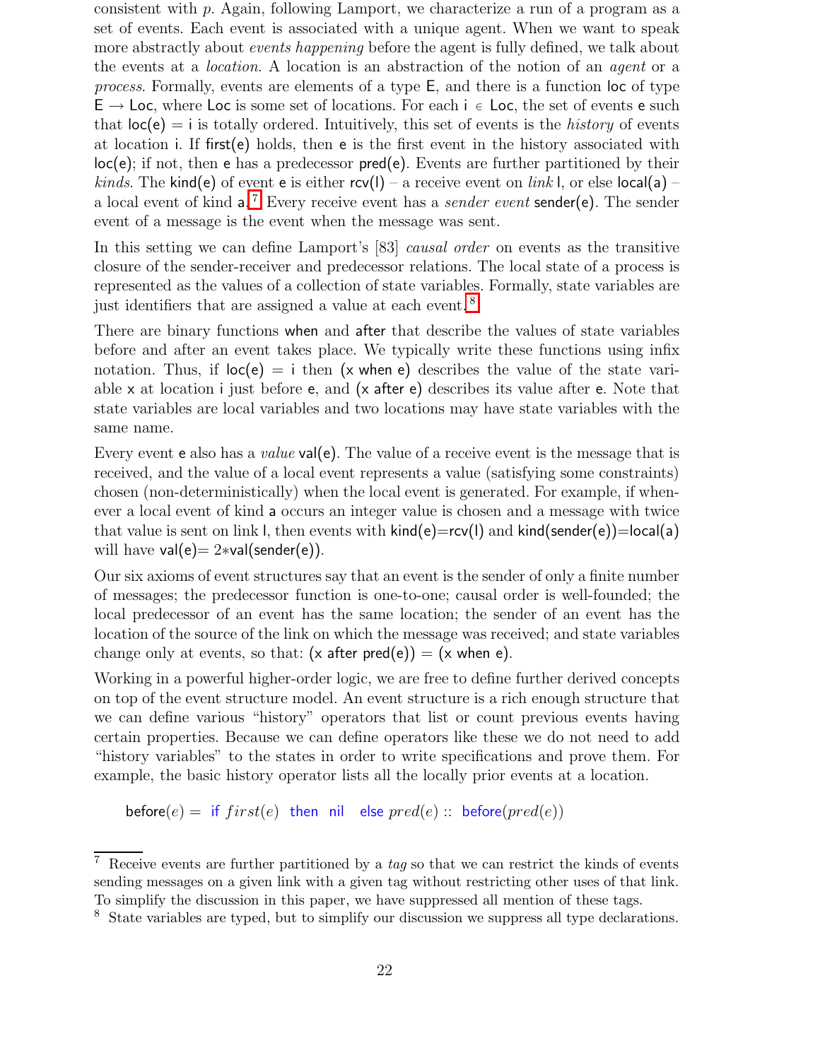consistent with p. Again, following Lamport, we characterize a run of a program as a set of events. Each event is associated with a unique agent. When we want to speak more abstractly about *events happening* before the agent is fully defined, we talk about the events at a *location*. A location is an abstraction of the notion of an *agent* or a *process*. Formally, events are elements of a type E, and there is a function loc of type E → Loc, where Loc is some set of locations. For each i ∈ Loc, the set of events e such that loc(e) = i is totally ordered. Intuitively, this set of events is the *history* of events at location i. If first(e) holds, then e is the first event in the history associated with loc(e); if not, then e has a predecessor pred(e). Events are further partitioned by their *kinds*. The kind(e) of event e is either rcv(l) – a receive event on *link* l, or else local(a) – a local event of kind a.[7] Every receive event has a *sender event* sender(e). The sender event of a message is the event when the message was sent.

In this setting we can define Lamport's [83] *causal order* on events as the transitive closure of the sender-receiver and predecessor relations. The local state of a process is represented as the values of a collection of state variables. Formally, state variables are just identifiers that are assigned a value at each event.[8]

There are binary functions when and after that describe the values of state variables before and after an event takes place. We typically write these functions using infix notation. Thus, if loc(e) = i then (x when e) describes the value of the state variable x at location i just before e, and (x after e) describes its value after e. Note that state variables are local variables and two locations may have state variables with the same name.

Every event e also has a *value* val(e). The value of a receive event is the message that is received, and the value of a local event represents a value (satisfying some constraints) chosen (non-deterministically) when the local event is generated. For example, if whenever a local event of kind a occurs an integer value is chosen and a message with twice that value is sent on link l, then events with kind(e)=rcv(l) and kind(sender(e))=local(a) will have val(e)= 2∗val(sender(e)).

Our six axioms of event structures say that an event is the sender of only a finite number of messages; the predecessor function is one-to-one; causal order is well-founded; the local predecessor of an event has the same location; the sender of an event has the location of the source of the link on which the message was received; and state variables change only at events, so that: (x after pred(e)) = (x when e).

Working in a powerful higher-order logic, we are free to define further derived concepts on top of the event structure model. An event structure is a rich enough structure that we can define various "history" operators that list or count previous events having certain properties. Because we can define operators like these we do not need to add "history variables" to the states in order to write specifications and prove them. For example, the basic history operator lists all the locally prior events at a location.

$$\mathsf{before}(e) = \ \mathsf{if}\ first(e)\ \mathsf{then}\ \ \mathsf{nil}\ \ \mathsf{else}\ pred(e) :: \ \mathsf{before}(pred(e))$$

[7] Receive events are further partitioned by a *tag* so that we can restrict the kinds of events sending messages on a given link with a given tag without restricting other uses of that link. To simplify the discussion in this paper, we have suppressed all mention of these tags.

[8] State variables are typed, but to simplify our discussion we suppress all type declarations.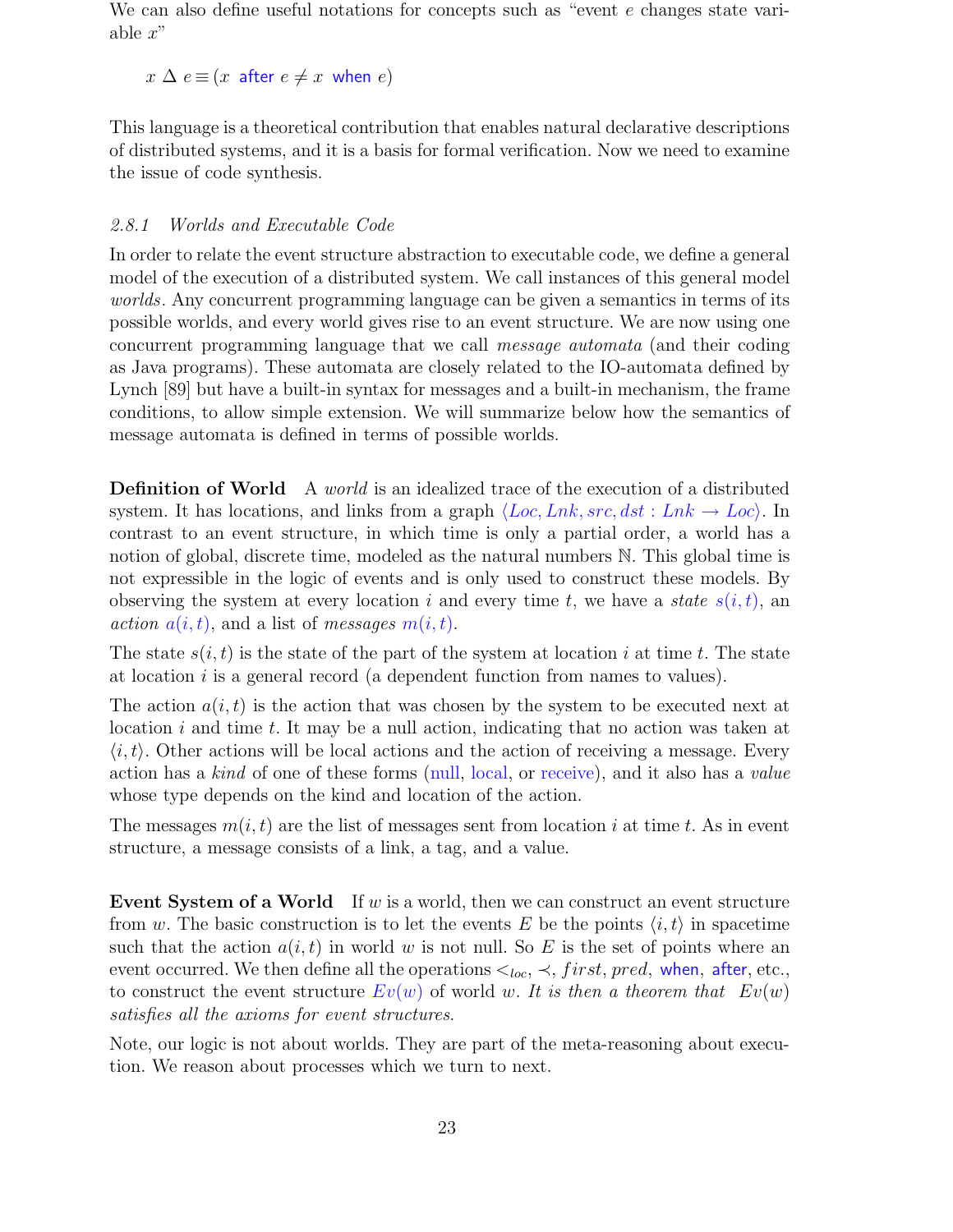We can also define useful notations for concepts such as “event $e$ changes state variable $x$”

$$x \; \Delta \; e \equiv (x \;\; \textsf{after} \; e \neq x \;\; \textsf{when} \;\; e)$$

This language is a theoretical contribution that enables natural declarative descriptions of distributed systems, and it is a basis for formal verification. Now we need to examine the issue of code synthesis.

### 2.8.1 *Worlds and Executable Code*

In order to relate the event structure abstraction to executable code, we define a general model of the execution of a distributed system. We call instances of this general model *worlds*. Any concurrent programming language can be given a semantics in terms of its possible worlds, and every world gives rise to an event structure. We are now using one concurrent programming language that we call *message automata* (and their coding as Java programs). These automata are closely related to the IO-automata defined by Lynch [89] but have a built-in syntax for messages and a built-in mechanism, the frame conditions, to allow simple extension. We will summarize below how the semantics of message automata is defined in terms of possible worlds.

**Definition of World** A *world* is an idealized trace of the execution of a distributed system. It has locations, and links from a graph $\langle Loc, Lnk, src, dst : Lnk \rightarrow Loc \rangle$. In contrast to an event structure, in which time is only a partial order, a world has a notion of global, discrete time, modeled as the natural numbers $\mathbb{N}$. This global time is not expressible in the logic of events and is only used to construct these models. By observing the system at every location $i$ and every time $t$, we have a *state* $s(i, t)$, an *action* $a(i, t)$, and a list of *messages* $m(i, t)$.

The state $s(i, t)$ is the state of the part of the system at location $i$ at time $t$. The state at location $i$ is a general record (a dependent function from names to values).

The action $a(i, t)$ is the action that was chosen by the system to be executed next at location $i$ and time $t$. It may be a null action, indicating that no action was taken at $\langle i, t \rangle$. Other actions will be local actions and the action of receiving a message. Every action has a *kind* of one of these forms (null, local, or receive), and it also has a *value* whose type depends on the kind and location of the action.

The messages $m(i, t)$ are the list of messages sent from location $i$ at time $t$. As in event structure, a message consists of a link, a tag, and a value.

**Event System of a World** If $w$ is a world, then we can construct an event structure from $w$. The basic construction is to let the events $E$ be the points $\langle i, t \rangle$ in spacetime such that the action $a(i, t)$ in world $w$ is not null. So $E$ is the set of points where an event occurred. We then define all the operations $<_{loc}$, $\prec$, $first$, $pred$, $\textsf{when}$, $\textsf{after}$, etc., to construct the event structure $Ev(w)$ of world $w$. *It is then a theorem that* $Ev(w)$ *satisfies all the axioms for event structures.*

Note, our logic is not about worlds. They are part of the meta-reasoning about execution. We reason about processes which we turn to next.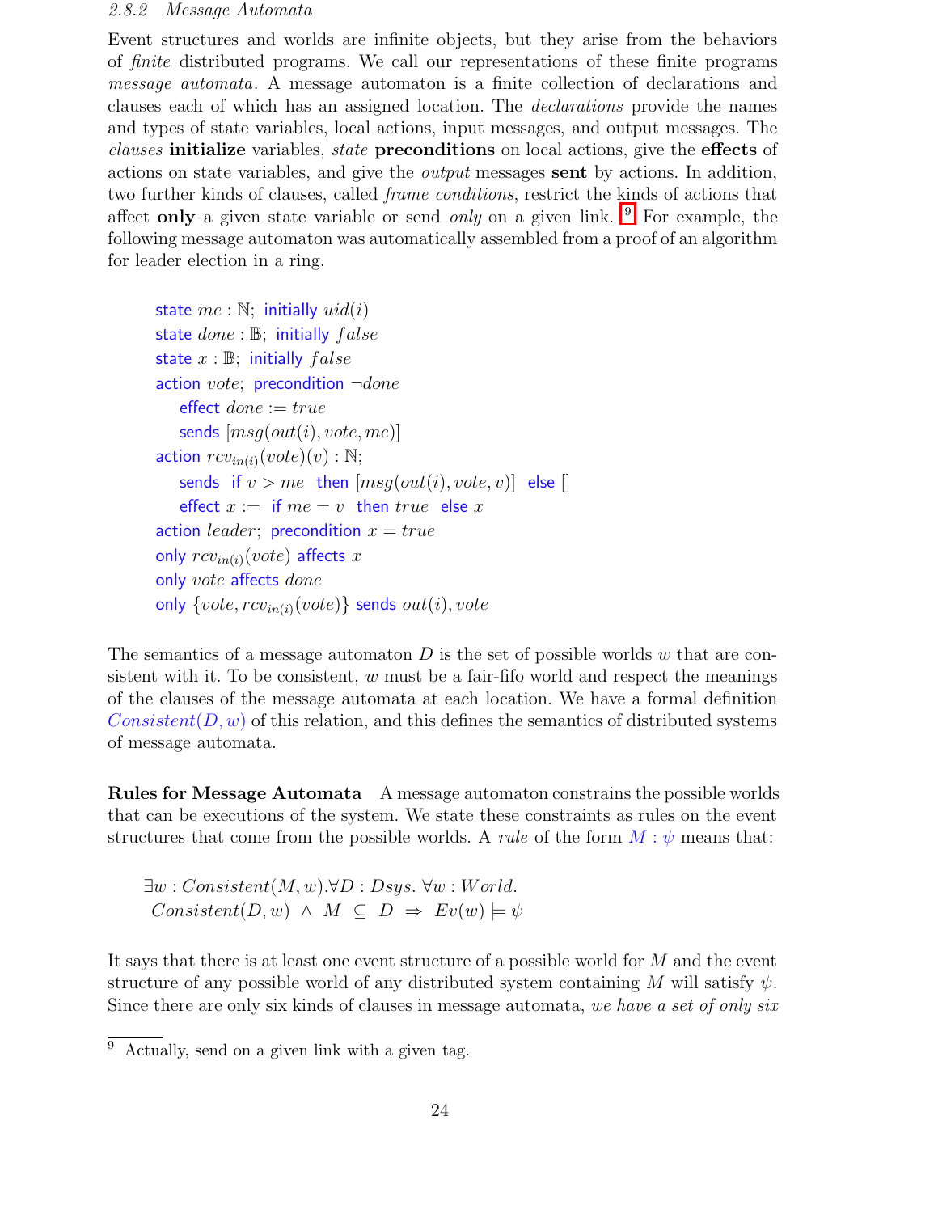### 2.8.2 Message Automata

Event structures and worlds are infinite objects, but they arise from the behaviors of *finite* distributed programs. We call our representations of these finite programs *message automata*. A message automaton is a finite collection of declarations and clauses each of which has an assigned location. The *declarations* provide the names and types of state variables, local actions, input messages, and output messages. The *clauses* **initialize** variables, *state* **preconditions** on local actions, give the **effects** of actions on state variables, and give the *output* messages **sent** by actions. In addition, two further kinds of clauses, called *frame conditions*, restrict the kinds of actions that affect **only** a given state variable or send *only* on a given link. [9] For example, the following message automaton was automatically assembled from a proof of an algorithm for leader election in a ring.

> state $me : \mathbb{N}$; initially $uid(i)$
> state $done : \mathbb{B}$; initially $false$
> state $x : \mathbb{B}$; initially $false$
> action $vote$; precondition $\neg done$
>   effect $done := true$
>   sends $[msg(out(i), vote, me)]$
> action $rcv_{in(i)}(vote)(v) : \mathbb{N}$;
>   sends if $v > me$ then $[msg(out(i), vote, v)]$ else $[]$
>   effect $x :=$ if $me = v$ then $true$ else $x$
> action $leader$; precondition $x = true$
> only $rcv_{in(i)}(vote)$ affects $x$
> only $vote$ affects $done$
> only $\{vote, rcv_{in(i)}(vote)\}$ sends $out(i), vote$

The semantics of a message automaton $D$ is the set of possible worlds $w$ that are consistent with it. To be consistent, $w$ must be a fair-fifo world and respect the meanings of the clauses of the message automata at each location. We have a formal definition $Consistent(D, w)$ of this relation, and this defines the semantics of distributed systems of message automata.

**Rules for Message Automata** A message automaton constrains the possible worlds that can be executions of the system. We state these constraints as rules on the event structures that come from the possible worlds. A *rule* of the form $M : \psi$ means that:

$$\exists w : Consistent(M, w). \forall D : Dsys. \forall w : World.$$
$$Consistent(D, w) \wedge M \subseteq D \Rightarrow Ev(w) \models \psi$$

It says that there is at least one event structure of a possible world for $M$ and the event structure of any possible world of any distributed system containing $M$ will satisfy $\psi$. Since there are only six kinds of clauses in message automata, *we have a set of only six*

[9] Actually, send on a given link with a given tag.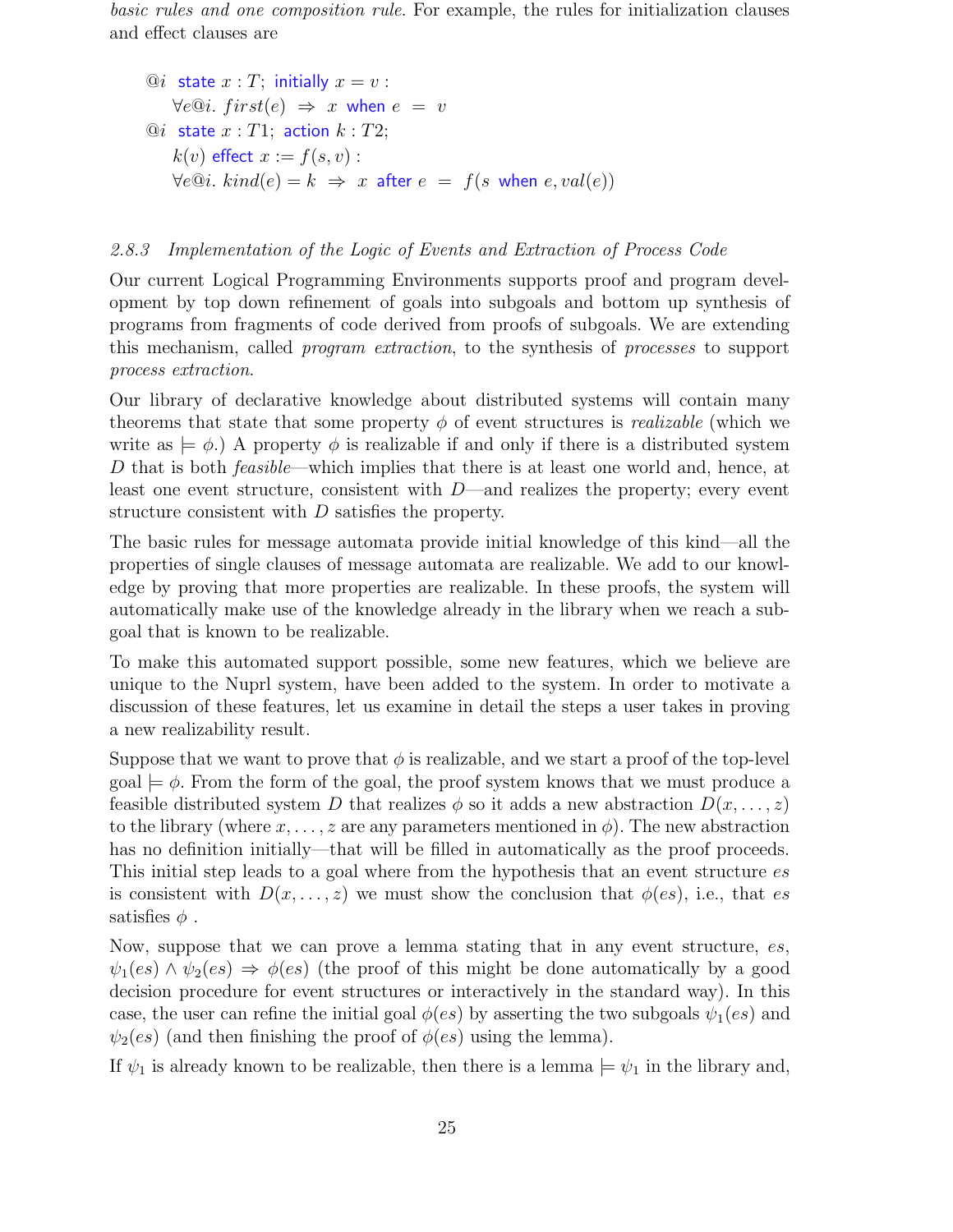*basic rules and one composition rule*. For example, the rules for initialization clauses and effect clauses are

$$
\begin{array}{l}
@i \;\; \textsf{state}\; x : T;\; \textsf{initially}\; x = v : \\
\quad \forall e@i.\; \mathit{first}(e) \;\Rightarrow\; x \;\textsf{when}\; e \;=\; v \\
@i \;\; \textsf{state}\; x : T1;\; \textsf{action}\; k : T2; \\
\quad k(v)\; \textsf{effect}\; x := f(s, v) : \\
\quad \forall e@i.\; \mathit{kind}(e) = k \;\Rightarrow\; x \;\textsf{after}\; e \;=\; f(s \;\textsf{when}\; e, \mathit{val}(e))
\end{array}
$$

### *2.8.3 Implementation of the Logic of Events and Extraction of Process Code*

Our current Logical Programming Environments supports proof and program development by top down refinement of goals into subgoals and bottom up synthesis of programs from fragments of code derived from proofs of subgoals. We are extending this mechanism, called *program extraction*, to the synthesis of *processes* to support *process extraction*.

Our library of declarative knowledge about distributed systems will contain many theorems that state that some property $\phi$ of event structures is *realizable* (which we write as $\models \phi$.) A property $\phi$ is realizable if and only if there is a distributed system $D$ that is both *feasible*—which implies that there is at least one world and, hence, at least one event structure, consistent with $D$—and realizes the property; every event structure consistent with $D$ satisfies the property.

The basic rules for message automata provide initial knowledge of this kind—all the properties of single clauses of message automata are realizable. We add to our knowledge by proving that more properties are realizable. In these proofs, the system will automatically make use of the knowledge already in the library when we reach a subgoal that is known to be realizable.

To make this automated support possible, some new features, which we believe are unique to the Nuprl system, have been added to the system. In order to motivate a discussion of these features, let us examine in detail the steps a user takes in proving a new realizability result.

Suppose that we want to prove that $\phi$ is realizable, and we start a proof of the top-level goal $\models \phi$. From the form of the goal, the proof system knows that we must produce a feasible distributed system $D$ that realizes $\phi$ so it adds a new abstraction $D(x, \ldots, z)$ to the library (where $x, \ldots, z$ are any parameters mentioned in $\phi$). The new abstraction has no definition initially—that will be filled in automatically as the proof proceeds. This initial step leads to a goal where from the hypothesis that an event structure $es$ is consistent with $D(x, \ldots, z)$ we must show the conclusion that $\phi(es)$, i.e., that $es$ satisfies $\phi$ .

Now, suppose that we can prove a lemma stating that in any event structure, $es$, $\psi_1(es) \wedge \psi_2(es) \Rightarrow \phi(es)$ (the proof of this might be done automatically by a good decision procedure for event structures or interactively in the standard way). In this case, the user can refine the initial goal $\phi(es)$ by asserting the two subgoals $\psi_1(es)$ and $\psi_2(es)$ (and then finishing the proof of $\phi(es)$ using the lemma).

If $\psi_1$ is already known to be realizable, then there is a lemma $\models \psi_1$ in the library and,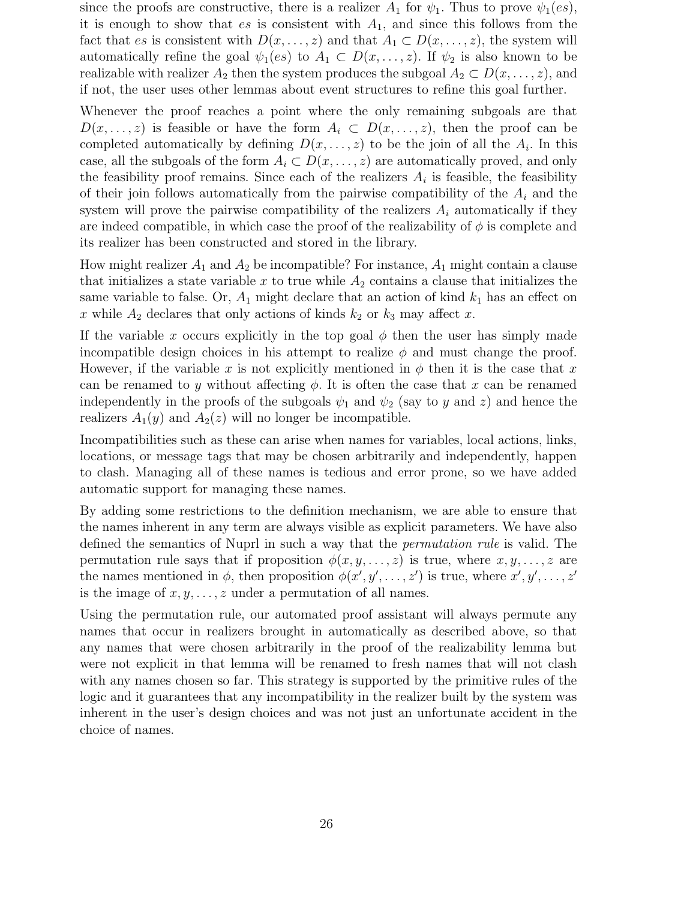since the proofs are constructive, there is a realizer $A_1$ for $\psi_1$. Thus to prove $\psi_1(es)$, it is enough to show that $es$ is consistent with $A_1$, and since this follows from the fact that $es$ is consistent with $D(x,\ldots,z)$ and that $A_1 \subset D(x,\ldots,z)$, the system will automatically refine the goal $\psi_1(es)$ to $A_1 \subset D(x,\ldots,z)$. If $\psi_2$ is also known to be realizable with realizer $A_2$ then the system produces the subgoal $A_2 \subset D(x,\ldots,z)$, and if not, the user uses other lemmas about event structures to refine this goal further.

Whenever the proof reaches a point where the only remaining subgoals are that $D(x,\ldots,z)$ is feasible or have the form $A_i \subset D(x,\ldots,z)$, then the proof can be completed automatically by defining $D(x,\ldots,z)$ to be the join of all the $A_i$. In this case, all the subgoals of the form $A_i \subset D(x,\ldots,z)$ are automatically proved, and only the feasibility proof remains. Since each of the realizers $A_i$ is feasible, the feasibility of their join follows automatically from the pairwise compatibility of the $A_i$ and the system will prove the pairwise compatibility of the realizers $A_i$ automatically if they are indeed compatible, in which case the proof of the realizability of $\phi$ is complete and its realizer has been constructed and stored in the library.

How might realizer $A_1$ and $A_2$ be incompatible? For instance, $A_1$ might contain a clause that initializes a state variable $x$ to true while $A_2$ contains a clause that initializes the same variable to false. Or, $A_1$ might declare that an action of kind $k_1$ has an effect on $x$ while $A_2$ declares that only actions of kinds $k_2$ or $k_3$ may affect $x$.

If the variable $x$ occurs explicitly in the top goal $\phi$ then the user has simply made incompatible design choices in his attempt to realize $\phi$ and must change the proof. However, if the variable $x$ is not explicitly mentioned in $\phi$ then it is the case that $x$ can be renamed to $y$ without affecting $\phi$. It is often the case that $x$ can be renamed independently in the proofs of the subgoals $\psi_1$ and $\psi_2$ (say to $y$ and $z$) and hence the realizers $A_1(y)$ and $A_2(z)$ will no longer be incompatible.

Incompatibilities such as these can arise when names for variables, local actions, links, locations, or message tags that may be chosen arbitrarily and independently, happen to clash. Managing all of these names is tedious and error prone, so we have added automatic support for managing these names.

By adding some restrictions to the definition mechanism, we are able to ensure that the names inherent in any term are always visible as explicit parameters. We have also defined the semantics of Nuprl in such a way that the *permutation rule* is valid. The permutation rule says that if proposition $\phi(x, y, \ldots, z)$ is true, where $x, y, \ldots, z$ are the names mentioned in $\phi$, then proposition $\phi(x', y', \ldots, z')$ is true, where $x', y', \ldots, z'$ is the image of $x, y, \ldots, z$ under a permutation of all names.

Using the permutation rule, our automated proof assistant will always permute any names that occur in realizers brought in automatically as described above, so that any names that were chosen arbitrarily in the proof of the realizability lemma but were not explicit in that lemma will be renamed to fresh names that will not clash with any names chosen so far. This strategy is supported by the primitive rules of the logic and it guarantees that any incompatibility in the realizer built by the system was inherent in the user's design choices and was not just an unfortunate accident in the choice of names.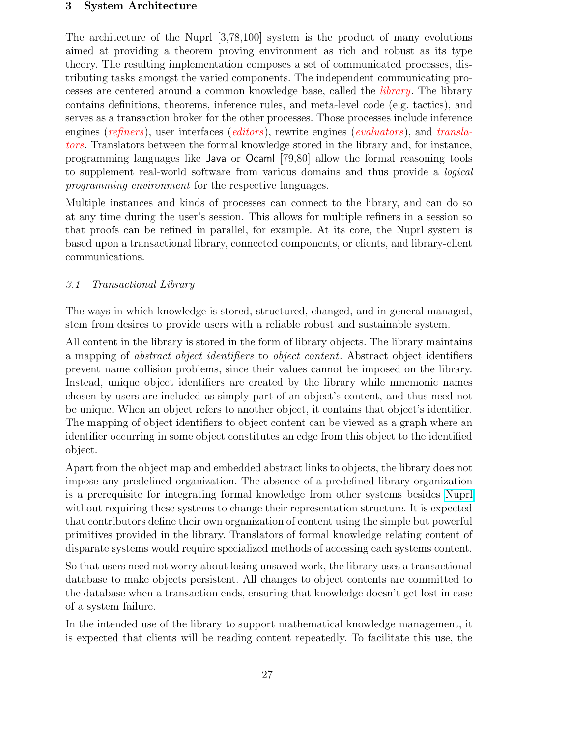## 3 System Architecture

The architecture of the Nuprl [3,78,100] system is the product of many evolutions aimed at providing a theorem proving environment as rich and robust as its type theory. The resulting implementation composes a set of communicated processes, distributing tasks amongst the varied components. The independent communicating processes are centered around a common knowledge base, called the *library*. The library contains definitions, theorems, inference rules, and meta-level code (e.g. tactics), and serves as a transaction broker for the other processes. Those processes include inference engines (*refiners*), user interfaces (*editors*), rewrite engines (*evaluators*), and *translators*. Translators between the formal knowledge stored in the library and, for instance, programming languages like Java or Ocaml [79,80] allow the formal reasoning tools to supplement real-world software from various domains and thus provide a *logical programming environment* for the respective languages.

Multiple instances and kinds of processes can connect to the library, and can do so at any time during the user's session. This allows for multiple refiners in a session so that proofs can be refined in parallel, for example. At its core, the Nuprl system is based upon a transactional library, connected components, or clients, and library-client communications.

### *3.1 Transactional Library*

The ways in which knowledge is stored, structured, changed, and in general managed, stem from desires to provide users with a reliable robust and sustainable system.

All content in the library is stored in the form of library objects. The library maintains a mapping of *abstract object identifiers* to *object content*. Abstract object identifiers prevent name collision problems, since their values cannot be imposed on the library. Instead, unique object identifiers are created by the library while mnemonic names chosen by users are included as simply part of an object's content, and thus need not be unique. When an object refers to another object, it contains that object's identifier. The mapping of object identifiers to object content can be viewed as a graph where an identifier occurring in some object constitutes an edge from this object to the identified object.

Apart from the object map and embedded abstract links to objects, the library does not impose any predefined organization. The absence of a predefined library organization is a prerequisite for integrating formal knowledge from other systems besides Nuprl without requiring these systems to change their representation structure. It is expected that contributors define their own organization of content using the simple but powerful primitives provided in the library. Translators of formal knowledge relating content of disparate systems would require specialized methods of accessing each systems content.

So that users need not worry about losing unsaved work, the library uses a transactional database to make objects persistent. All changes to object contents are committed to the database when a transaction ends, ensuring that knowledge doesn't get lost in case of a system failure.

In the intended use of the library to support mathematical knowledge management, it is expected that clients will be reading content repeatedly. To facilitate this use, the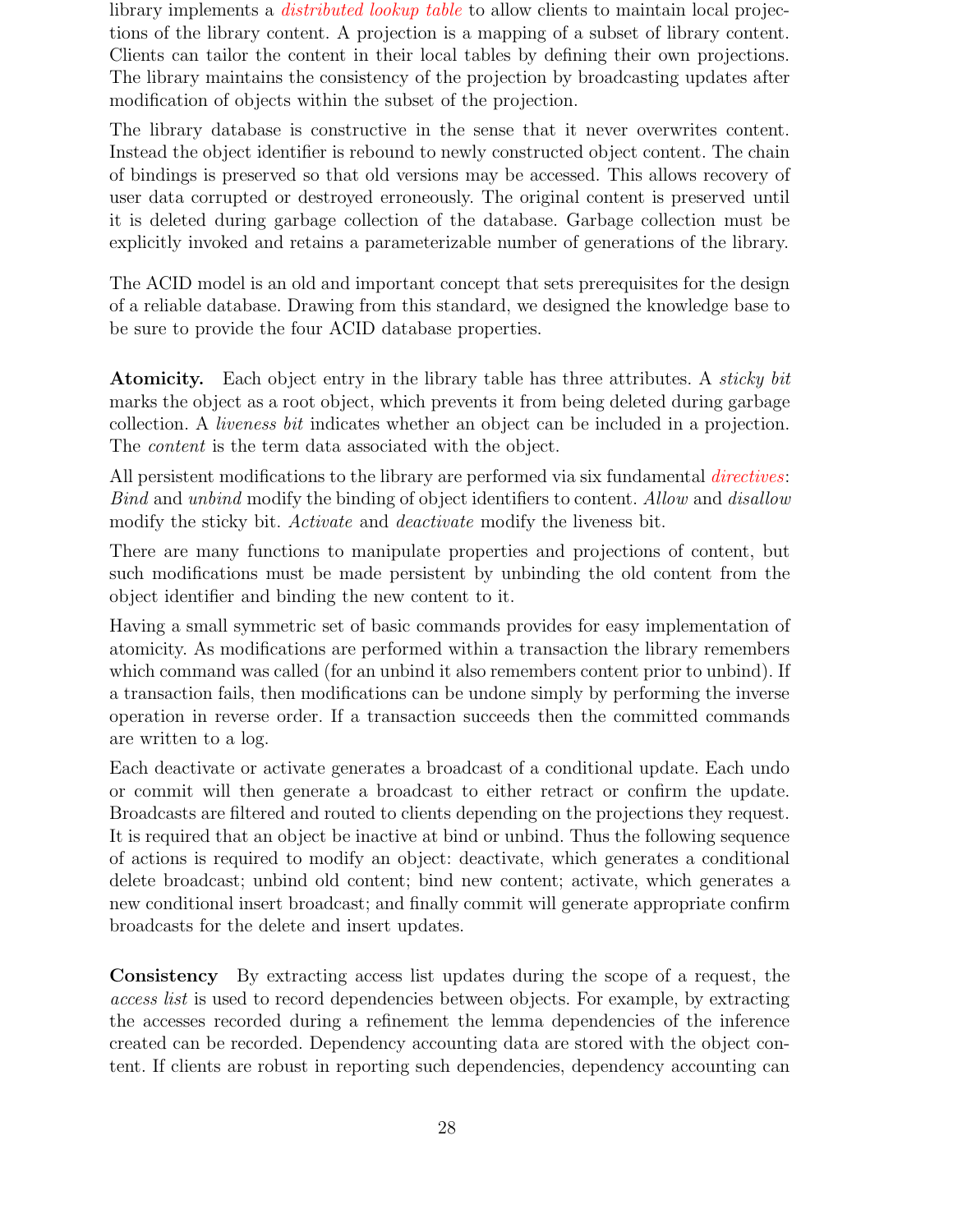library implements a *distributed lookup table* to allow clients to maintain local projections of the library content. A projection is a mapping of a subset of library content. Clients can tailor the content in their local tables by defining their own projections. The library maintains the consistency of the projection by broadcasting updates after modification of objects within the subset of the projection.

The library database is constructive in the sense that it never overwrites content. Instead the object identifier is rebound to newly constructed object content. The chain of bindings is preserved so that old versions may be accessed. This allows recovery of user data corrupted or destroyed erroneously. The original content is preserved until it is deleted during garbage collection of the database. Garbage collection must be explicitly invoked and retains a parameterizable number of generations of the library.

The ACID model is an old and important concept that sets prerequisites for the design of a reliable database. Drawing from this standard, we designed the knowledge base to be sure to provide the four ACID database properties.

**Atomicity.** Each object entry in the library table has three attributes. A *sticky bit* marks the object as a root object, which prevents it from being deleted during garbage collection. A *liveness bit* indicates whether an object can be included in a projection. The *content* is the term data associated with the object.

All persistent modifications to the library are performed via six fundamental *directives*: *Bind* and *unbind* modify the binding of object identifiers to content. *Allow* and *disallow* modify the sticky bit. *Activate* and *deactivate* modify the liveness bit.

There are many functions to manipulate properties and projections of content, but such modifications must be made persistent by unbinding the old content from the object identifier and binding the new content to it.

Having a small symmetric set of basic commands provides for easy implementation of atomicity. As modifications are performed within a transaction the library remembers which command was called (for an unbind it also remembers content prior to unbind). If a transaction fails, then modifications can be undone simply by performing the inverse operation in reverse order. If a transaction succeeds then the committed commands are written to a log.

Each deactivate or activate generates a broadcast of a conditional update. Each undo or commit will then generate a broadcast to either retract or confirm the update. Broadcasts are filtered and routed to clients depending on the projections they request. It is required that an object be inactive at bind or unbind. Thus the following sequence of actions is required to modify an object: deactivate, which generates a conditional delete broadcast; unbind old content; bind new content; activate, which generates a new conditional insert broadcast; and finally commit will generate appropriate confirm broadcasts for the delete and insert updates.

**Consistency** By extracting access list updates during the scope of a request, the *access list* is used to record dependencies between objects. For example, by extracting the accesses recorded during a refinement the lemma dependencies of the inference created can be recorded. Dependency accounting data are stored with the object content. If clients are robust in reporting such dependencies, dependency accounting can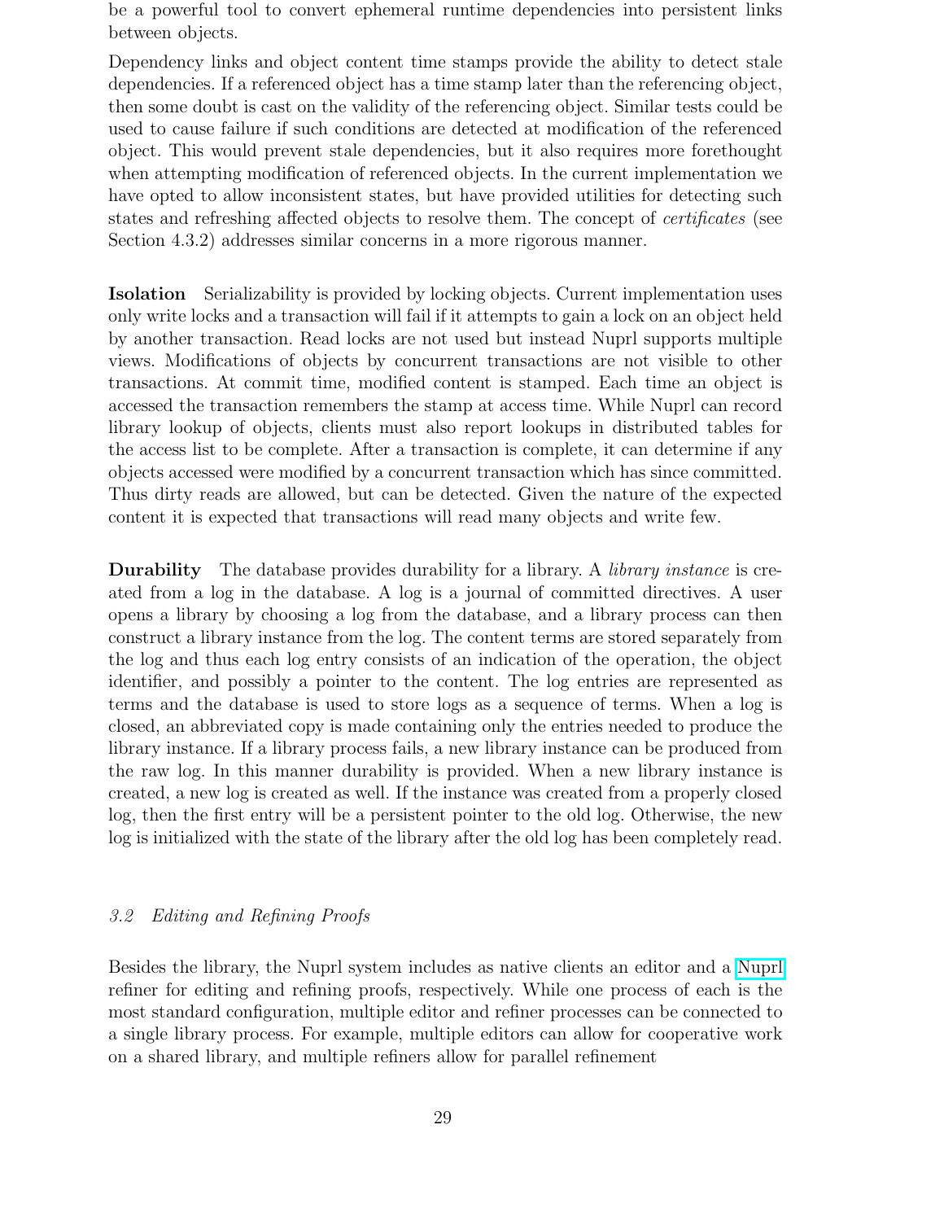be a powerful tool to convert ephemeral runtime dependencies into persistent links between objects.

Dependency links and object content time stamps provide the ability to detect stale dependencies. If a referenced object has a time stamp later than the referencing object, then some doubt is cast on the validity of the referencing object. Similar tests could be used to cause failure if such conditions are detected at modification of the referenced object. This would prevent stale dependencies, but it also requires more forethought when attempting modification of referenced objects. In the current implementation we have opted to allow inconsistent states, but have provided utilities for detecting such states and refreshing affected objects to resolve them. The concept of *certificates* (see Section 4.3.2) addresses similar concerns in a more rigorous manner.

**Isolation** Serializability is provided by locking objects. Current implementation uses only write locks and a transaction will fail if it attempts to gain a lock on an object held by another transaction. Read locks are not used but instead Nuprl supports multiple views. Modifications of objects by concurrent transactions are not visible to other transactions. At commit time, modified content is stamped. Each time an object is accessed the transaction remembers the stamp at access time. While Nuprl can record library lookup of objects, clients must also report lookups in distributed tables for the access list to be complete. After a transaction is complete, it can determine if any objects accessed were modified by a concurrent transaction which has since committed. Thus dirty reads are allowed, but can be detected. Given the nature of the expected content it is expected that transactions will read many objects and write few.

**Durability** The database provides durability for a library. A *library instance* is created from a log in the database. A log is a journal of committed directives. A user opens a library by choosing a log from the database, and a library process can then construct a library instance from the log. The content terms are stored separately from the log and thus each log entry consists of an indication of the operation, the object identifier, and possibly a pointer to the content. The log entries are represented as terms and the database is used to store logs as a sequence of terms. When a log is closed, an abbreviated copy is made containing only the entries needed to produce the library instance. If a library process fails, a new library instance can be produced from the raw log. In this manner durability is provided. When a new library instance is created, a new log is created as well. If the instance was created from a properly closed log, then the first entry will be a persistent pointer to the old log. Otherwise, the new log is initialized with the state of the library after the old log has been completely read.

### *3.2 Editing and Refining Proofs*

Besides the library, the Nuprl system includes as native clients an editor and a Nuprl refiner for editing and refining proofs, respectively. While one process of each is the most standard configuration, multiple editor and refiner processes can be connected to a single library process. For example, multiple editors can allow for cooperative work on a shared library, and multiple refiners allow for parallel refinement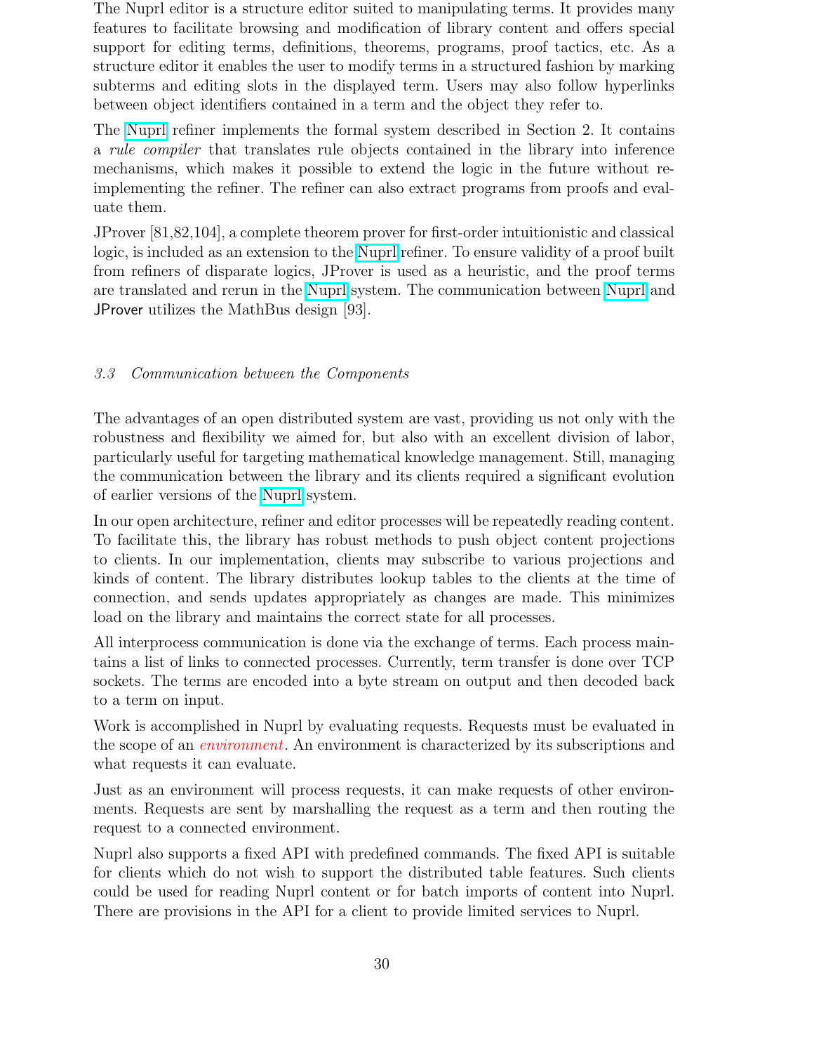The Nuprl editor is a structure editor suited to manipulating terms. It provides many features to facilitate browsing and modification of library content and offers special support for editing terms, definitions, theorems, programs, proof tactics, etc. As a structure editor it enables the user to modify terms in a structured fashion by marking subterms and editing slots in the displayed term. Users may also follow hyperlinks between object identifiers contained in a term and the object they refer to.

The Nuprl refiner implements the formal system described in Section 2. It contains a *rule compiler* that translates rule objects contained in the library into inference mechanisms, which makes it possible to extend the logic in the future without re-implementing the refiner. The refiner can also extract programs from proofs and evaluate them.

JProver [81,82,104], a complete theorem prover for first-order intuitionistic and classical logic, is included as an extension to the Nuprl refiner. To ensure validity of a proof built from refiners of disparate logics, JProver is used as a heuristic, and the proof terms are translated and rerun in the Nuprl system. The communication between Nuprl and JProver utilizes the MathBus design [93].

### *3.3 Communication between the Components*

The advantages of an open distributed system are vast, providing us not only with the robustness and flexibility we aimed for, but also with an excellent division of labor, particularly useful for targeting mathematical knowledge management. Still, managing the communication between the library and its clients required a significant evolution of earlier versions of the Nuprl system.

In our open architecture, refiner and editor processes will be repeatedly reading content. To facilitate this, the library has robust methods to push object content projections to clients. In our implementation, clients may subscribe to various projections and kinds of content. The library distributes lookup tables to the clients at the time of connection, and sends updates appropriately as changes are made. This minimizes load on the library and maintains the correct state for all processes.

All interprocess communication is done via the exchange of terms. Each process maintains a list of links to connected processes. Currently, term transfer is done over TCP sockets. The terms are encoded into a byte stream on output and then decoded back to a term on input.

Work is accomplished in Nuprl by evaluating requests. Requests must be evaluated in the scope of an *environment*. An environment is characterized by its subscriptions and what requests it can evaluate.

Just as an environment will process requests, it can make requests of other environments. Requests are sent by marshalling the request as a term and then routing the request to a connected environment.

Nuprl also supports a fixed API with predefined commands. The fixed API is suitable for clients which do not wish to support the distributed table features. Such clients could be used for reading Nuprl content or for batch imports of content into Nuprl. There are provisions in the API for a client to provide limited services to Nuprl.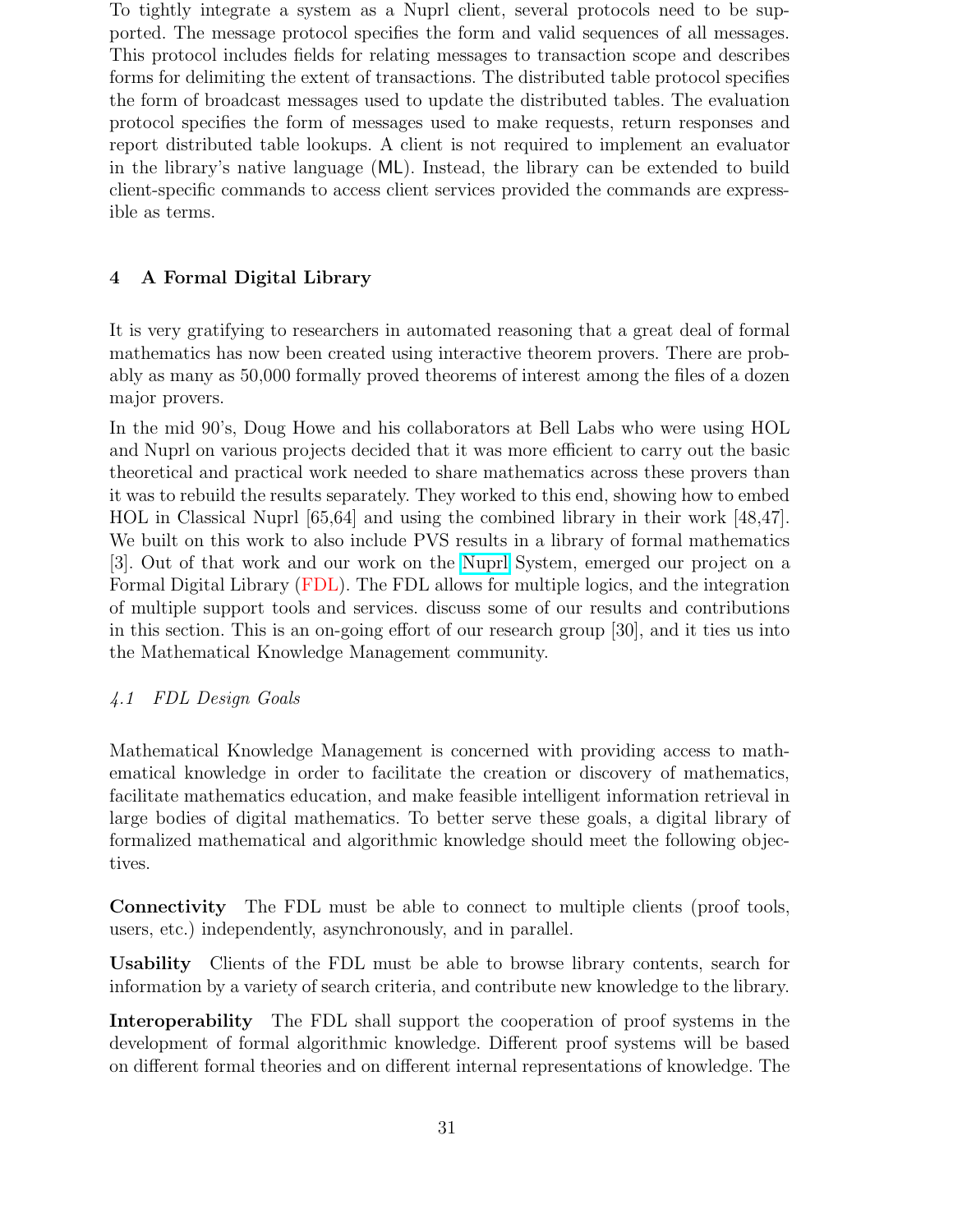To tightly integrate a system as a Nuprl client, several protocols need to be supported. The message protocol specifies the form and valid sequences of all messages. This protocol includes fields for relating messages to transaction scope and describes forms for delimiting the extent of transactions. The distributed table protocol specifies the form of broadcast messages used to update the distributed tables. The evaluation protocol specifies the form of messages used to make requests, return responses and report distributed table lookups. A client is not required to implement an evaluator in the library's native language (ML). Instead, the library can be extended to build client-specific commands to access client services provided the commands are expressible as terms.

## 4 A Formal Digital Library

It is very gratifying to researchers in automated reasoning that a great deal of formal mathematics has now been created using interactive theorem provers. There are probably as many as 50,000 formally proved theorems of interest among the files of a dozen major provers.

In the mid 90's, Doug Howe and his collaborators at Bell Labs who were using HOL and Nuprl on various projects decided that it was more efficient to carry out the basic theoretical and practical work needed to share mathematics across these provers than it was to rebuild the results separately. They worked to this end, showing how to embed HOL in Classical Nuprl [65,64] and using the combined library in their work [48,47]. We built on this work to also include PVS results in a library of formal mathematics [3]. Out of that work and our work on the Nuprl System, emerged our project on a Formal Digital Library (FDL). The FDL allows for multiple logics, and the integration of multiple support tools and services. discuss some of our results and contributions in this section. This is an on-going effort of our research group [30], and it ties us into the Mathematical Knowledge Management community.

### *4.1 FDL Design Goals*

Mathematical Knowledge Management is concerned with providing access to mathematical knowledge in order to facilitate the creation or discovery of mathematics, facilitate mathematics education, and make feasible intelligent information retrieval in large bodies of digital mathematics. To better serve these goals, a digital library of formalized mathematical and algorithmic knowledge should meet the following objectives.

**Connectivity** The FDL must be able to connect to multiple clients (proof tools, users, etc.) independently, asynchronously, and in parallel.

**Usability** Clients of the FDL must be able to browse library contents, search for information by a variety of search criteria, and contribute new knowledge to the library.

**Interoperability** The FDL shall support the cooperation of proof systems in the development of formal algorithmic knowledge. Different proof systems will be based on different formal theories and on different internal representations of knowledge. The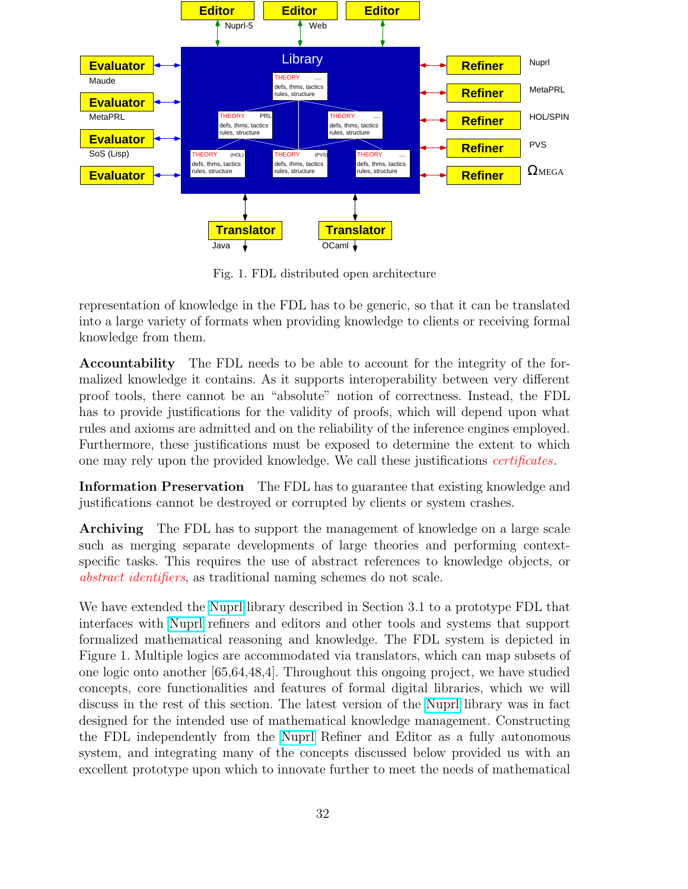Editor
Nuprl-5
Editor
Web
Editor

Evaluator
Maude
Evaluator
MetaPRL
Evaluator
SoS (Lisp)
Evaluator

Library

THEORY ....
defs, thms, tactics
rules, structure

THEORY PRL
defs, thms, tactics
rules, structure

THEORY ....
defs, thms, tactics
rules, structure

THEORY (HOL)
defs, thms, tactics
rules, structure

THEORY (PVS)
defs, thms, tactics
rules, structure

THEORY ....
defs, thms, tactics
rules, structure

Refiner
Nuprl
Refiner
MetaPRL
Refiner
HOL/SPIN
Refiner
PVS
Refiner
ΩMEGA

Translator
Java
Translator
OCaml

Fig. 1. FDL distributed open architecture

representation of knowledge in the FDL has to be generic, so that it can be translated into a large variety of formats when providing knowledge to clients or receiving formal knowledge from them.

**Accountability** The FDL needs to be able to account for the integrity of the formalized knowledge it contains. As it supports interoperability between very different proof tools, there cannot be an "absolute" notion of correctness. Instead, the FDL has to provide justifications for the validity of proofs, which will depend upon what rules and axioms are admitted and on the reliability of the inference engines employed. Furthermore, these justifications must be exposed to determine the extent to which one may rely upon the provided knowledge. We call these justifications *certificates*.

**Information Preservation** The FDL has to guarantee that existing knowledge and justifications cannot be destroyed or corrupted by clients or system crashes.

**Archiving** The FDL has to support the management of knowledge on a large scale such as merging separate developments of large theories and performing context-specific tasks. This requires the use of abstract references to knowledge objects, or *abstract identifiers*, as traditional naming schemes do not scale.

We have extended the Nuprl library described in Section 3.1 to a prototype FDL that interfaces with Nuprl refiners and editors and other tools and systems that support formalized mathematical reasoning and knowledge. The FDL system is depicted in Figure 1. Multiple logics are accommodated via translators, which can map subsets of one logic onto another [65,64,48,4]. Throughout this ongoing project, we have studied concepts, core functionalities and features of formal digital libraries, which we will discuss in the rest of this section. The latest version of the Nuprl library was in fact designed for the intended use of mathematical knowledge management. Constructing the FDL independently from the Nuprl Refiner and Editor as a fully autonomous system, and integrating many of the concepts discussed below provided us with an excellent prototype upon which to innovate further to meet the needs of mathematical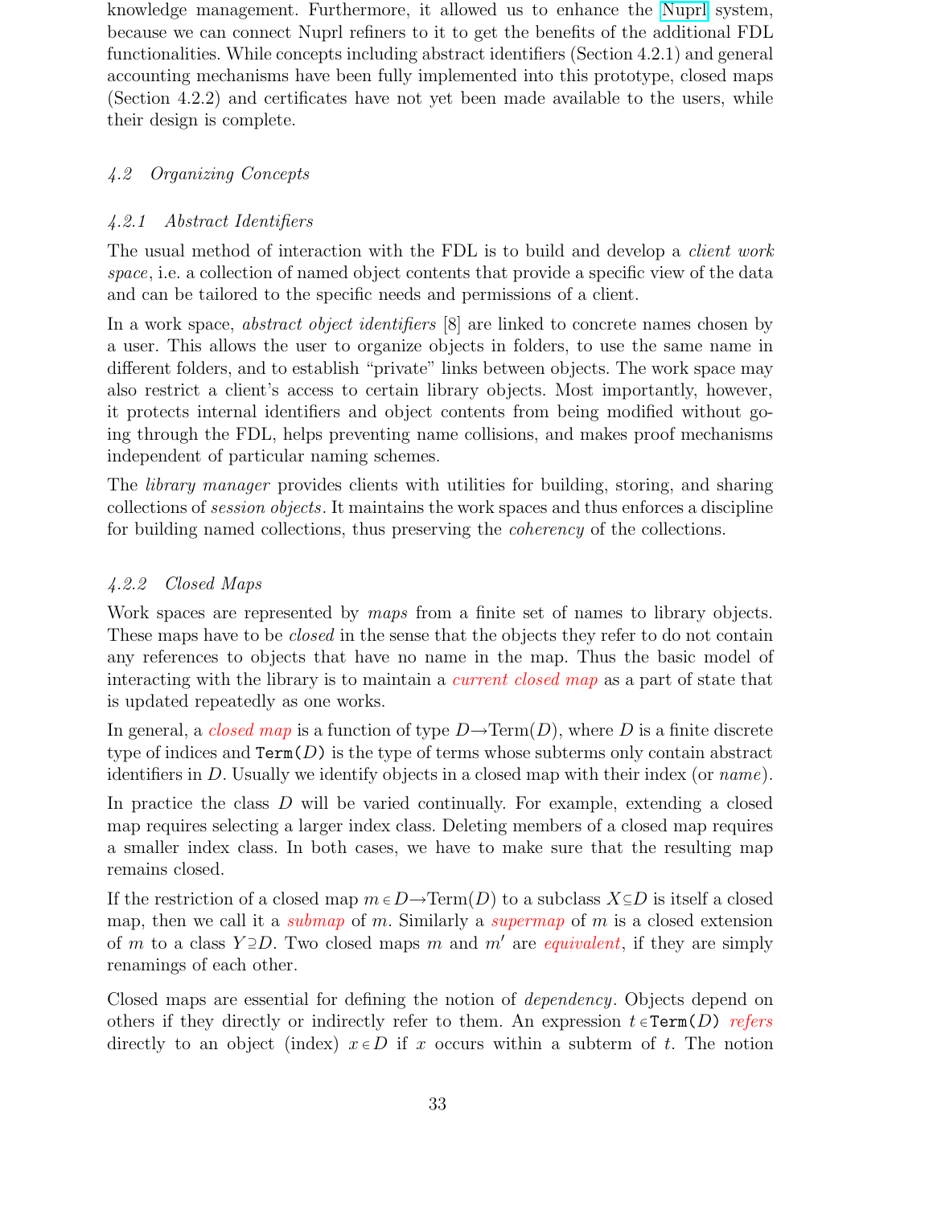knowledge management. Furthermore, it allowed us to enhance the Nuprl system, because we can connect Nuprl refiners to it to get the benefits of the additional FDL functionalities. While concepts including abstract identifiers (Section 4.2.1) and general accounting mechanisms have been fully implemented into this prototype, closed maps (Section 4.2.2) and certificates have not yet been made available to the users, while their design is complete.

## 4.2 Organizing Concepts

### 4.2.1 Abstract Identifiers

The usual method of interaction with the FDL is to build and develop a *client work space*, i.e. a collection of named object contents that provide a specific view of the data and can be tailored to the specific needs and permissions of a client.

In a work space, *abstract object identifiers* [8] are linked to concrete names chosen by a user. This allows the user to organize objects in folders, to use the same name in different folders, and to establish “private” links between objects. The work space may also restrict a client’s access to certain library objects. Most importantly, however, it protects internal identifiers and object contents from being modified without going through the FDL, helps preventing name collisions, and makes proof mechanisms independent of particular naming schemes.

The *library manager* provides clients with utilities for building, storing, and sharing collections of *session objects*. It maintains the work spaces and thus enforces a discipline for building named collections, thus preserving the *coherency* of the collections.

### 4.2.2 Closed Maps

Work spaces are represented by *maps* from a finite set of names to library objects. These maps have to be *closed* in the sense that the objects they refer to do not contain any references to objects that have no name in the map. Thus the basic model of interacting with the library is to maintain a *current closed map* as a part of state that is updated repeatedly as one works.

In general, a *closed map* is a function of type $D \rightarrow \mathrm{Term}(D)$, where $D$ is a finite discrete type of indices and `Term(D)` is the type of terms whose subterms only contain abstract identifiers in $D$. Usually we identify objects in a closed map with their index (or *name*).

In practice the class $D$ will be varied continually. For example, extending a closed map requires selecting a larger index class. Deleting members of a closed map requires a smaller index class. In both cases, we have to make sure that the resulting map remains closed.

If the restriction of a closed map $m \in D \rightarrow \mathrm{Term}(D)$ to a subclass $X \subseteq D$ is itself a closed map, then we call it a *submap* of $m$. Similarly a *supermap* of $m$ is a closed extension of $m$ to a class $Y \supseteq D$. Two closed maps $m$ and $m'$ are *equivalent*, if they are simply renamings of each other.

Closed maps are essential for defining the notion of *dependency*. Objects depend on others if they directly or indirectly refer to them. An expression $t \in$ `Term(D)` *refers* directly to an object (index) $x \in D$ if $x$ occurs within a subterm of $t$. The notion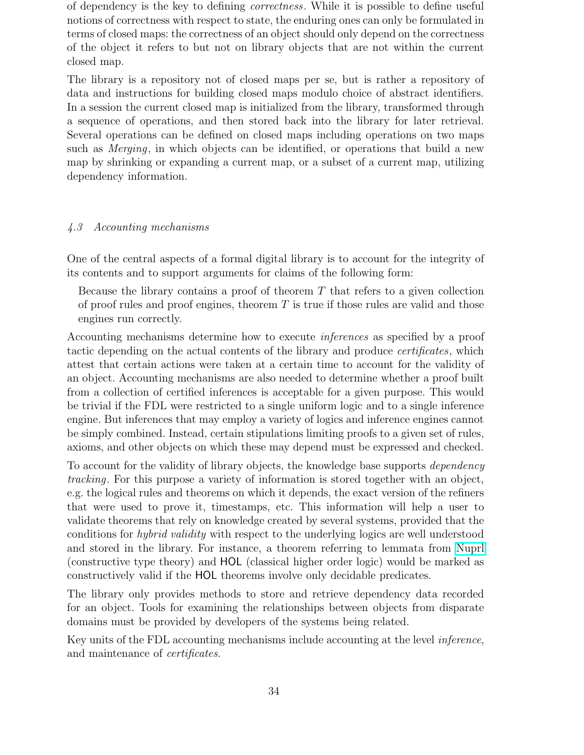of dependency is the key to defining *correctness*. While it is possible to define useful notions of correctness with respect to state, the enduring ones can only be formulated in terms of closed maps: the correctness of an object should only depend on the correctness of the object it refers to but not on library objects that are not within the current closed map.

The library is a repository not of closed maps per se, but is rather a repository of data and instructions for building closed maps modulo choice of abstract identifiers. In a session the current closed map is initialized from the library, transformed through a sequence of operations, and then stored back into the library for later retrieval. Several operations can be defined on closed maps including operations on two maps such as *Merging*, in which objects can be identified, or operations that build a new map by shrinking or expanding a current map, or a subset of a current map, utilizing dependency information.

### *4.3 Accounting mechanisms*

One of the central aspects of a formal digital library is to account for the integrity of its contents and to support arguments for claims of the following form:

> Because the library contains a proof of theorem $T$ that refers to a given collection of proof rules and proof engines, theorem $T$ is true if those rules are valid and those engines run correctly.

Accounting mechanisms determine how to execute *inferences* as specified by a proof tactic depending on the actual contents of the library and produce *certificates*, which attest that certain actions were taken at a certain time to account for the validity of an object. Accounting mechanisms are also needed to determine whether a proof built from a collection of certified inferences is acceptable for a given purpose. This would be trivial if the FDL were restricted to a single uniform logic and to a single inference engine. But inferences that may employ a variety of logics and inference engines cannot be simply combined. Instead, certain stipulations limiting proofs to a given set of rules, axioms, and other objects on which these may depend must be expressed and checked.

To account for the validity of library objects, the knowledge base supports *dependency tracking*. For this purpose a variety of information is stored together with an object, e.g. the logical rules and theorems on which it depends, the exact version of the refiners that were used to prove it, timestamps, etc. This information will help a user to validate theorems that rely on knowledge created by several systems, provided that the conditions for *hybrid validity* with respect to the underlying logics are well understood and stored in the library. For instance, a theorem referring to lemmata from Nuprl (constructive type theory) and HOL (classical higher order logic) would be marked as constructively valid if the HOL theorems involve only decidable predicates.

The library only provides methods to store and retrieve dependency data recorded for an object. Tools for examining the relationships between objects from disparate domains must be provided by developers of the systems being related.

Key units of the FDL accounting mechanisms include accounting at the level *inference*, and maintenance of *certificates*.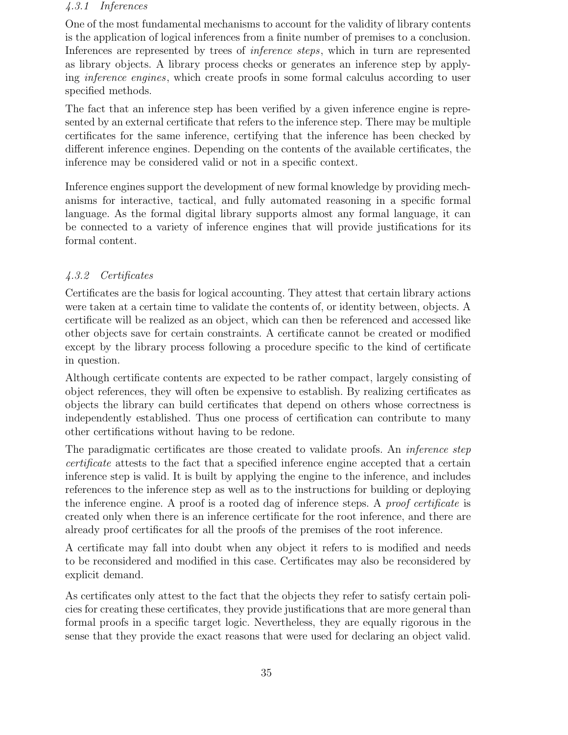### 4.3.1 *Inferences*

One of the most fundamental mechanisms to account for the validity of library contents is the application of logical inferences from a finite number of premises to a conclusion. Inferences are represented by trees of *inference steps*, which in turn are represented as library objects. A library process checks or generates an inference step by applying *inference engines*, which create proofs in some formal calculus according to user specified methods.

The fact that an inference step has been verified by a given inference engine is represented by an external certificate that refers to the inference step. There may be multiple certificates for the same inference, certifying that the inference has been checked by different inference engines. Depending on the contents of the available certificates, the inference may be considered valid or not in a specific context.

Inference engines support the development of new formal knowledge by providing mechanisms for interactive, tactical, and fully automated reasoning in a specific formal language. As the formal digital library supports almost any formal language, it can be connected to a variety of inference engines that will provide justifications for its formal content.

### 4.3.2 *Certificates*

Certificates are the basis for logical accounting. They attest that certain library actions were taken at a certain time to validate the contents of, or identity between, objects. A certificate will be realized as an object, which can then be referenced and accessed like other objects save for certain constraints. A certificate cannot be created or modified except by the library process following a procedure specific to the kind of certificate in question.

Although certificate contents are expected to be rather compact, largely consisting of object references, they will often be expensive to establish. By realizing certificates as objects the library can build certificates that depend on others whose correctness is independently established. Thus one process of certification can contribute to many other certifications without having to be redone.

The paradigmatic certificates are those created to validate proofs. An *inference step certificate* attests to the fact that a specified inference engine accepted that a certain inference step is valid. It is built by applying the engine to the inference, and includes references to the inference step as well as to the instructions for building or deploying the inference engine. A proof is a rooted dag of inference steps. A *proof certificate* is created only when there is an inference certificate for the root inference, and there are already proof certificates for all the proofs of the premises of the root inference.

A certificate may fall into doubt when any object it refers to is modified and needs to be reconsidered and modified in this case. Certificates may also be reconsidered by explicit demand.

As certificates only attest to the fact that the objects they refer to satisfy certain policies for creating these certificates, they provide justifications that are more general than formal proofs in a specific target logic. Nevertheless, they are equally rigorous in the sense that they provide the exact reasons that were used for declaring an object valid.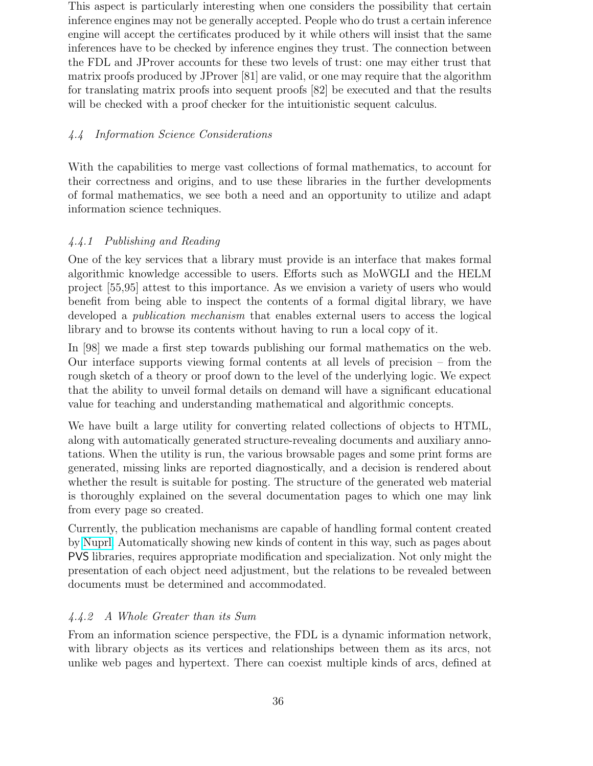This aspect is particularly interesting when one considers the possibility that certain inference engines may not be generally accepted. People who do trust a certain inference engine will accept the certificates produced by it while others will insist that the same inferences have to be checked by inference engines they trust. The connection between the FDL and JProver accounts for these two levels of trust: one may either trust that matrix proofs produced by JProver [81] are valid, or one may require that the algorithm for translating matrix proofs into sequent proofs [82] be executed and that the results will be checked with a proof checker for the intuitionistic sequent calculus.

### *4.4 Information Science Considerations*

With the capabilities to merge vast collections of formal mathematics, to account for their correctness and origins, and to use these libraries in the further developments of formal mathematics, we see both a need and an opportunity to utilize and adapt information science techniques.

#### *4.4.1 Publishing and Reading*

One of the key services that a library must provide is an interface that makes formal algorithmic knowledge accessible to users. Efforts such as MoWGLI and the HELM project [55,95] attest to this importance. As we envision a variety of users who would benefit from being able to inspect the contents of a formal digital library, we have developed a *publication mechanism* that enables external users to access the logical library and to browse its contents without having to run a local copy of it.

In [98] we made a first step towards publishing our formal mathematics on the web. Our interface supports viewing formal contents at all levels of precision – from the rough sketch of a theory or proof down to the level of the underlying logic. We expect that the ability to unveil formal details on demand will have a significant educational value for teaching and understanding mathematical and algorithmic concepts.

We have built a large utility for converting related collections of objects to HTML, along with automatically generated structure-revealing documents and auxiliary annotations. When the utility is run, the various browsable pages and some print forms are generated, missing links are reported diagnostically, and a decision is rendered about whether the result is suitable for posting. The structure of the generated web material is thoroughly explained on the several documentation pages to which one may link from every page so created.

Currently, the publication mechanisms are capable of handling formal content created by Nuprl. Automatically showing new kinds of content in this way, such as pages about PVS libraries, requires appropriate modification and specialization. Not only might the presentation of each object need adjustment, but the relations to be revealed between documents must be determined and accommodated.

#### *4.4.2 A Whole Greater than its Sum*

From an information science perspective, the FDL is a dynamic information network, with library objects as its vertices and relationships between them as its arcs, not unlike web pages and hypertext. There can coexist multiple kinds of arcs, defined at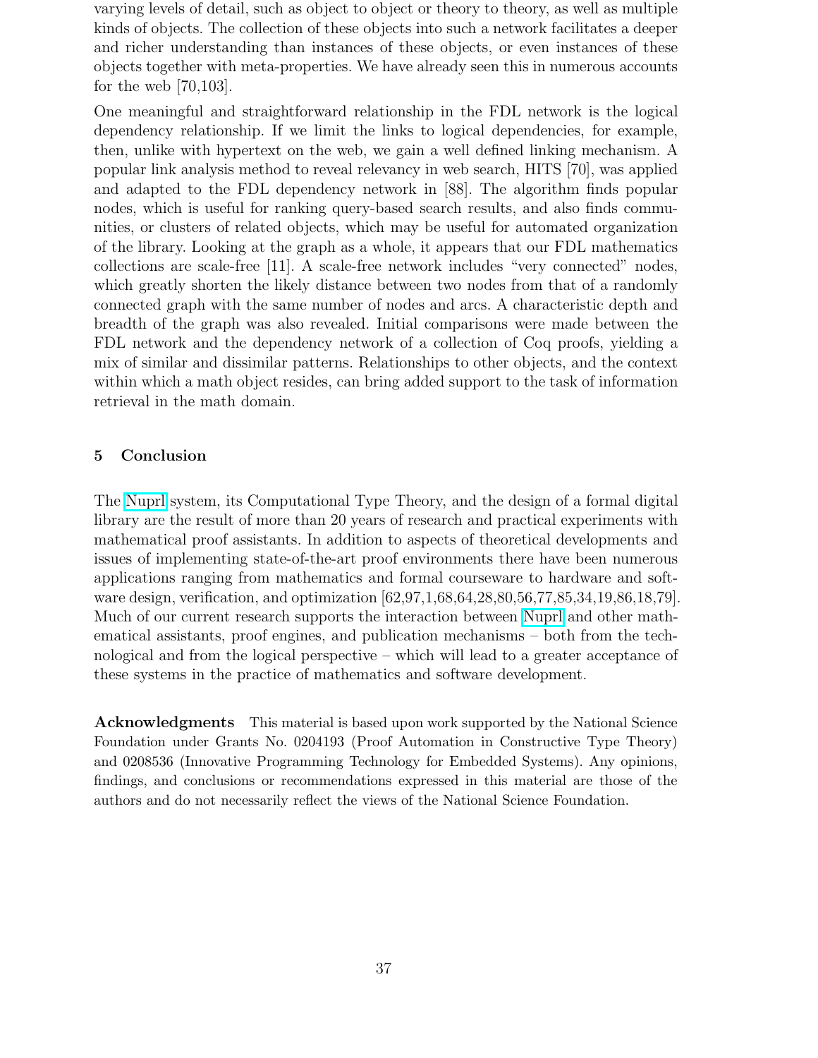varying levels of detail, such as object to object or theory to theory, as well as multiple kinds of objects. The collection of these objects into such a network facilitates a deeper and richer understanding than instances of these objects, or even instances of these objects together with meta-properties. We have already seen this in numerous accounts for the web [70,103].

One meaningful and straightforward relationship in the FDL network is the logical dependency relationship. If we limit the links to logical dependencies, for example, then, unlike with hypertext on the web, we gain a well defined linking mechanism. A popular link analysis method to reveal relevancy in web search, HITS [70], was applied and adapted to the FDL dependency network in [88]. The algorithm finds popular nodes, which is useful for ranking query-based search results, and also finds communities, or clusters of related objects, which may be useful for automated organization of the library. Looking at the graph as a whole, it appears that our FDL mathematics collections are scale-free [11]. A scale-free network includes "very connected" nodes, which greatly shorten the likely distance between two nodes from that of a randomly connected graph with the same number of nodes and arcs. A characteristic depth and breadth of the graph was also revealed. Initial comparisons were made between the FDL network and the dependency network of a collection of Coq proofs, yielding a mix of similar and dissimilar patterns. Relationships to other objects, and the context within which a math object resides, can bring added support to the task of information retrieval in the math domain.

## 5 Conclusion

The Nuprl system, its Computational Type Theory, and the design of a formal digital library are the result of more than 20 years of research and practical experiments with mathematical proof assistants. In addition to aspects of theoretical developments and issues of implementing state-of-the-art proof environments there have been numerous applications ranging from mathematics and formal courseware to hardware and software design, verification, and optimization [62,97,1,68,64,28,80,56,77,85,34,19,86,18,79]. Much of our current research supports the interaction between Nuprl and other mathematical assistants, proof engines, and publication mechanisms – both from the technological and from the logical perspective – which will lead to a greater acceptance of these systems in the practice of mathematics and software development.

**Acknowledgments** This material is based upon work supported by the National Science Foundation under Grants No. 0204193 (Proof Automation in Constructive Type Theory) and 0208536 (Innovative Programming Technology for Embedded Systems). Any opinions, findings, and conclusions or recommendations expressed in this material are those of the authors and do not necessarily reflect the views of the National Science Foundation.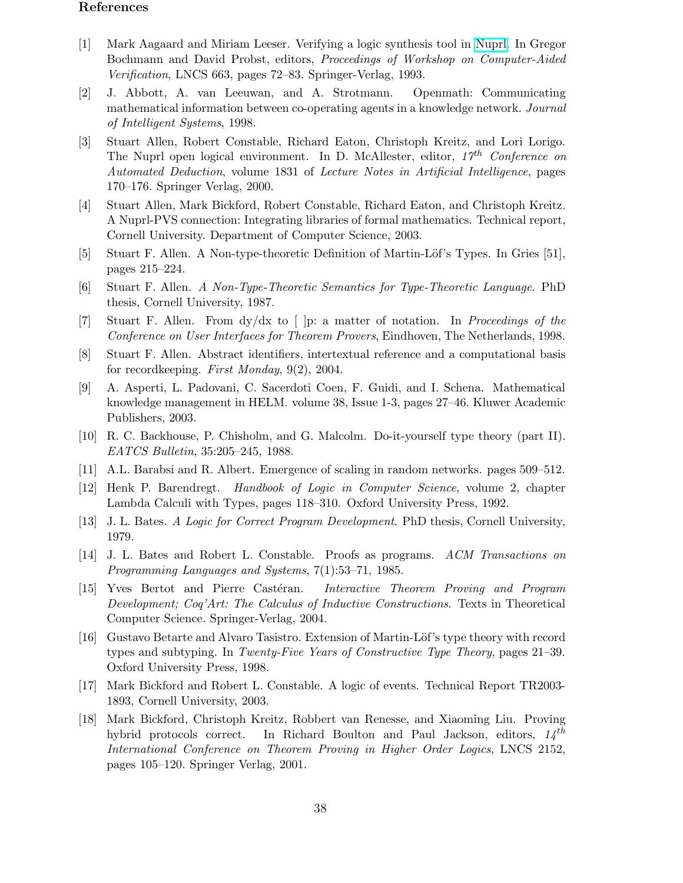## References

[1] Mark Aagaard and Miriam Leeser. Verifying a logic synthesis tool in Nuprl. In Gregor Bochmann and David Probst, editors, *Proceedings of Workshop on Computer-Aided Verification*, LNCS 663, pages 72–83. Springer-Verlag, 1993.

[2] J. Abbott, A. van Leeuwan, and A. Strotmann. Openmath: Communicating mathematical information between co-operating agents in a knowledge network. *Journal of Intelligent Systems*, 1998.

[3] Stuart Allen, Robert Constable, Richard Eaton, Christoph Kreitz, and Lori Lorigo. The Nuprl open logical environment. In D. McAllester, editor, *17th Conference on Automated Deduction*, volume 1831 of *Lecture Notes in Artificial Intelligence*, pages 170–176. Springer Verlag, 2000.

[4] Stuart Allen, Mark Bickford, Robert Constable, Richard Eaton, and Christoph Kreitz. A Nuprl-PVS connection: Integrating libraries of formal mathematics. Technical report, Cornell University. Department of Computer Science, 2003.

[5] Stuart F. Allen. A Non-type-theoretic Definition of Martin-Löf's Types. In Gries [51], pages 215–224.

[6] Stuart F. Allen. *A Non-Type-Theoretic Semantics for Type-Theoretic Language*. PhD thesis, Cornell University, 1987.

[7] Stuart F. Allen. From dy/dx to [ ]p: a matter of notation. In *Proceedings of the Conference on User Interfaces for Theorem Provers*, Eindhoven, The Netherlands, 1998.

[8] Stuart F. Allen. Abstract identifiers, intertextual reference and a computational basis for recordkeeping. *First Monday*, 9(2), 2004.

[9] A. Asperti, L. Padovani, C. Sacerdoti Coen, F. Guidi, and I. Schena. Mathematical knowledge management in HELM. volume 38, Issue 1-3, pages 27–46. Kluwer Academic Publishers, 2003.

[10] R. C. Backhouse, P. Chisholm, and G. Malcolm. Do-it-yourself type theory (part II). *EATCS Bulletin*, 35:205–245, 1988.

[11] A.L. Barabsi and R. Albert. Emergence of scaling in random networks. pages 509–512.

[12] Henk P. Barendregt. *Handbook of Logic in Computer Science*, volume 2, chapter Lambda Calculi with Types, pages 118–310. Oxford University Press, 1992.

[13] J. L. Bates. *A Logic for Correct Program Development*. PhD thesis, Cornell University, 1979.

[14] J. L. Bates and Robert L. Constable. Proofs as programs. *ACM Transactions on Programming Languages and Systems*, 7(1):53–71, 1985.

[15] Yves Bertot and Pierre Castéran. *Interactive Theorem Proving and Program Development; Coq'Art: The Calculus of Inductive Constructions*. Texts in Theoretical Computer Science. Springer-Verlag, 2004.

[16] Gustavo Betarte and Alvaro Tasistro. Extension of Martin-Löf's type theory with record types and subtyping. In *Twenty-Five Years of Constructive Type Theory*, pages 21–39. Oxford University Press, 1998.

[17] Mark Bickford and Robert L. Constable. A logic of events. Technical Report TR2003-1893, Cornell University, 2003.

[18] Mark Bickford, Christoph Kreitz, Robbert van Renesse, and Xiaoming Liu. Proving hybrid protocols correct. In Richard Boulton and Paul Jackson, editors, *14th International Conference on Theorem Proving in Higher Order Logics*, LNCS 2152, pages 105–120. Springer Verlag, 2001.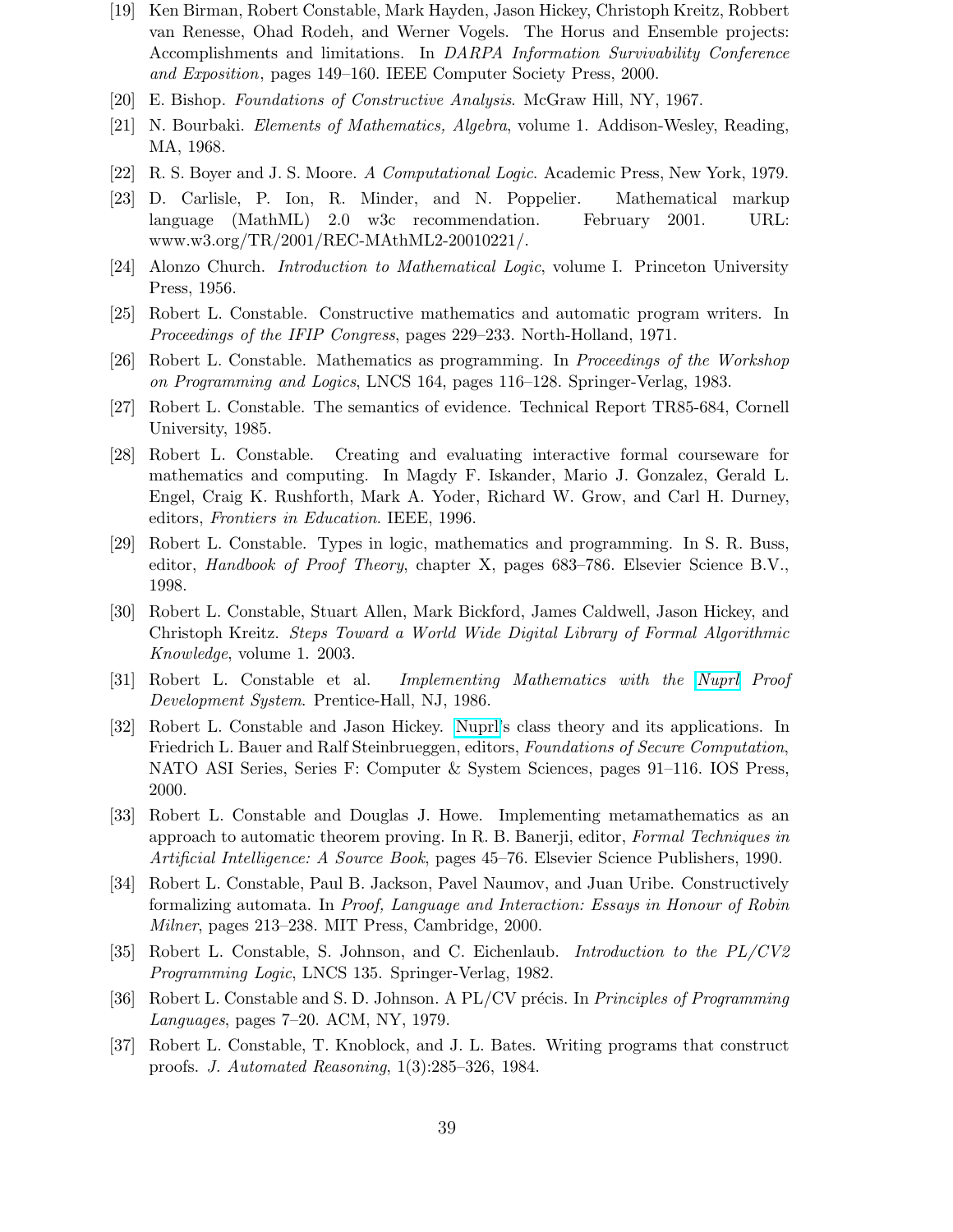[19] Ken Birman, Robert Constable, Mark Hayden, Jason Hickey, Christoph Kreitz, Robbert van Renesse, Ohad Rodeh, and Werner Vogels. The Horus and Ensemble projects: Accomplishments and limitations. In *DARPA Information Survivability Conference and Exposition*, pages 149–160. IEEE Computer Society Press, 2000.

[20] E. Bishop. *Foundations of Constructive Analysis*. McGraw Hill, NY, 1967.

[21] N. Bourbaki. *Elements of Mathematics, Algebra*, volume 1. Addison-Wesley, Reading, MA, 1968.

[22] R. S. Boyer and J. S. Moore. *A Computational Logic*. Academic Press, New York, 1979.

[23] D. Carlisle, P. Ion, R. Minder, and N. Poppelier. Mathematical markup language (MathML) 2.0 w3c recommendation. February 2001. URL: www.w3.org/TR/2001/REC-MAthML2-20010221/.

[24] Alonzo Church. *Introduction to Mathematical Logic*, volume I. Princeton University Press, 1956.

[25] Robert L. Constable. Constructive mathematics and automatic program writers. In *Proceedings of the IFIP Congress*, pages 229–233. North-Holland, 1971.

[26] Robert L. Constable. Mathematics as programming. In *Proceedings of the Workshop on Programming and Logics*, LNCS 164, pages 116–128. Springer-Verlag, 1983.

[27] Robert L. Constable. The semantics of evidence. Technical Report TR85-684, Cornell University, 1985.

[28] Robert L. Constable. Creating and evaluating interactive formal courseware for mathematics and computing. In Magdy F. Iskander, Mario J. Gonzalez, Gerald L. Engel, Craig K. Rushforth, Mark A. Yoder, Richard W. Grow, and Carl H. Durney, editors, *Frontiers in Education*. IEEE, 1996.

[29] Robert L. Constable. Types in logic, mathematics and programming. In S. R. Buss, editor, *Handbook of Proof Theory*, chapter X, pages 683–786. Elsevier Science B.V., 1998.

[30] Robert L. Constable, Stuart Allen, Mark Bickford, James Caldwell, Jason Hickey, and Christoph Kreitz. *Steps Toward a World Wide Digital Library of Formal Algorithmic Knowledge*, volume 1. 2003.

[31] Robert L. Constable et al. *Implementing Mathematics with the Nuprl Proof Development System*. Prentice-Hall, NJ, 1986.

[32] Robert L. Constable and Jason Hickey. Nuprl's class theory and its applications. In Friedrich L. Bauer and Ralf Steinbrueggen, editors, *Foundations of Secure Computation*, NATO ASI Series, Series F: Computer & System Sciences, pages 91–116. IOS Press, 2000.

[33] Robert L. Constable and Douglas J. Howe. Implementing metamathematics as an approach to automatic theorem proving. In R. B. Banerji, editor, *Formal Techniques in Artificial Intelligence: A Source Book*, pages 45–76. Elsevier Science Publishers, 1990.

[34] Robert L. Constable, Paul B. Jackson, Pavel Naumov, and Juan Uribe. Constructively formalizing automata. In *Proof, Language and Interaction: Essays in Honour of Robin Milner*, pages 213–238. MIT Press, Cambridge, 2000.

[35] Robert L. Constable, S. Johnson, and C. Eichenlaub. *Introduction to the PL/CV2 Programming Logic*, LNCS 135. Springer-Verlag, 1982.

[36] Robert L. Constable and S. D. Johnson. A PL/CV précis. In *Principles of Programming Languages*, pages 7–20. ACM, NY, 1979.

[37] Robert L. Constable, T. Knoblock, and J. L. Bates. Writing programs that construct proofs. *J. Automated Reasoning*, 1(3):285–326, 1984.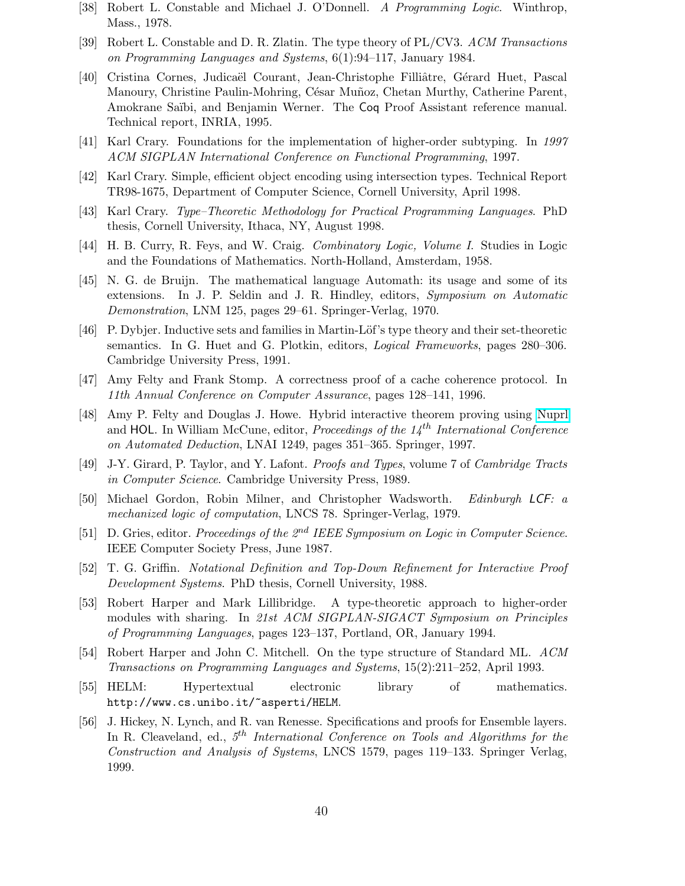[38] Robert L. Constable and Michael J. O'Donnell. *A Programming Logic*. Winthrop, Mass., 1978.

[39] Robert L. Constable and D. R. Zlatin. The type theory of PL/CV3. *ACM Transactions on Programming Languages and Systems*, 6(1):94–117, January 1984.

[40] Cristina Cornes, Judicaël Courant, Jean-Christophe Filliâtre, Gérard Huet, Pascal Manoury, Christine Paulin-Mohring, César Muñoz, Chetan Murthy, Catherine Parent, Amokrane Saïbi, and Benjamin Werner. The Coq Proof Assistant reference manual. Technical report, INRIA, 1995.

[41] Karl Crary. Foundations for the implementation of higher-order subtyping. In *1997 ACM SIGPLAN International Conference on Functional Programming*, 1997.

[42] Karl Crary. Simple, efficient object encoding using intersection types. Technical Report TR98-1675, Department of Computer Science, Cornell University, April 1998.

[43] Karl Crary. *Type–Theoretic Methodology for Practical Programming Languages*. PhD thesis, Cornell University, Ithaca, NY, August 1998.

[44] H. B. Curry, R. Feys, and W. Craig. *Combinatory Logic, Volume I*. Studies in Logic and the Foundations of Mathematics. North-Holland, Amsterdam, 1958.

[45] N. G. de Bruijn. The mathematical language Automath: its usage and some of its extensions. In J. P. Seldin and J. R. Hindley, editors, *Symposium on Automatic Demonstration*, LNM 125, pages 29–61. Springer-Verlag, 1970.

[46] P. Dybjer. Inductive sets and families in Martin-Löf's type theory and their set-theoretic semantics. In G. Huet and G. Plotkin, editors, *Logical Frameworks*, pages 280–306. Cambridge University Press, 1991.

[47] Amy Felty and Frank Stomp. A correctness proof of a cache coherence protocol. In *11th Annual Conference on Computer Assurance*, pages 128–141, 1996.

[48] Amy P. Felty and Douglas J. Howe. Hybrid interactive theorem proving using Nuprl and HOL. In William McCune, editor, *Proceedings of the 14th International Conference on Automated Deduction*, LNAI 1249, pages 351–365. Springer, 1997.

[49] J-Y. Girard, P. Taylor, and Y. Lafont. *Proofs and Types*, volume 7 of *Cambridge Tracts in Computer Science*. Cambridge University Press, 1989.

[50] Michael Gordon, Robin Milner, and Christopher Wadsworth. *Edinburgh LCF: a mechanized logic of computation*, LNCS 78. Springer-Verlag, 1979.

[51] D. Gries, editor. *Proceedings of the 2nd IEEE Symposium on Logic in Computer Science*. IEEE Computer Society Press, June 1987.

[52] T. G. Griffin. *Notational Definition and Top-Down Refinement for Interactive Proof Development Systems*. PhD thesis, Cornell University, 1988.

[53] Robert Harper and Mark Lillibridge. A type-theoretic approach to higher-order modules with sharing. In *21st ACM SIGPLAN-SIGACT Symposium on Principles of Programming Languages*, pages 123–137, Portland, OR, January 1994.

[54] Robert Harper and John C. Mitchell. On the type structure of Standard ML. *ACM Transactions on Programming Languages and Systems*, 15(2):211–252, April 1993.

[55] HELM: Hypertextual electronic library of mathematics. http://www.cs.unibo.it/~asperti/HELM.

[56] J. Hickey, N. Lynch, and R. van Renesse. Specifications and proofs for Ensemble layers. In R. Cleaveland, ed., *5th International Conference on Tools and Algorithms for the Construction and Analysis of Systems*, LNCS 1579, pages 119–133. Springer Verlag, 1999.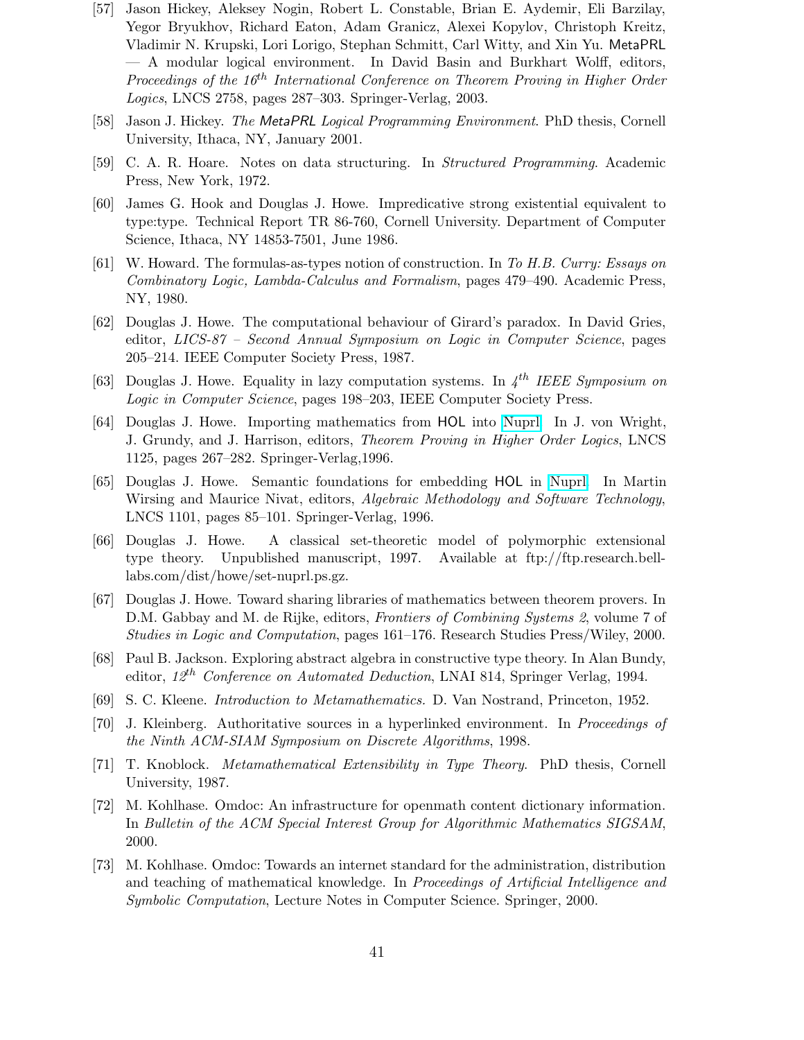[57] Jason Hickey, Aleksey Nogin, Robert L. Constable, Brian E. Aydemir, Eli Barzilay, Yegor Bryukhov, Richard Eaton, Adam Granicz, Alexei Kopylov, Christoph Kreitz, Vladimir N. Krupski, Lori Lorigo, Stephan Schmitt, Carl Witty, and Xin Yu. MetaPRL — A modular logical environment. In David Basin and Burkhart Wolff, editors, *Proceedings of the 16th International Conference on Theorem Proving in Higher Order Logics*, LNCS 2758, pages 287–303. Springer-Verlag, 2003.

[58] Jason J. Hickey. *The MetaPRL Logical Programming Environment*. PhD thesis, Cornell University, Ithaca, NY, January 2001.

[59] C. A. R. Hoare. Notes on data structuring. In *Structured Programming*. Academic Press, New York, 1972.

[60] James G. Hook and Douglas J. Howe. Impredicative strong existential equivalent to type:type. Technical Report TR 86-760, Cornell University. Department of Computer Science, Ithaca, NY 14853-7501, June 1986.

[61] W. Howard. The formulas-as-types notion of construction. In *To H.B. Curry: Essays on Combinatory Logic, Lambda-Calculus and Formalism*, pages 479–490. Academic Press, NY, 1980.

[62] Douglas J. Howe. The computational behaviour of Girard's paradox. In David Gries, editor, *LICS-87 – Second Annual Symposium on Logic in Computer Science*, pages 205–214. IEEE Computer Society Press, 1987.

[63] Douglas J. Howe. Equality in lazy computation systems. In *4th IEEE Symposium on Logic in Computer Science*, pages 198–203, IEEE Computer Society Press.

[64] Douglas J. Howe. Importing mathematics from HOL into Nuprl. In J. von Wright, J. Grundy, and J. Harrison, editors, *Theorem Proving in Higher Order Logics*, LNCS 1125, pages 267–282. Springer-Verlag,1996.

[65] Douglas J. Howe. Semantic foundations for embedding HOL in Nuprl. In Martin Wirsing and Maurice Nivat, editors, *Algebraic Methodology and Software Technology*, LNCS 1101, pages 85–101. Springer-Verlag, 1996.

[66] Douglas J. Howe. A classical set-theoretic model of polymorphic extensional type theory. Unpublished manuscript, 1997. Available at ftp://ftp.research.bell-labs.com/dist/howe/set-nuprl.ps.gz.

[67] Douglas J. Howe. Toward sharing libraries of mathematics between theorem provers. In D.M. Gabbay and M. de Rijke, editors, *Frontiers of Combining Systems 2*, volume 7 of *Studies in Logic and Computation*, pages 161–176. Research Studies Press/Wiley, 2000.

[68] Paul B. Jackson. Exploring abstract algebra in constructive type theory. In Alan Bundy, editor, *12th Conference on Automated Deduction*, LNAI 814, Springer Verlag, 1994.

[69] S. C. Kleene. *Introduction to Metamathematics.* D. Van Nostrand, Princeton, 1952.

[70] J. Kleinberg. Authoritative sources in a hyperlinked environment. In *Proceedings of the Ninth ACM-SIAM Symposium on Discrete Algorithms*, 1998.

[71] T. Knoblock. *Metamathematical Extensibility in Type Theory.* PhD thesis, Cornell University, 1987.

[72] M. Kohlhase. Omdoc: An infrastructure for openmath content dictionary information. In *Bulletin of the ACM Special Interest Group for Algorithmic Mathematics SIGSAM*, 2000.

[73] M. Kohlhase. Omdoc: Towards an internet standard for the administration, distribution and teaching of mathematical knowledge. In *Proceedings of Artificial Intelligence and Symbolic Computation*, Lecture Notes in Computer Science. Springer, 2000.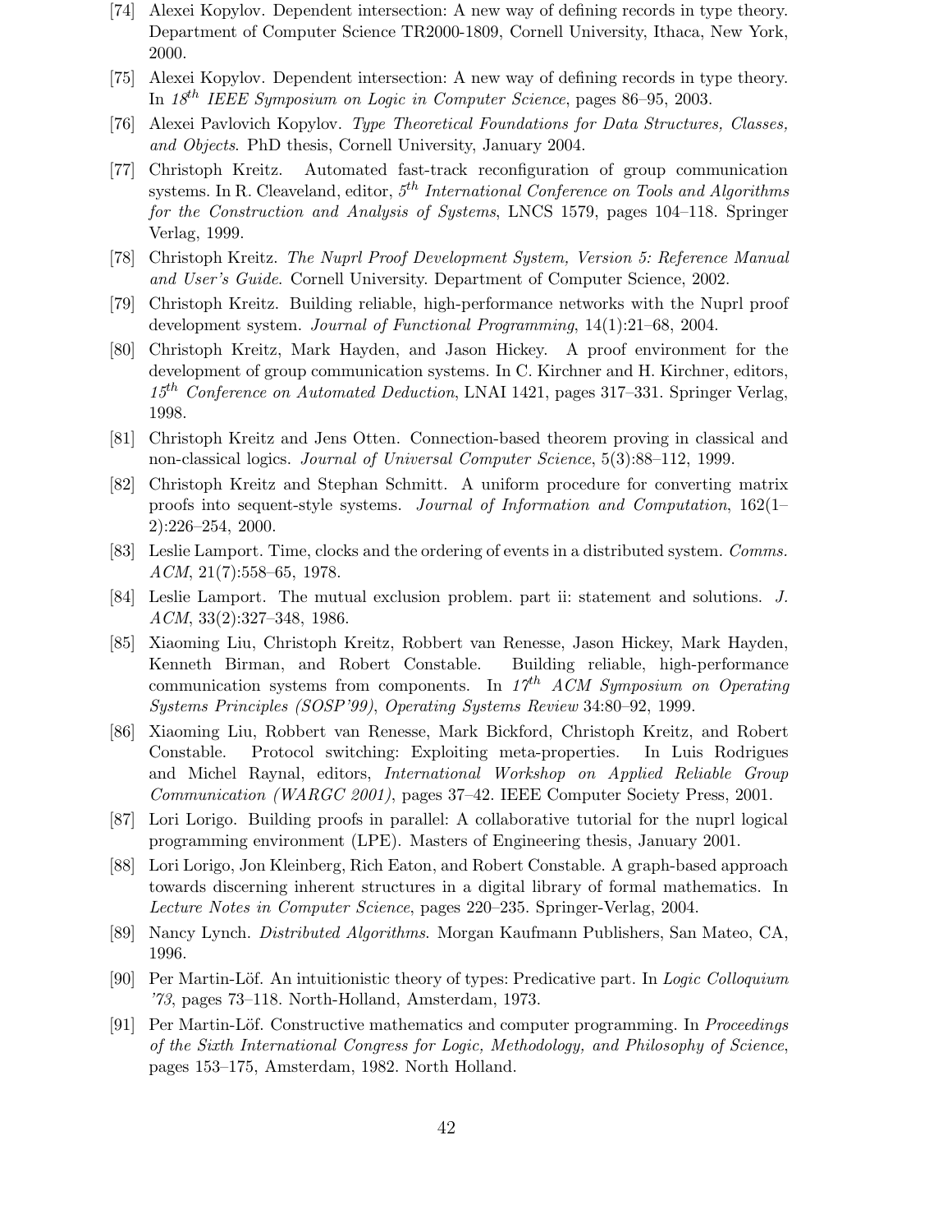[74] Alexei Kopylov. Dependent intersection: A new way of defining records in type theory. Department of Computer Science TR2000-1809, Cornell University, Ithaca, New York, 2000.

[75] Alexei Kopylov. Dependent intersection: A new way of defining records in type theory. In *18$^{th}$ IEEE Symposium on Logic in Computer Science*, pages 86–95, 2003.

[76] Alexei Pavlovich Kopylov. *Type Theoretical Foundations for Data Structures, Classes, and Objects*. PhD thesis, Cornell University, January 2004.

[77] Christoph Kreitz. Automated fast-track reconfiguration of group communication systems. In R. Cleaveland, editor, *5$^{th}$ International Conference on Tools and Algorithms for the Construction and Analysis of Systems*, LNCS 1579, pages 104–118. Springer Verlag, 1999.

[78] Christoph Kreitz. *The Nuprl Proof Development System, Version 5: Reference Manual and User's Guide*. Cornell University. Department of Computer Science, 2002.

[79] Christoph Kreitz. Building reliable, high-performance networks with the Nuprl proof development system. *Journal of Functional Programming*, 14(1):21–68, 2004.

[80] Christoph Kreitz, Mark Hayden, and Jason Hickey. A proof environment for the development of group communication systems. In C. Kirchner and H. Kirchner, editors, *15$^{th}$ Conference on Automated Deduction*, LNAI 1421, pages 317–331. Springer Verlag, 1998.

[81] Christoph Kreitz and Jens Otten. Connection-based theorem proving in classical and non-classical logics. *Journal of Universal Computer Science*, 5(3):88–112, 1999.

[82] Christoph Kreitz and Stephan Schmitt. A uniform procedure for converting matrix proofs into sequent-style systems. *Journal of Information and Computation*, 162(1–2):226–254, 2000.

[83] Leslie Lamport. Time, clocks and the ordering of events in a distributed system. *Comms. ACM*, 21(7):558–65, 1978.

[84] Leslie Lamport. The mutual exclusion problem. part ii: statement and solutions. *J. ACM*, 33(2):327–348, 1986.

[85] Xiaoming Liu, Christoph Kreitz, Robbert van Renesse, Jason Hickey, Mark Hayden, Kenneth Birman, and Robert Constable. Building reliable, high-performance communication systems from components. In *17$^{th}$ ACM Symposium on Operating Systems Principles (SOSP'99)*, *Operating Systems Review* 34:80–92, 1999.

[86] Xiaoming Liu, Robbert van Renesse, Mark Bickford, Christoph Kreitz, and Robert Constable. Protocol switching: Exploiting meta-properties. In Luis Rodrigues and Michel Raynal, editors, *International Workshop on Applied Reliable Group Communication (WARGC 2001)*, pages 37–42. IEEE Computer Society Press, 2001.

[87] Lori Lorigo. Building proofs in parallel: A collaborative tutorial for the nuprl logical programming environment (LPE). Masters of Engineering thesis, January 2001.

[88] Lori Lorigo, Jon Kleinberg, Rich Eaton, and Robert Constable. A graph-based approach towards discerning inherent structures in a digital library of formal mathematics. In *Lecture Notes in Computer Science*, pages 220–235. Springer-Verlag, 2004.

[89] Nancy Lynch. *Distributed Algorithms*. Morgan Kaufmann Publishers, San Mateo, CA, 1996.

[90] Per Martin-Löf. An intuitionistic theory of types: Predicative part. In *Logic Colloquium '73*, pages 73–118. North-Holland, Amsterdam, 1973.

[91] Per Martin-Löf. Constructive mathematics and computer programming. In *Proceedings of the Sixth International Congress for Logic, Methodology, and Philosophy of Science*, pages 153–175, Amsterdam, 1982. North Holland.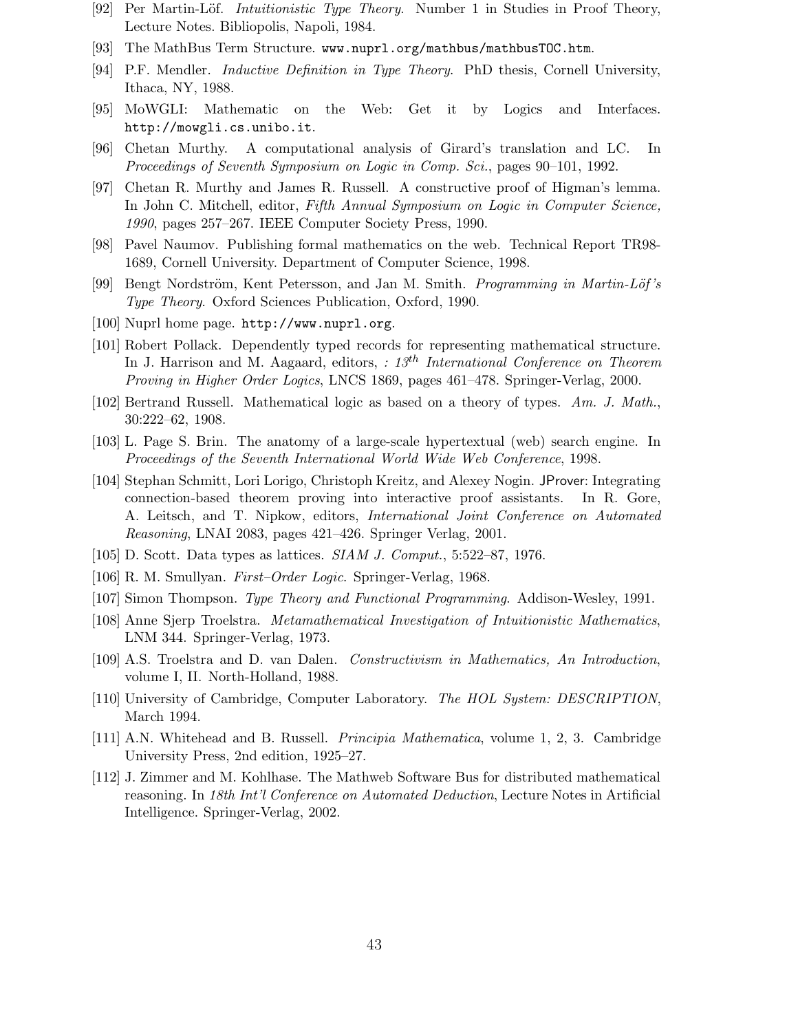[92] Per Martin-Löf. *Intuitionistic Type Theory*. Number 1 in Studies in Proof Theory, Lecture Notes. Bibliopolis, Napoli, 1984.

[93] The MathBus Term Structure. www.nuprl.org/mathbus/mathbusTOC.htm.

[94] P.F. Mendler. *Inductive Definition in Type Theory*. PhD thesis, Cornell University, Ithaca, NY, 1988.

[95] MoWGLI: Mathematic on the Web: Get it by Logics and Interfaces. http://mowgli.cs.unibo.it.

[96] Chetan Murthy. A computational analysis of Girard's translation and LC. In *Proceedings of Seventh Symposium on Logic in Comp. Sci.*, pages 90–101, 1992.

[97] Chetan R. Murthy and James R. Russell. A constructive proof of Higman's lemma. In John C. Mitchell, editor, *Fifth Annual Symposium on Logic in Computer Science, 1990*, pages 257–267. IEEE Computer Society Press, 1990.

[98] Pavel Naumov. Publishing formal mathematics on the web. Technical Report TR98-1689, Cornell University. Department of Computer Science, 1998.

[99] Bengt Nordström, Kent Petersson, and Jan M. Smith. *Programming in Martin-Löf's Type Theory*. Oxford Sciences Publication, Oxford, 1990.

[100] Nuprl home page. http://www.nuprl.org.

[101] Robert Pollack. Dependently typed records for representing mathematical structure. In J. Harrison and M. Aagaard, editors, *: $13^{th}$ International Conference on Theorem Proving in Higher Order Logics*, LNCS 1869, pages 461–478. Springer-Verlag, 2000.

[102] Bertrand Russell. Mathematical logic as based on a theory of types. *Am. J. Math.*, 30:222–62, 1908.

[103] L. Page S. Brin. The anatomy of a large-scale hypertextual (web) search engine. In *Proceedings of the Seventh International World Wide Web Conference*, 1998.

[104] Stephan Schmitt, Lori Lorigo, Christoph Kreitz, and Alexey Nogin. JProver: Integrating connection-based theorem proving into interactive proof assistants. In R. Gore, A. Leitsch, and T. Nipkow, editors, *International Joint Conference on Automated Reasoning*, LNAI 2083, pages 421–426. Springer Verlag, 2001.

[105] D. Scott. Data types as lattices. *SIAM J. Comput.*, 5:522–87, 1976.

[106] R. M. Smullyan. *First–Order Logic*. Springer-Verlag, 1968.

[107] Simon Thompson. *Type Theory and Functional Programming*. Addison-Wesley, 1991.

[108] Anne Sjerp Troelstra. *Metamathematical Investigation of Intuitionistic Mathematics*, LNM 344. Springer-Verlag, 1973.

[109] A.S. Troelstra and D. van Dalen. *Constructivism in Mathematics, An Introduction*, volume I, II. North-Holland, 1988.

[110] University of Cambridge, Computer Laboratory. *The HOL System: DESCRIPTION*, March 1994.

[111] A.N. Whitehead and B. Russell. *Principia Mathematica*, volume 1, 2, 3. Cambridge University Press, 2nd edition, 1925–27.

[112] J. Zimmer and M. Kohlhase. The Mathweb Software Bus for distributed mathematical reasoning. In *18th Int'l Conference on Automated Deduction*, Lecture Notes in Artificial Intelligence. Springer-Verlag, 2002.